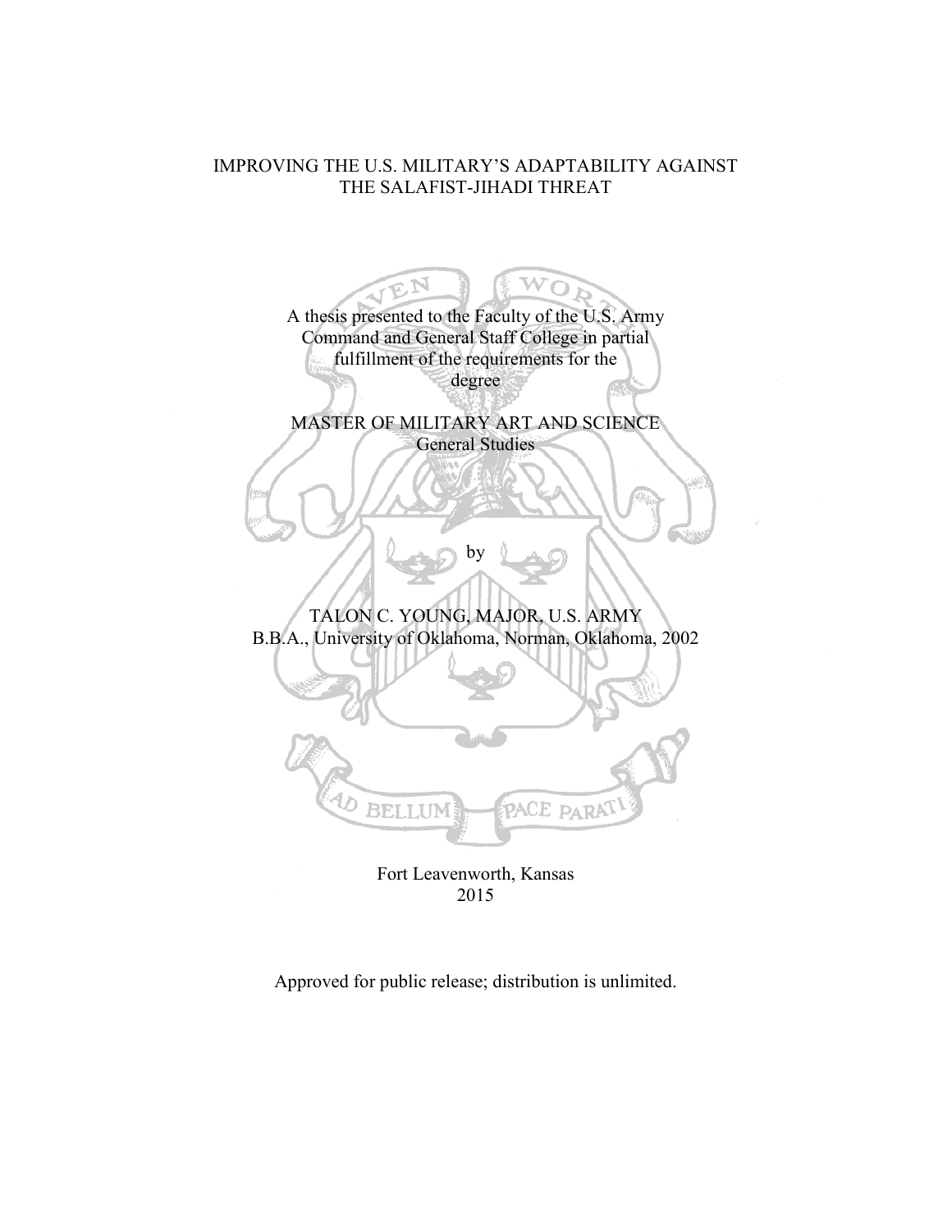# IMPROVING THE U.S. MILITARY'S ADAPTABILITY AGAINST THE SALAFIST-JIHADI THREAT

A thesis presented to the Faculty of the U.S. Army Command and General Staff College in partial fulfillment of the requirements for the degree

MASTER OF MILITARY ART AND SCIENCE
General Studies

by

TALON C. YOUNG, MAJOR, U.S. ARMY
B.B.A., University of Oklahoma, Norman, Oklahoma, 2002

Fort Leavenworth, Kansas
2015

Approved for public release; distribution is unlimited.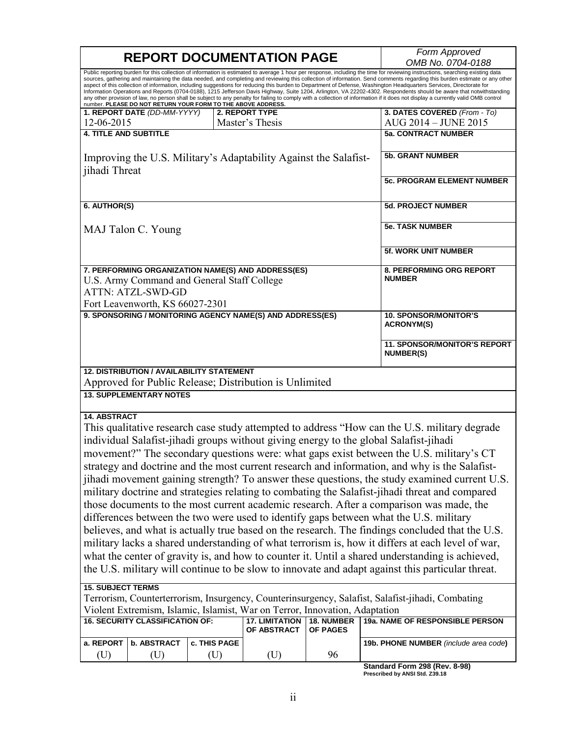# REPORT DOCUMENTATION PAGE

*Form Approved*
*OMB No. 0704-0188*

Public reporting burden for this collection of information is estimated to average 1 hour per response, including the time for reviewing instructions, searching existing data sources, gathering and maintaining the data needed, and completing and reviewing this collection of information. Send comments regarding this burden estimate or any other aspect of this collection of information, including suggestions for reducing this burden to Department of Defense, Washington Headquarters Services, Directorate for Information Operations and Reports (0704-0188), 1215 Jefferson Davis Highway, Suite 1204, Arlington, VA 22202-4302. Respondents should be aware that notwithstanding any other provision of law, no person shall be subject to any penalty for failing to comply with a collection of information if it does not display a currently valid OMB control number. **PLEASE DO NOT RETURN YOUR FORM TO THE ABOVE ADDRESS.**

| **1. REPORT DATE** *(DD-MM-YYYY)* | **2. REPORT TYPE** | **3. DATES COVERED** *(From - To)* |
|---|---|---|
| 12-06-2015 | Master's Thesis | AUG 2014 – JUNE 2015 |

**4. TITLE AND SUBTITLE**

Improving the U.S. Military's Adaptability Against the Salafist-jihadi Threat

**5a. CONTRACT NUMBER**

**5b. GRANT NUMBER**

**5c. PROGRAM ELEMENT NUMBER**

**6. AUTHOR(S)**

MAJ Talon C. Young

**5d. PROJECT NUMBER**

**5e. TASK NUMBER**

**5f. WORK UNIT NUMBER**

**7. PERFORMING ORGANIZATION NAME(S) AND ADDRESS(ES)**

U.S. Army Command and General Staff College
ATTN: ATZL-SWD-GD
Fort Leavenworth, KS 66027-2301

**8. PERFORMING ORG REPORT NUMBER**

**9. SPONSORING / MONITORING AGENCY NAME(S) AND ADDRESS(ES)**

**10. SPONSOR/MONITOR'S ACRONYM(S)**

**11. SPONSOR/MONITOR'S REPORT NUMBER(S)**

**12. DISTRIBUTION / AVAILABILITY STATEMENT**

Approved for Public Release; Distribution is Unlimited

**13. SUPPLEMENTARY NOTES**

**14. ABSTRACT**

This qualitative research case study attempted to address "How can the U.S. military degrade individual Salafist-jihadi groups without giving energy to the global Salafist-jihadi movement?" The secondary questions were: what gaps exist between the U.S. military's CT strategy and doctrine and the most current research and information, and why is the Salafist-jihadi movement gaining strength? To answer these questions, the study examined current U.S. military doctrine and strategies relating to combating the Salafist-jihadi threat and compared those documents to the most current academic research. After a comparison was made, the differences between the two were used to identify gaps between what the U.S. military believes, and what is actually true based on the research. The findings concluded that the U.S. military lacks a shared understanding of what terrorism is, how it differs at each level of war, what the center of gravity is, and how to counter it. Until a shared understanding is achieved, the U.S. military will continue to be slow to innovate and adapt against this particular threat.

**15. SUBJECT TERMS**

Terrorism, Counterterrorism, Insurgency, Counterinsurgency, Salafist, Salafist-jihadi, Combating Violent Extremism, Islamic, Islamist, War on Terror, Innovation, Adaptation

| **16. SECURITY CLASSIFICATION OF:** | | | **17. LIMITATION OF ABSTRACT** | **18. NUMBER OF PAGES** | **19a. NAME OF RESPONSIBLE PERSON** |
|---|---|---|---|---|---|
| **a. REPORT** | **b. ABSTRACT** | **c. THIS PAGE** | | | **19b. PHONE NUMBER** *(include area code)* |
| (U) | (U) | (U) | (U) | 96 | |

**Standard Form 298 (Rev. 8-98)**
**Prescribed by ANSI Std. Z39.18**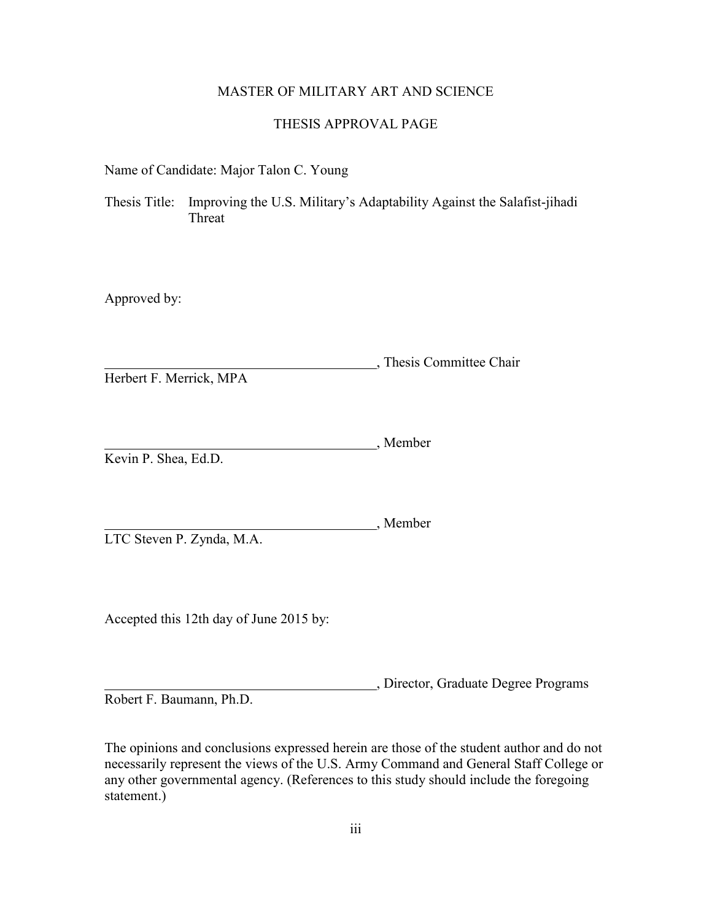MASTER OF MILITARY ART AND SCIENCE

THESIS APPROVAL PAGE

Name of Candidate: Major Talon C. Young

Thesis Title: Improving the U.S. Military's Adaptability Against the Salafist-jihadi Threat

Approved by:

\_\_\_\_\_\_\_\_\_\_\_\_\_\_\_\_\_\_\_\_\_\_\_\_\_\_\_\_\_\_\_\_\_\_\_\_\_\_\_\_, Thesis Committee Chair
Herbert F. Merrick, MPA

\_\_\_\_\_\_\_\_\_\_\_\_\_\_\_\_\_\_\_\_\_\_\_\_\_\_\_\_\_\_\_\_\_\_\_\_\_\_\_\_, Member
Kevin P. Shea, Ed.D.

\_\_\_\_\_\_\_\_\_\_\_\_\_\_\_\_\_\_\_\_\_\_\_\_\_\_\_\_\_\_\_\_\_\_\_\_\_\_\_\_, Member
LTC Steven P. Zynda, M.A.

Accepted this 12th day of June 2015 by:

\_\_\_\_\_\_\_\_\_\_\_\_\_\_\_\_\_\_\_\_\_\_\_\_\_\_\_\_\_\_\_\_\_\_\_\_\_\_\_\_, Director, Graduate Degree Programs
Robert F. Baumann, Ph.D.

The opinions and conclusions expressed herein are those of the student author and do not necessarily represent the views of the U.S. Army Command and General Staff College or any other governmental agency. (References to this study should include the foregoing statement.)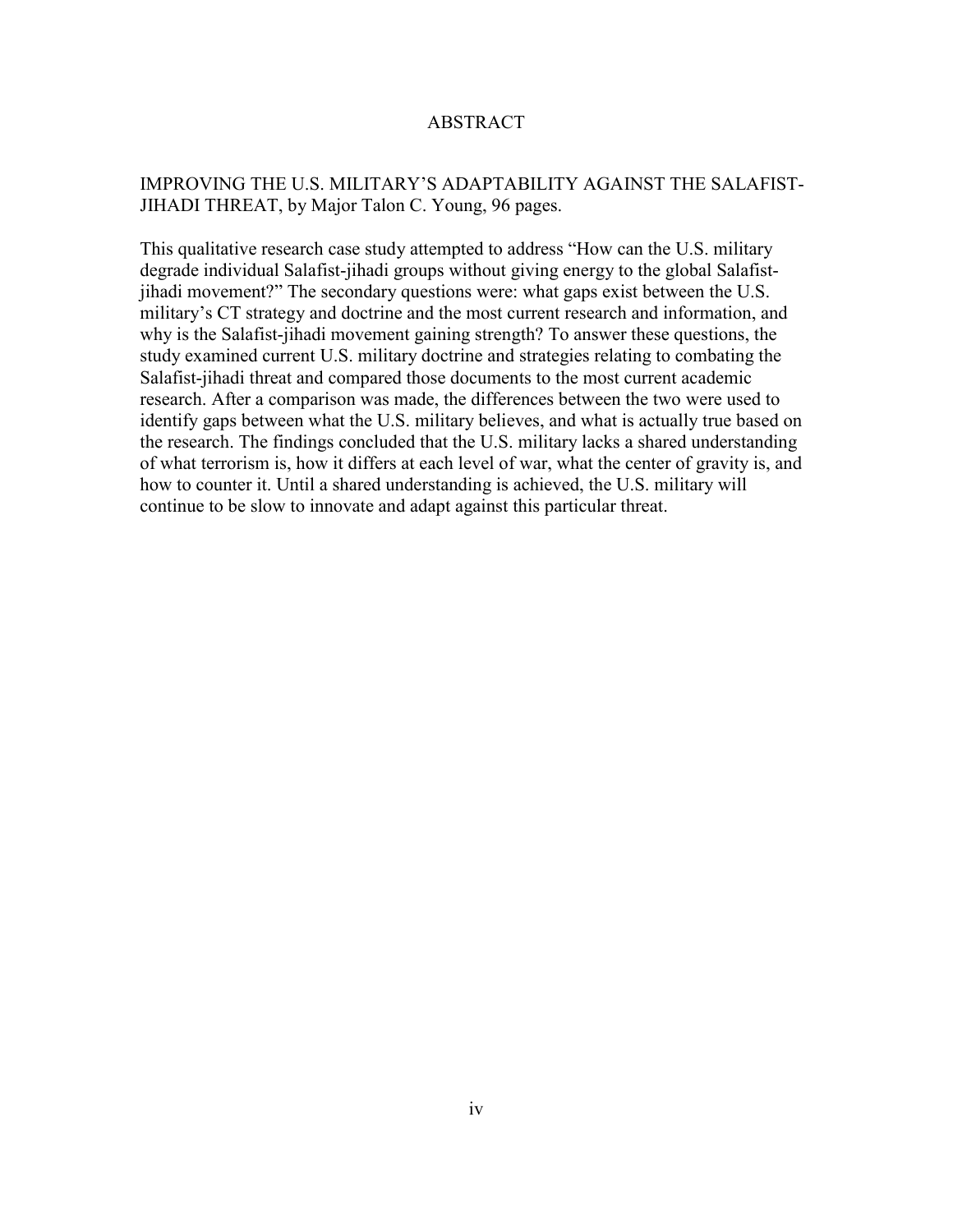# ABSTRACT

IMPROVING THE U.S. MILITARY'S ADAPTABILITY AGAINST THE SALAFIST-JIHADI THREAT, by Major Talon C. Young, 96 pages.

This qualitative research case study attempted to address "How can the U.S. military degrade individual Salafist-jihadi groups without giving energy to the global Salafist-jihadi movement?" The secondary questions were: what gaps exist between the U.S. military's CT strategy and doctrine and the most current research and information, and why is the Salafist-jihadi movement gaining strength? To answer these questions, the study examined current U.S. military doctrine and strategies relating to combating the Salafist-jihadi threat and compared those documents to the most current academic research. After a comparison was made, the differences between the two were used to identify gaps between what the U.S. military believes, and what is actually true based on the research. The findings concluded that the U.S. military lacks a shared understanding of what terrorism is, how it differs at each level of war, what the center of gravity is, and how to counter it. Until a shared understanding is achieved, the U.S. military will continue to be slow to innovate and adapt against this particular threat.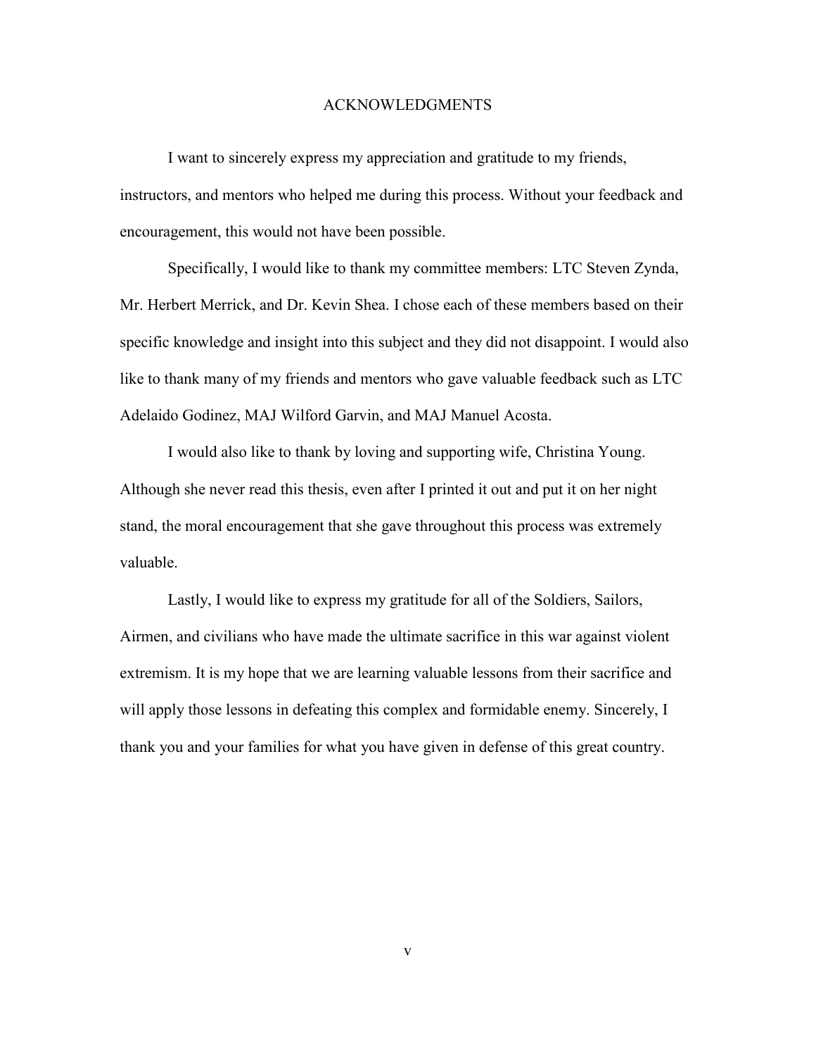# ACKNOWLEDGMENTS

I want to sincerely express my appreciation and gratitude to my friends, instructors, and mentors who helped me during this process. Without your feedback and encouragement, this would not have been possible.

Specifically, I would like to thank my committee members: LTC Steven Zynda, Mr. Herbert Merrick, and Dr. Kevin Shea. I chose each of these members based on their specific knowledge and insight into this subject and they did not disappoint. I would also like to thank many of my friends and mentors who gave valuable feedback such as LTC Adelaido Godinez, MAJ Wilford Garvin, and MAJ Manuel Acosta.

I would also like to thank by loving and supporting wife, Christina Young. Although she never read this thesis, even after I printed it out and put it on her night stand, the moral encouragement that she gave throughout this process was extremely valuable.

Lastly, I would like to express my gratitude for all of the Soldiers, Sailors, Airmen, and civilians who have made the ultimate sacrifice in this war against violent extremism. It is my hope that we are learning valuable lessons from their sacrifice and will apply those lessons in defeating this complex and formidable enemy. Sincerely, I thank you and your families for what you have given in defense of this great country.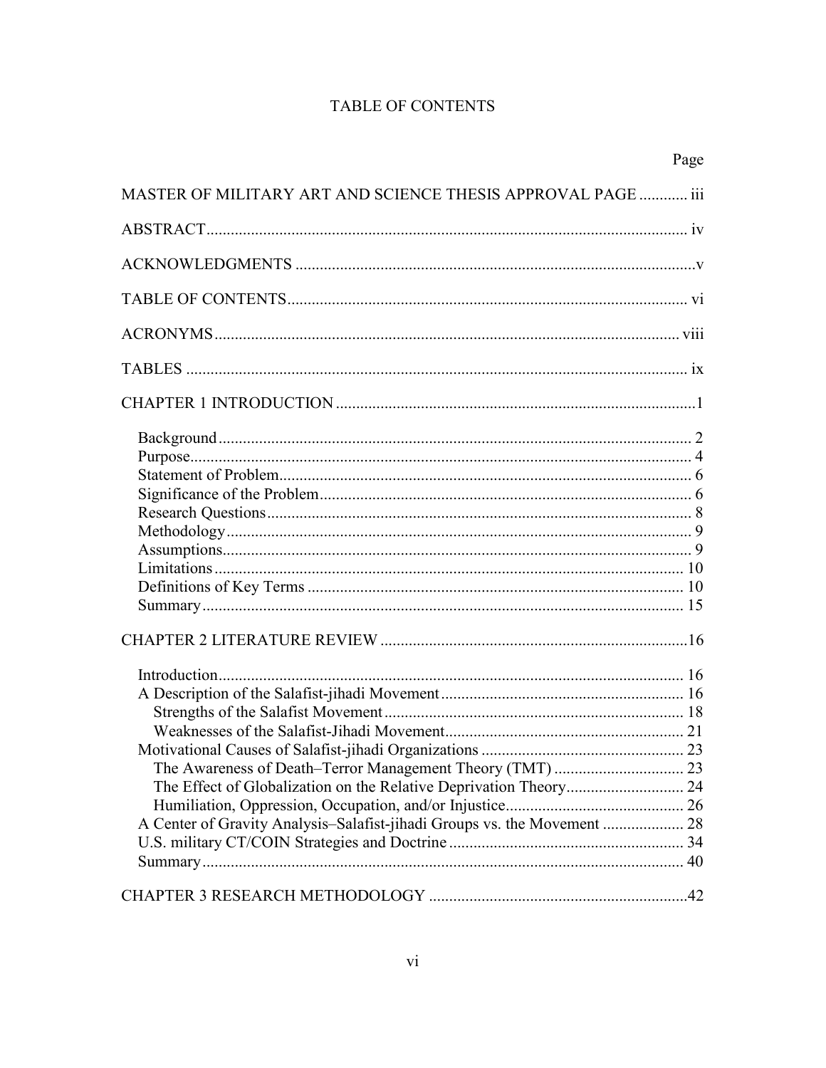# TABLE OF CONTENTS

| | Page |
|---|---|
| MASTER OF MILITARY ART AND SCIENCE THESIS APPROVAL PAGE | iii |
| ABSTRACT | iv |
| ACKNOWLEDGMENTS | v |
| TABLE OF CONTENTS | vi |
| ACRONYMS | viii |
| TABLES | ix |
| CHAPTER 1 INTRODUCTION | 1 |
| Background | 2 |
| Purpose | 4 |
| Statement of Problem | 6 |
| Significance of the Problem | 6 |
| Research Questions | 8 |
| Methodology | 9 |
| Assumptions | 9 |
| Limitations | 10 |
| Definitions of Key Terms | 10 |
| Summary | 15 |
| CHAPTER 2 LITERATURE REVIEW | 16 |
| Introduction | 16 |
| A Description of the Salafist-jihadi Movement | 16 |
| Strengths of the Salafist Movement | 18 |
| Weaknesses of the Salafist-Jihadi Movement | 21 |
| Motivational Causes of Salafist-jihadi Organizations | 23 |
| The Awareness of Death–Terror Management Theory (TMT) | 23 |
| The Effect of Globalization on the Relative Deprivation Theory | 24 |
| Humiliation, Oppression, Occupation, and/or Injustice | 26 |
| A Center of Gravity Analysis–Salafist-jihadi Groups vs. the Movement | 28 |
| U.S. military CT/COIN Strategies and Doctrine | 34 |
| Summary | 40 |
| CHAPTER 3 RESEARCH METHODOLOGY | 42 |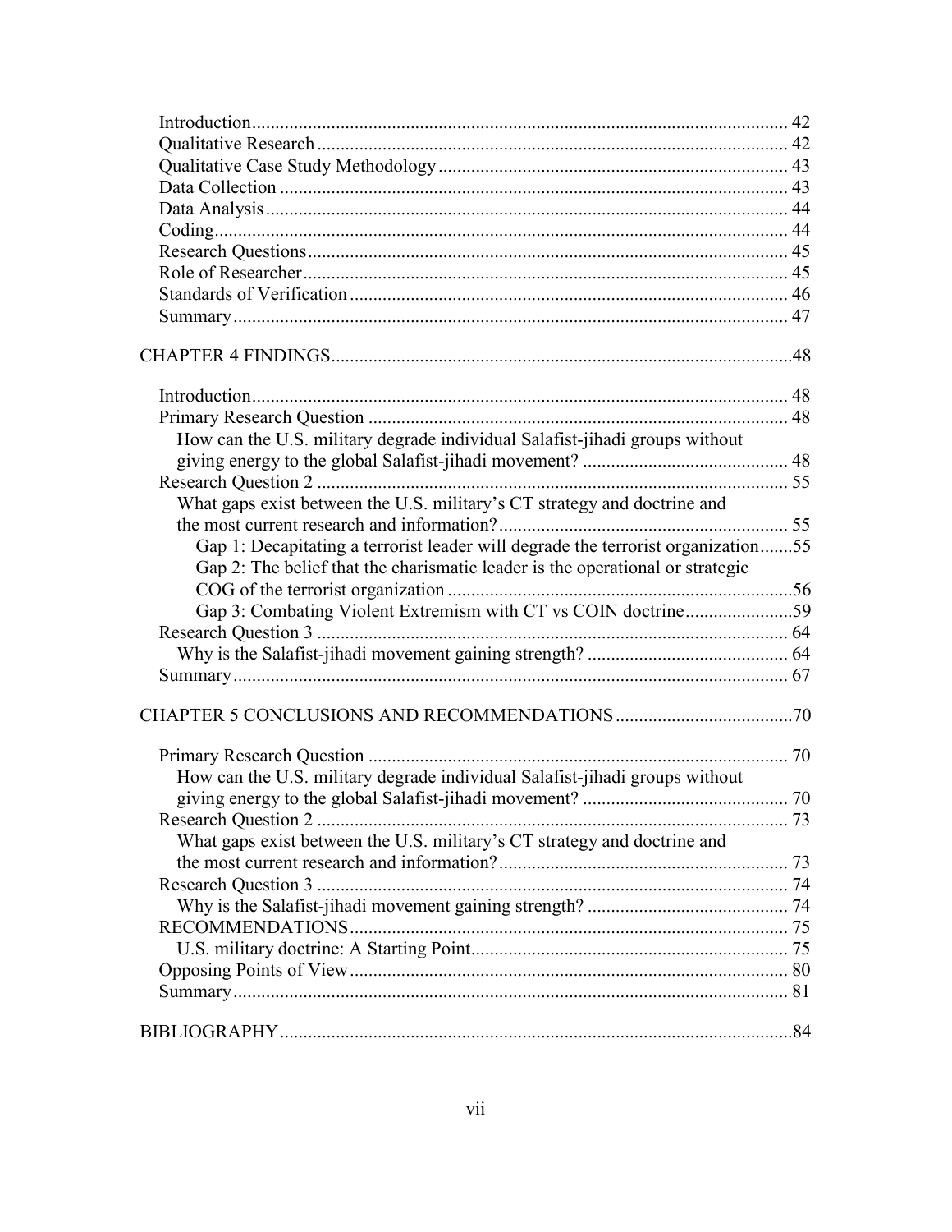Introduction ..... 42
Qualitative Research ..... 42
Qualitative Case Study Methodology ..... 43
Data Collection ..... 43
Data Analysis ..... 44
Coding ..... 44
Research Questions ..... 45
Role of Researcher ..... 45
Standards of Verification ..... 46
Summary ..... 47

CHAPTER 4 FINDINGS ..... 48

Introduction ..... 48
Primary Research Question ..... 48
How can the U.S. military degrade individual Salafist-jihadi groups without giving energy to the global Salafist-jihadi movement? ..... 48
Research Question 2 ..... 55
What gaps exist between the U.S. military's CT strategy and doctrine and the most current research and information? ..... 55
Gap 1: Decapitating a terrorist leader will degrade the terrorist organization ..... 55
Gap 2: The belief that the charismatic leader is the operational or strategic COG of the terrorist organization ..... 56
Gap 3: Combating Violent Extremism with CT vs COIN doctrine ..... 59
Research Question 3 ..... 64
Why is the Salafist-jihadi movement gaining strength? ..... 64
Summary ..... 67

CHAPTER 5 CONCLUSIONS AND RECOMMENDATIONS ..... 70

Primary Research Question ..... 70
How can the U.S. military degrade individual Salafist-jihadi groups without giving energy to the global Salafist-jihadi movement? ..... 70
Research Question 2 ..... 73
What gaps exist between the U.S. military's CT strategy and doctrine and the most current research and information? ..... 73
Research Question 3 ..... 74
Why is the Salafist-jihadi movement gaining strength? ..... 74
RECOMMENDATIONS ..... 75
U.S. military doctrine: A Starting Point ..... 75
Opposing Points of View ..... 80
Summary ..... 81

BIBLIOGRAPHY ..... 84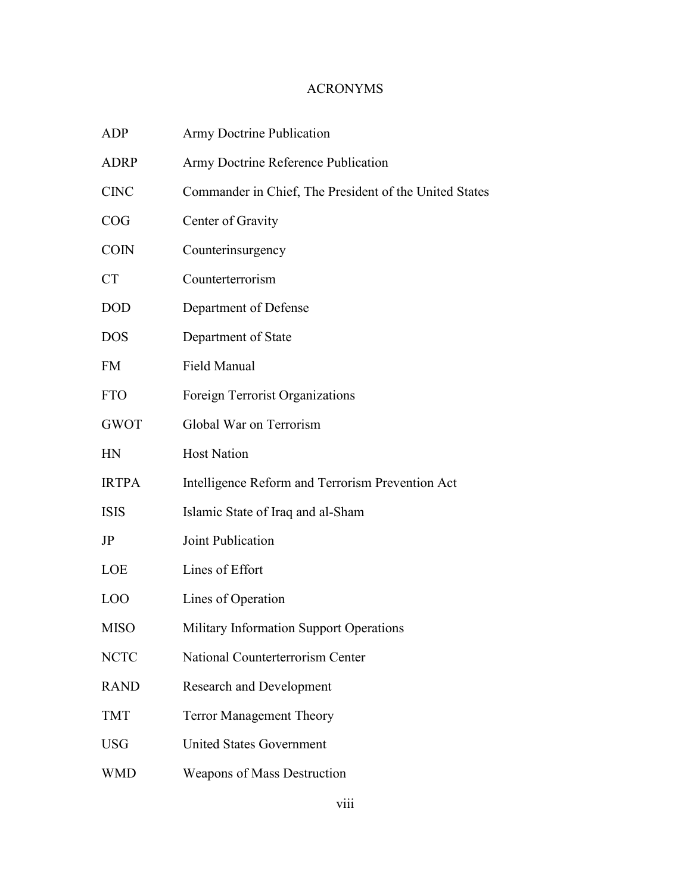# ACRONYMS

| | |
|---|---|
| ADP | Army Doctrine Publication |
| ADRP | Army Doctrine Reference Publication |
| CINC | Commander in Chief, The President of the United States |
| COG | Center of Gravity |
| COIN | Counterinsurgency |
| CT | Counterterrorism |
| DOD | Department of Defense |
| DOS | Department of State |
| FM | Field Manual |
| FTO | Foreign Terrorist Organizations |
| GWOT | Global War on Terrorism |
| HN | Host Nation |
| IRTPA | Intelligence Reform and Terrorism Prevention Act |
| ISIS | Islamic State of Iraq and al-Sham |
| JP | Joint Publication |
| LOE | Lines of Effort |
| LOO | Lines of Operation |
| MISO | Military Information Support Operations |
| NCTC | National Counterterrorism Center |
| RAND | Research and Development |
| TMT | Terror Management Theory |
| USG | United States Government |
| WMD | Weapons of Mass Destruction |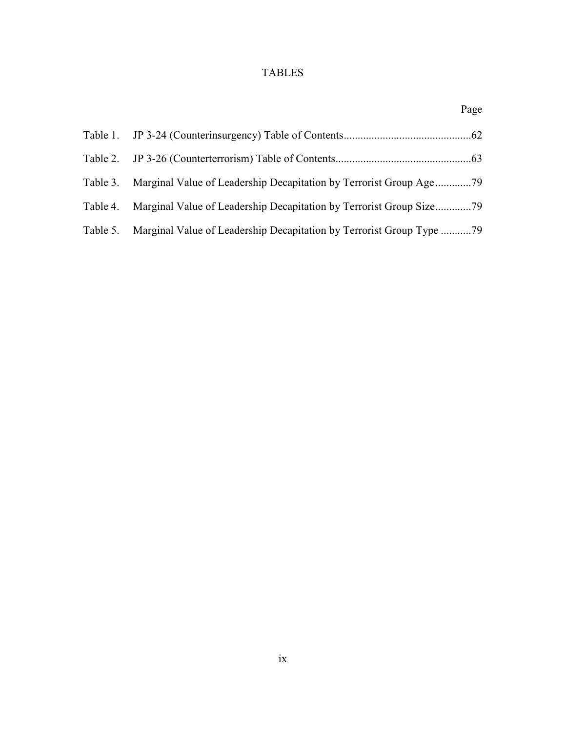# TABLES

| | | Page |
|---|---|---|
| Table 1. | JP 3-24 (Counterinsurgency) Table of Contents | 62 |
| Table 2. | JP 3-26 (Counterterrorism) Table of Contents | 63 |
| Table 3. | Marginal Value of Leadership Decapitation by Terrorist Group Age | 79 |
| Table 4. | Marginal Value of Leadership Decapitation by Terrorist Group Size | 79 |
| Table 5. | Marginal Value of Leadership Decapitation by Terrorist Group Type | 79 |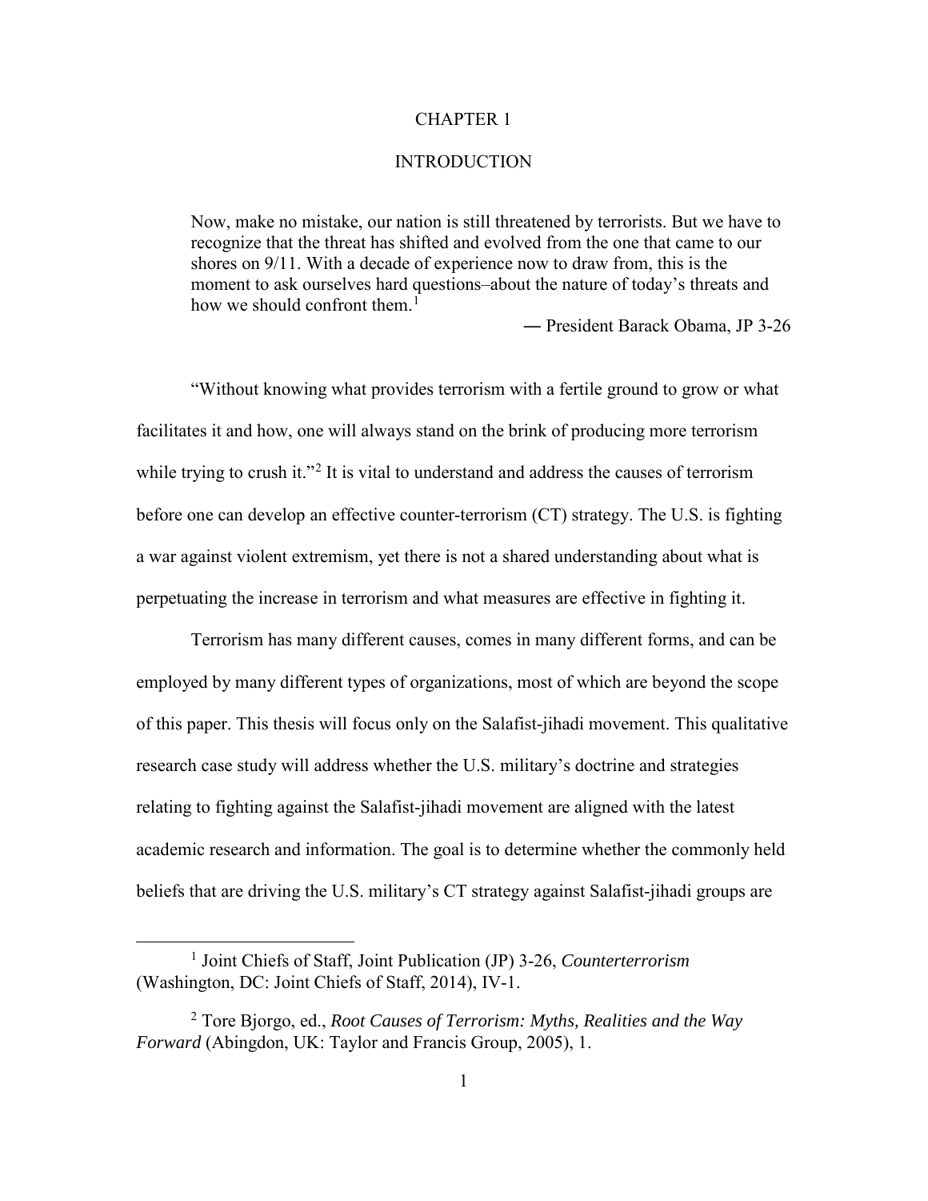# CHAPTER 1

## INTRODUCTION

> Now, make no mistake, our nation is still threatened by terrorists. But we have to recognize that the threat has shifted and evolved from the one that came to our shores on 9/11. With a decade of experience now to draw from, this is the moment to ask ourselves hard questions–about the nature of today's threats and how we should confront them.[1]
>
> ― President Barack Obama, JP 3-26

"Without knowing what provides terrorism with a fertile ground to grow or what facilitates it and how, one will always stand on the brink of producing more terrorism while trying to crush it."[2] It is vital to understand and address the causes of terrorism before one can develop an effective counter-terrorism (CT) strategy. The U.S. is fighting a war against violent extremism, yet there is not a shared understanding about what is perpetuating the increase in terrorism and what measures are effective in fighting it.

Terrorism has many different causes, comes in many different forms, and can be employed by many different types of organizations, most of which are beyond the scope of this paper. This thesis will focus only on the Salafist-jihadi movement. This qualitative research case study will address whether the U.S. military's doctrine and strategies relating to fighting against the Salafist-jihadi movement are aligned with the latest academic research and information. The goal is to determine whether the commonly held beliefs that are driving the U.S. military's CT strategy against Salafist-jihadi groups are

---

[1] Joint Chiefs of Staff, Joint Publication (JP) 3-26, *Counterterrorism* (Washington, DC: Joint Chiefs of Staff, 2014), IV-1.

[2] Tore Bjorgo, ed., *Root Causes of Terrorism: Myths, Realities and the Way Forward* (Abingdon, UK: Taylor and Francis Group, 2005), 1.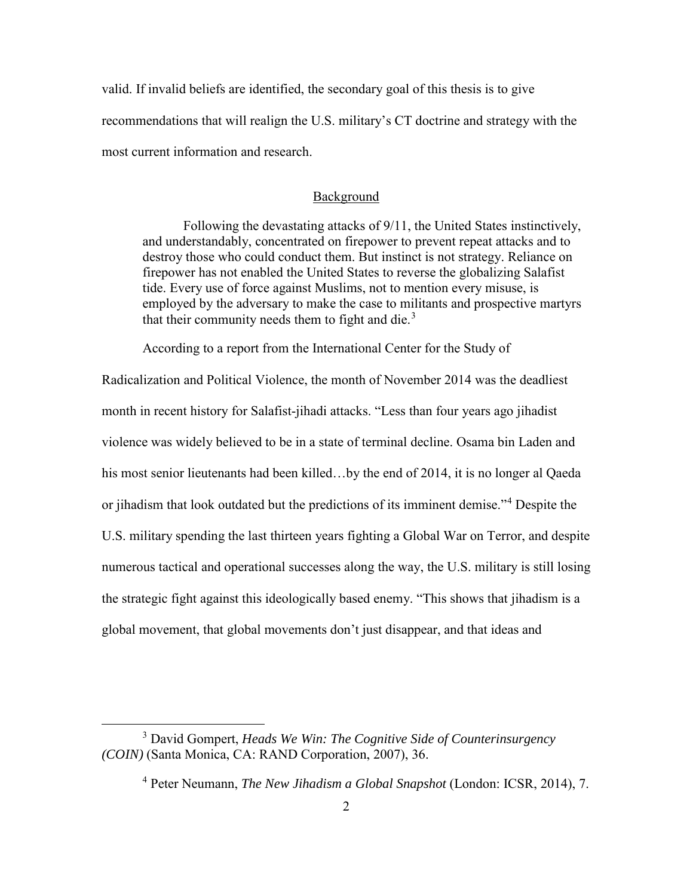valid. If invalid beliefs are identified, the secondary goal of this thesis is to give recommendations that will realign the U.S. military's CT doctrine and strategy with the most current information and research.

## Background

> Following the devastating attacks of 9/11, the United States instinctively, and understandably, concentrated on firepower to prevent repeat attacks and to destroy those who could conduct them. But instinct is not strategy. Reliance on firepower has not enabled the United States to reverse the globalizing Salafist tide. Every use of force against Muslims, not to mention every misuse, is employed by the adversary to make the case to militants and prospective martyrs that their community needs them to fight and die.[3]

According to a report from the International Center for the Study of Radicalization and Political Violence, the month of November 2014 was the deadliest month in recent history for Salafist-jihadi attacks. "Less than four years ago jihadist violence was widely believed to be in a state of terminal decline. Osama bin Laden and his most senior lieutenants had been killed…by the end of 2014, it is no longer al Qaeda or jihadism that look outdated but the predictions of its imminent demise."[4] Despite the U.S. military spending the last thirteen years fighting a Global War on Terror, and despite numerous tactical and operational successes along the way, the U.S. military is still losing the strategic fight against this ideologically based enemy. "This shows that jihadism is a global movement, that global movements don't just disappear, and that ideas and

---

[3] David Gompert, *Heads We Win: The Cognitive Side of Counterinsurgency (COIN)* (Santa Monica, CA: RAND Corporation, 2007), 36.

[4] Peter Neumann, *The New Jihadism a Global Snapshot* (London: ICSR, 2014), 7.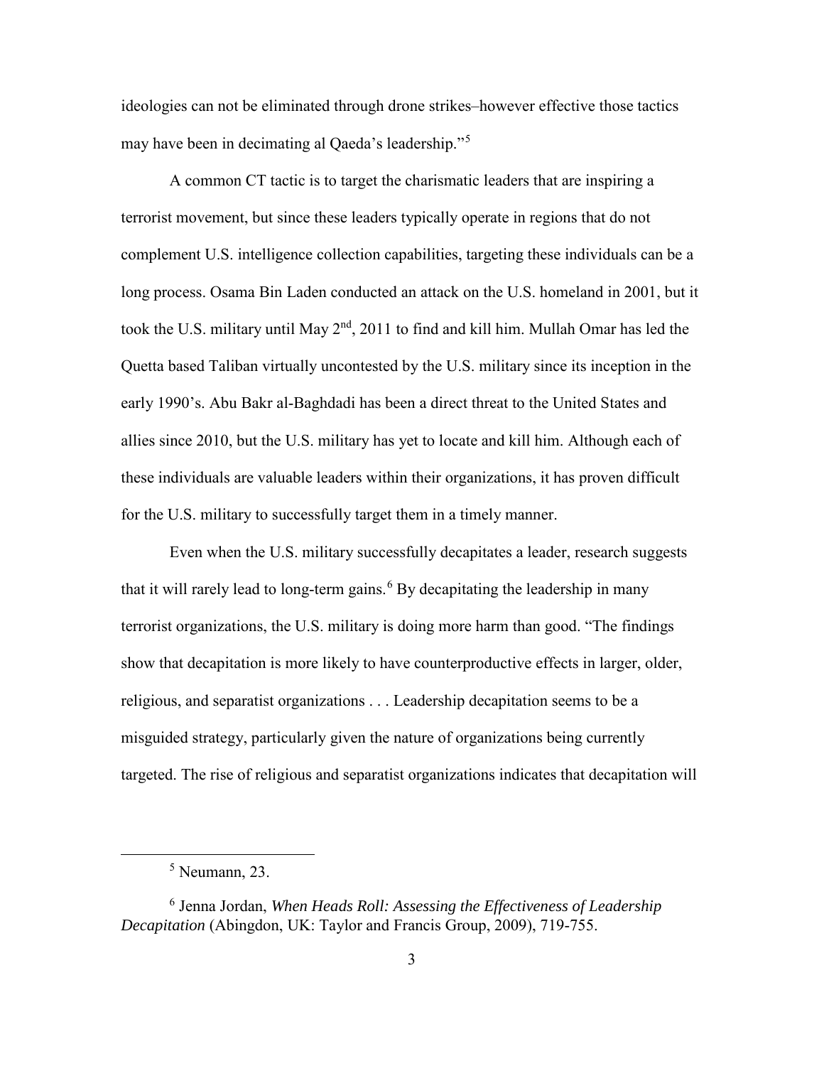ideologies can not be eliminated through drone strikes–however effective those tactics may have been in decimating al Qaeda's leadership."[5]

A common CT tactic is to target the charismatic leaders that are inspiring a terrorist movement, but since these leaders typically operate in regions that do not complement U.S. intelligence collection capabilities, targeting these individuals can be a long process. Osama Bin Laden conducted an attack on the U.S. homeland in 2001, but it took the U.S. military until May 2nd, 2011 to find and kill him. Mullah Omar has led the Quetta based Taliban virtually uncontested by the U.S. military since its inception in the early 1990's. Abu Bakr al-Baghdadi has been a direct threat to the United States and allies since 2010, but the U.S. military has yet to locate and kill him. Although each of these individuals are valuable leaders within their organizations, it has proven difficult for the U.S. military to successfully target them in a timely manner.

Even when the U.S. military successfully decapitates a leader, research suggests that it will rarely lead to long-term gains.[6] By decapitating the leadership in many terrorist organizations, the U.S. military is doing more harm than good. "The findings show that decapitation is more likely to have counterproductive effects in larger, older, religious, and separatist organizations . . . Leadership decapitation seems to be a misguided strategy, particularly given the nature of organizations being currently targeted. The rise of religious and separatist organizations indicates that decapitation will

---

[5] Neumann, 23.

[6] Jenna Jordan, *When Heads Roll: Assessing the Effectiveness of Leadership Decapitation* (Abingdon, UK: Taylor and Francis Group, 2009), 719-755.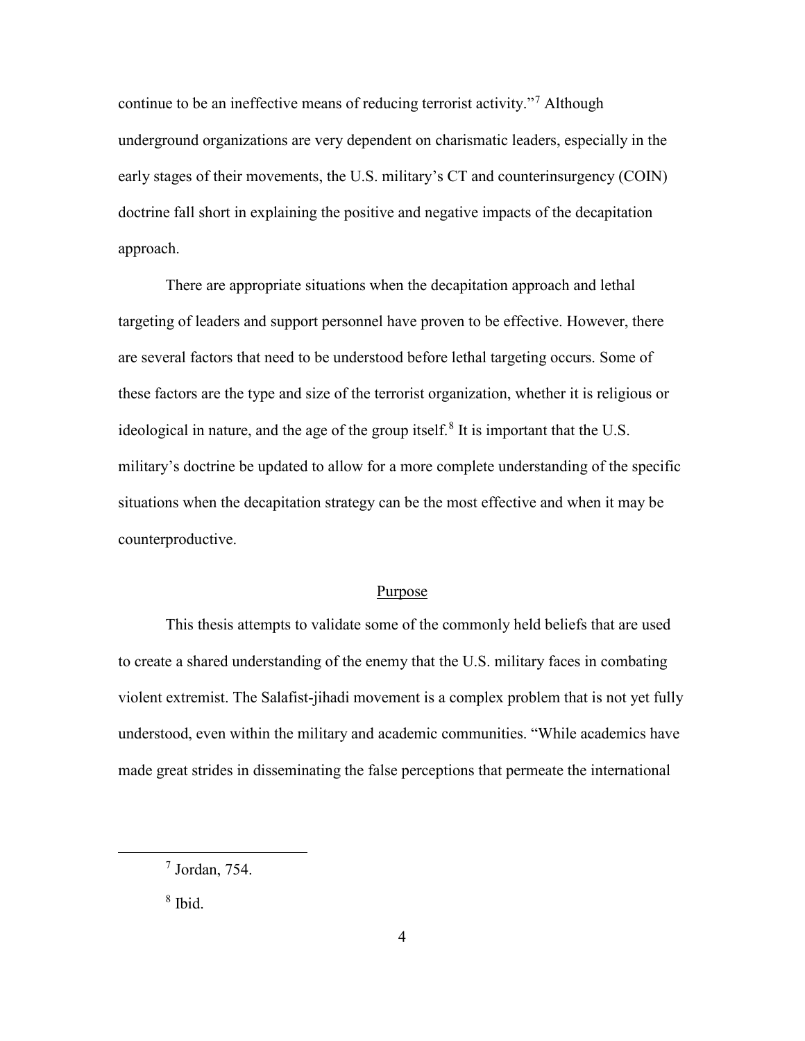continue to be an ineffective means of reducing terrorist activity."[7] Although underground organizations are very dependent on charismatic leaders, especially in the early stages of their movements, the U.S. military's CT and counterinsurgency (COIN) doctrine fall short in explaining the positive and negative impacts of the decapitation approach.

There are appropriate situations when the decapitation approach and lethal targeting of leaders and support personnel have proven to be effective. However, there are several factors that need to be understood before lethal targeting occurs. Some of these factors are the type and size of the terrorist organization, whether it is religious or ideological in nature, and the age of the group itself.[8] It is important that the U.S. military's doctrine be updated to allow for a more complete understanding of the specific situations when the decapitation strategy can be the most effective and when it may be counterproductive.

## Purpose

This thesis attempts to validate some of the commonly held beliefs that are used to create a shared understanding of the enemy that the U.S. military faces in combating violent extremist. The Salafist-jihadi movement is a complex problem that is not yet fully understood, even within the military and academic communities. "While academics have made great strides in disseminating the false perceptions that permeate the international

---

[7] Jordan, 754.

[8] Ibid.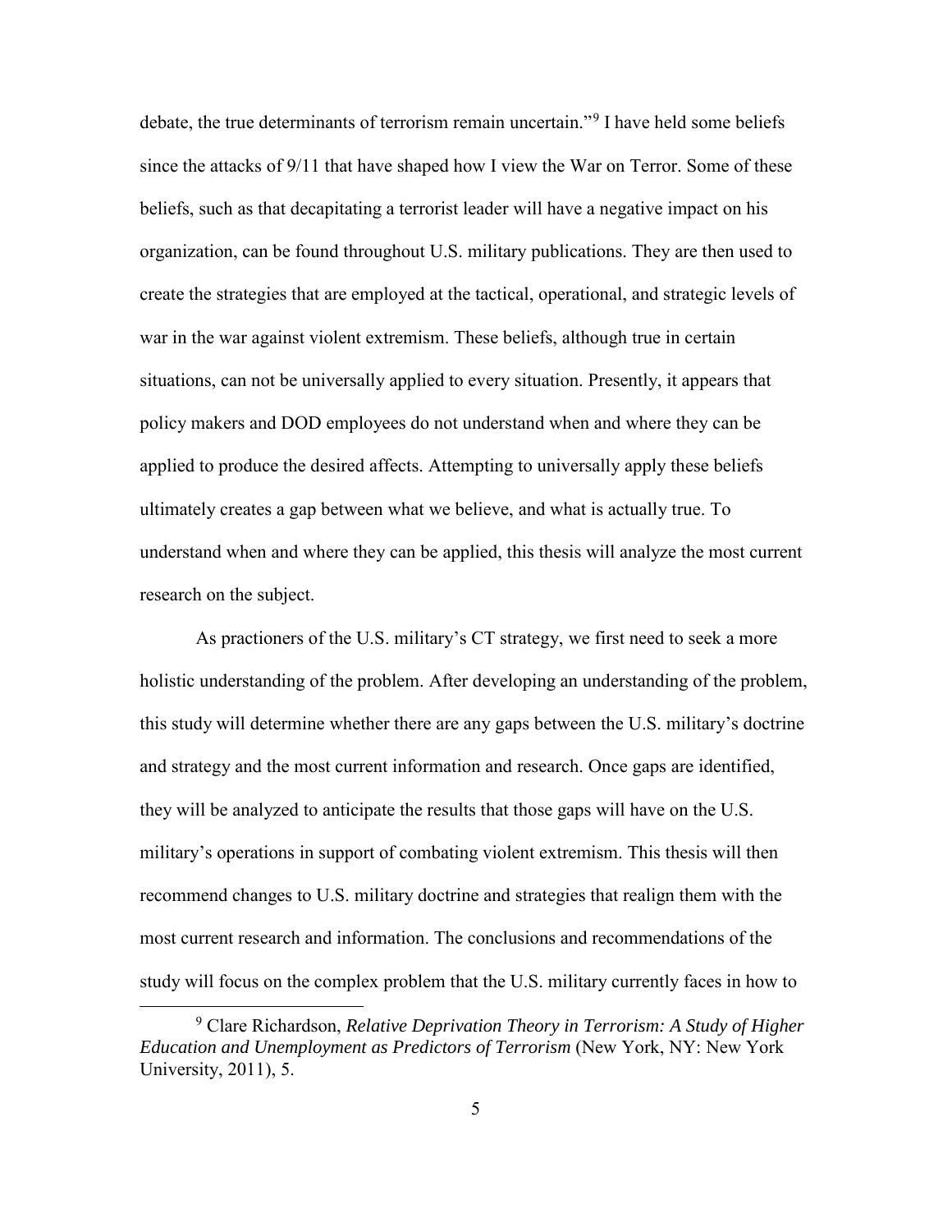debate, the true determinants of terrorism remain uncertain."[9] I have held some beliefs since the attacks of 9/11 that have shaped how I view the War on Terror. Some of these beliefs, such as that decapitating a terrorist leader will have a negative impact on his organization, can be found throughout U.S. military publications. They are then used to create the strategies that are employed at the tactical, operational, and strategic levels of war in the war against violent extremism. These beliefs, although true in certain situations, can not be universally applied to every situation. Presently, it appears that policy makers and DOD employees do not understand when and where they can be applied to produce the desired affects. Attempting to universally apply these beliefs ultimately creates a gap between what we believe, and what is actually true. To understand when and where they can be applied, this thesis will analyze the most current research on the subject.

As practioners of the U.S. military's CT strategy, we first need to seek a more holistic understanding of the problem. After developing an understanding of the problem, this study will determine whether there are any gaps between the U.S. military's doctrine and strategy and the most current information and research. Once gaps are identified, they will be analyzed to anticipate the results that those gaps will have on the U.S. military's operations in support of combating violent extremism. This thesis will then recommend changes to U.S. military doctrine and strategies that realign them with the most current research and information. The conclusions and recommendations of the study will focus on the complex problem that the U.S. military currently faces in how to

---

[9] Clare Richardson, *Relative Deprivation Theory in Terrorism: A Study of Higher Education and Unemployment as Predictors of Terrorism* (New York, NY: New York University, 2011), 5.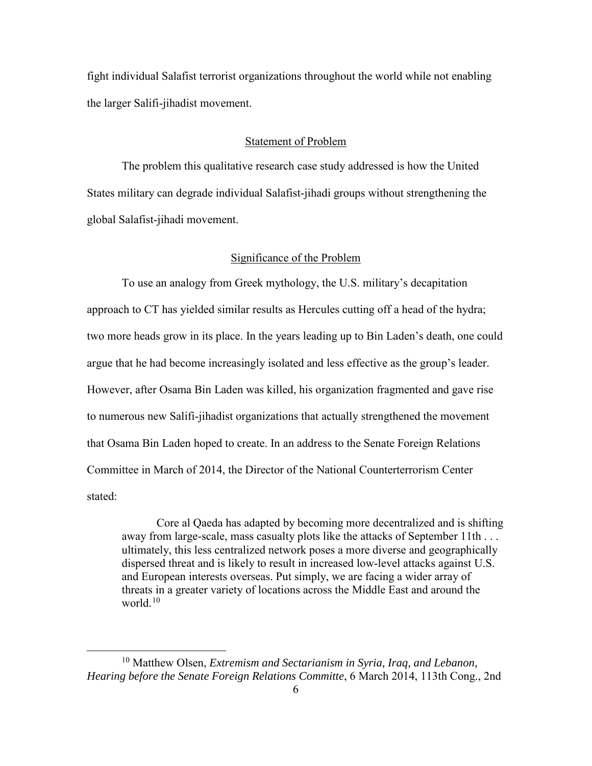fight individual Salafist terrorist organizations throughout the world while not enabling the larger Salifi-jihadist movement.

## Statement of Problem

The problem this qualitative research case study addressed is how the United States military can degrade individual Salafist-jihadi groups without strengthening the global Salafist-jihadi movement.

## Significance of the Problem

To use an analogy from Greek mythology, the U.S. military's decapitation approach to CT has yielded similar results as Hercules cutting off a head of the hydra; two more heads grow in its place. In the years leading up to Bin Laden's death, one could argue that he had become increasingly isolated and less effective as the group's leader. However, after Osama Bin Laden was killed, his organization fragmented and gave rise to numerous new Salifi-jihadist organizations that actually strengthened the movement that Osama Bin Laden hoped to create. In an address to the Senate Foreign Relations Committee in March of 2014, the Director of the National Counterterrorism Center stated:

> Core al Qaeda has adapted by becoming more decentralized and is shifting away from large-scale, mass casualty plots like the attacks of September 11th . . . ultimately, this less centralized network poses a more diverse and geographically dispersed threat and is likely to result in increased low-level attacks against U.S. and European interests overseas. Put simply, we are facing a wider array of threats in a greater variety of locations across the Middle East and around the world.[10]

---

[10] Matthew Olsen, *Extremism and Sectarianism in Syria, Iraq, and Lebanon, Hearing before the Senate Foreign Relations Committe*, 6 March 2014, 113th Cong., 2nd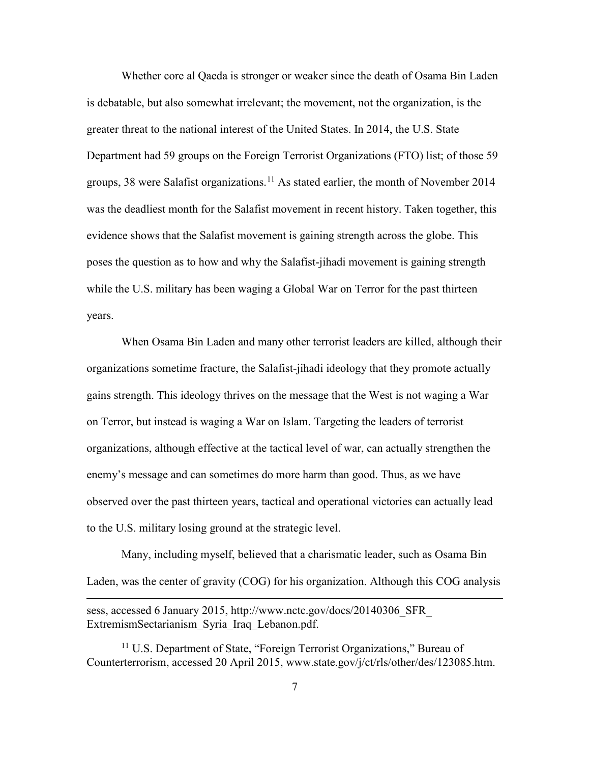Whether core al Qaeda is stronger or weaker since the death of Osama Bin Laden is debatable, but also somewhat irrelevant; the movement, not the organization, is the greater threat to the national interest of the United States. In 2014, the U.S. State Department had 59 groups on the Foreign Terrorist Organizations (FTO) list; of those 59 groups, 38 were Salafist organizations.[11] As stated earlier, the month of November 2014 was the deadliest month for the Salafist movement in recent history. Taken together, this evidence shows that the Salafist movement is gaining strength across the globe. This poses the question as to how and why the Salafist-jihadi movement is gaining strength while the U.S. military has been waging a Global War on Terror for the past thirteen years.

When Osama Bin Laden and many other terrorist leaders are killed, although their organizations sometime fracture, the Salafist-jihadi ideology that they promote actually gains strength. This ideology thrives on the message that the West is not waging a War on Terror, but instead is waging a War on Islam. Targeting the leaders of terrorist organizations, although effective at the tactical level of war, can actually strengthen the enemy's message and can sometimes do more harm than good. Thus, as we have observed over the past thirteen years, tactical and operational victories can actually lead to the U.S. military losing ground at the strategic level.

Many, including myself, believed that a charismatic leader, such as Osama Bin Laden, was the center of gravity (COG) for his organization. Although this COG analysis

---

sess, accessed 6 January 2015, http://www.nctc.gov/docs/20140306_SFR_ExtremismSectarianism_Syria_Iraq_Lebanon.pdf.

[11] U.S. Department of State, "Foreign Terrorist Organizations," Bureau of Counterterrorism, accessed 20 April 2015, www.state.gov/j/ct/rls/other/des/123085.htm.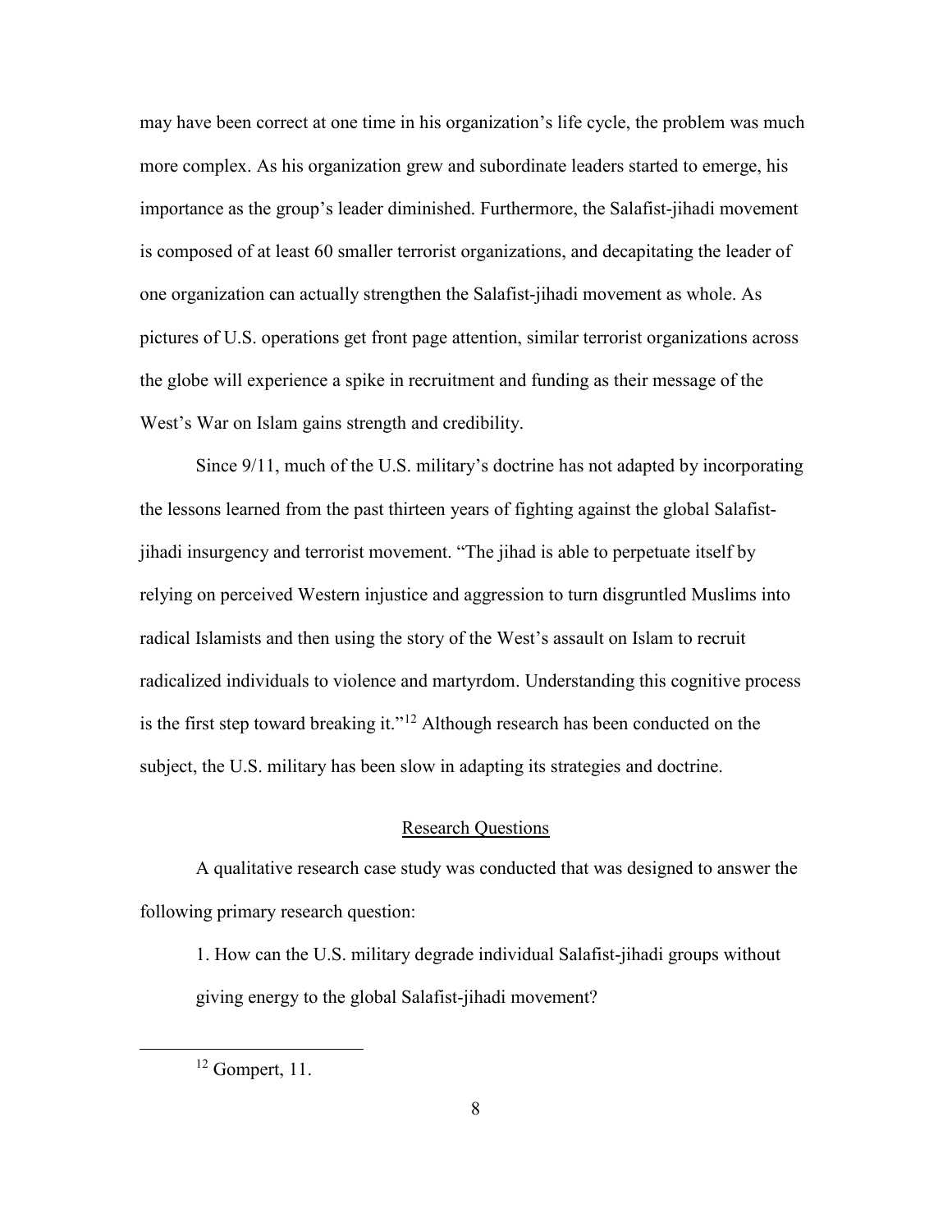may have been correct at one time in his organization's life cycle, the problem was much more complex. As his organization grew and subordinate leaders started to emerge, his importance as the group's leader diminished. Furthermore, the Salafist-jihadi movement is composed of at least 60 smaller terrorist organizations, and decapitating the leader of one organization can actually strengthen the Salafist-jihadi movement as whole. As pictures of U.S. operations get front page attention, similar terrorist organizations across the globe will experience a spike in recruitment and funding as their message of the West's War on Islam gains strength and credibility.

Since 9/11, much of the U.S. military's doctrine has not adapted by incorporating the lessons learned from the past thirteen years of fighting against the global Salafist-jihadi insurgency and terrorist movement. "The jihad is able to perpetuate itself by relying on perceived Western injustice and aggression to turn disgruntled Muslims into radical Islamists and then using the story of the West's assault on Islam to recruit radicalized individuals to violence and martyrdom. Understanding this cognitive process is the first step toward breaking it."[12] Although research has been conducted on the subject, the U.S. military has been slow in adapting its strategies and doctrine.

## Research Questions

A qualitative research case study was conducted that was designed to answer the following primary research question:

1. How can the U.S. military degrade individual Salafist-jihadi groups without giving energy to the global Salafist-jihadi movement?

---

[12] Gompert, 11.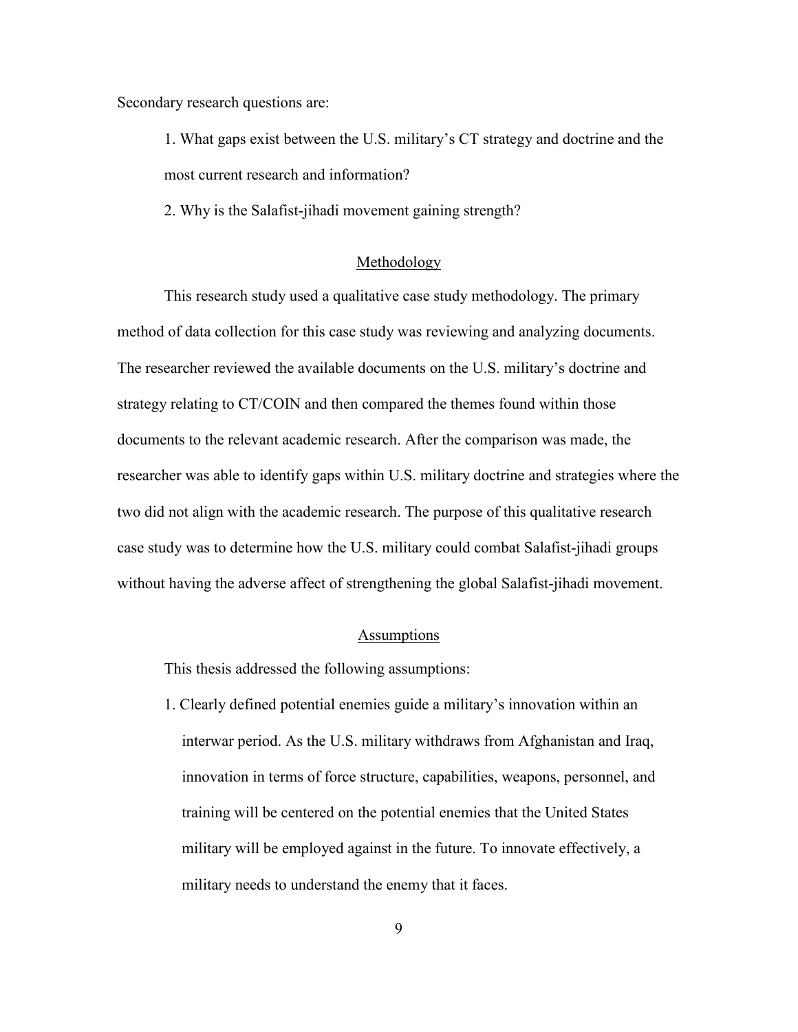Secondary research questions are:

1. What gaps exist between the U.S. military's CT strategy and doctrine and the most current research and information?
2. Why is the Salafist-jihadi movement gaining strength?

## Methodology

This research study used a qualitative case study methodology. The primary method of data collection for this case study was reviewing and analyzing documents. The researcher reviewed the available documents on the U.S. military's doctrine and strategy relating to CT/COIN and then compared the themes found within those documents to the relevant academic research. After the comparison was made, the researcher was able to identify gaps within U.S. military doctrine and strategies where the two did not align with the academic research. The purpose of this qualitative research case study was to determine how the U.S. military could combat Salafist-jihadi groups without having the adverse affect of strengthening the global Salafist-jihadi movement.

## Assumptions

This thesis addressed the following assumptions:

1. Clearly defined potential enemies guide a military's innovation within an interwar period. As the U.S. military withdraws from Afghanistan and Iraq, innovation in terms of force structure, capabilities, weapons, personnel, and training will be centered on the potential enemies that the United States military will be employed against in the future. To innovate effectively, a military needs to understand the enemy that it faces.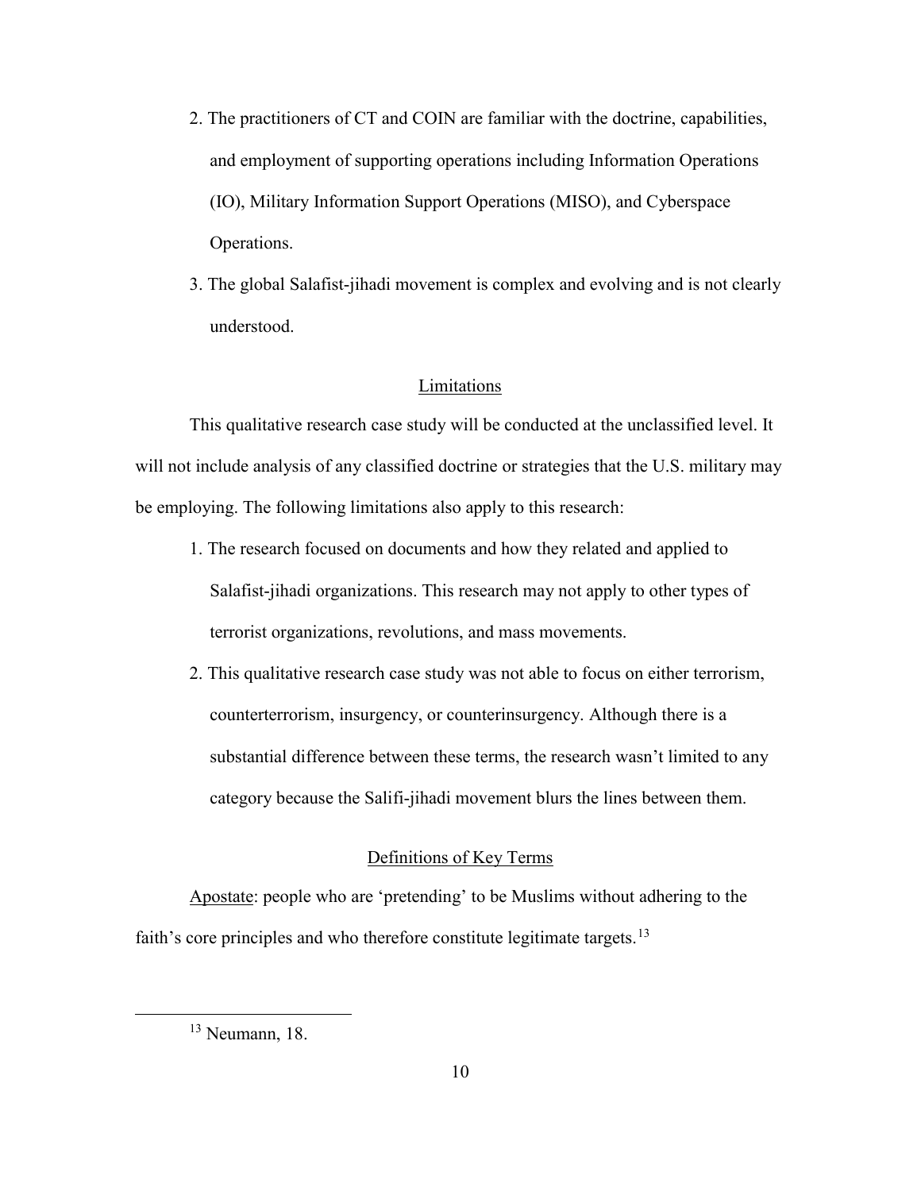2. The practitioners of CT and COIN are familiar with the doctrine, capabilities, and employment of supporting operations including Information Operations (IO), Military Information Support Operations (MISO), and Cyberspace Operations.
3. The global Salafist-jihadi movement is complex and evolving and is not clearly understood.

## Limitations

This qualitative research case study will be conducted at the unclassified level. It will not include analysis of any classified doctrine or strategies that the U.S. military may be employing. The following limitations also apply to this research:

1. The research focused on documents and how they related and applied to Salafist-jihadi organizations. This research may not apply to other types of terrorist organizations, revolutions, and mass movements.
2. This qualitative research case study was not able to focus on either terrorism, counterterrorism, insurgency, or counterinsurgency. Although there is a substantial difference between these terms, the research wasn't limited to any category because the Salifi-jihadi movement blurs the lines between them.

## Definitions of Key Terms

Apostate: people who are 'pretending' to be Muslims without adhering to the faith's core principles and who therefore constitute legitimate targets.[13]

---

[13] Neumann, 18.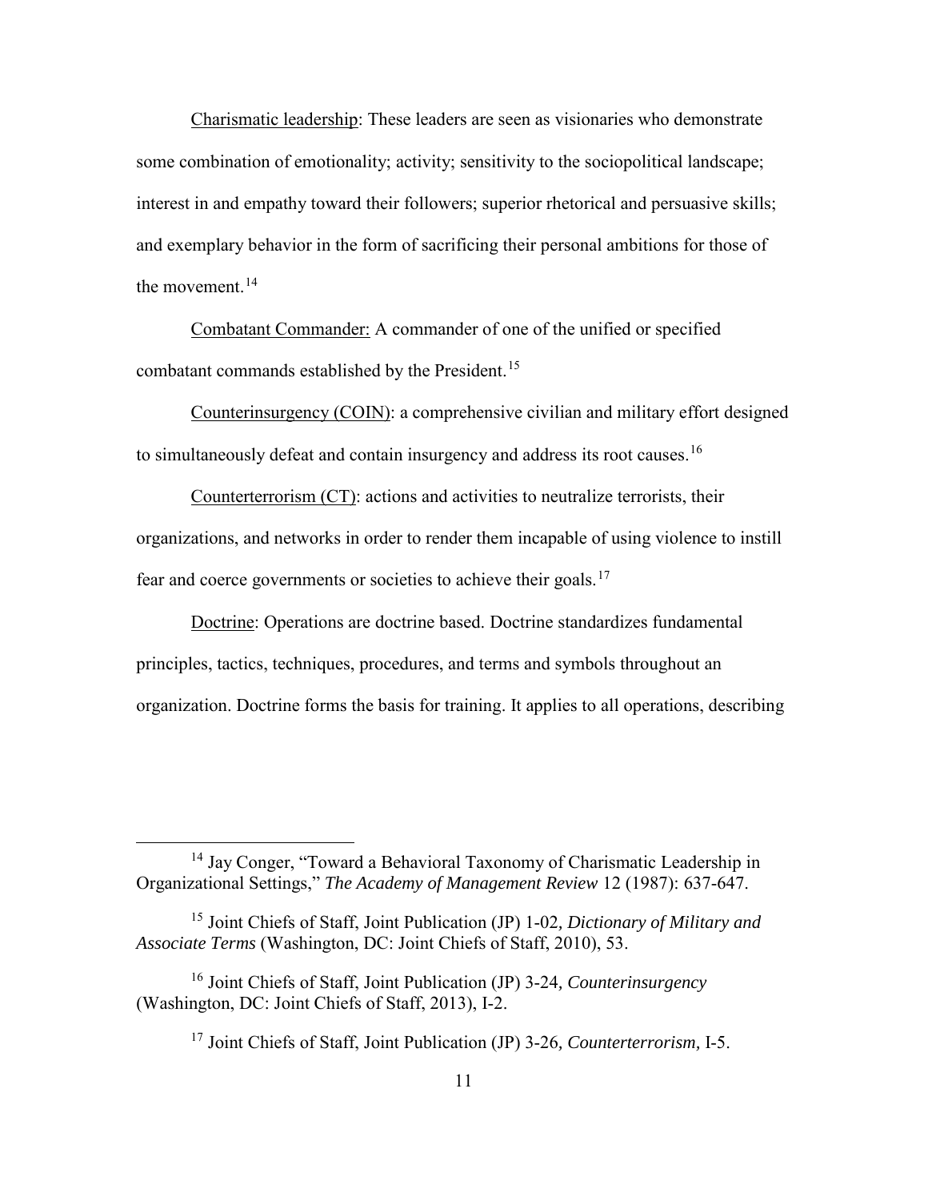Charismatic leadership: These leaders are seen as visionaries who demonstrate some combination of emotionality; activity; sensitivity to the sociopolitical landscape; interest in and empathy toward their followers; superior rhetorical and persuasive skills; and exemplary behavior in the form of sacrificing their personal ambitions for those of the movement.[14]

Combatant Commander: A commander of one of the unified or specified combatant commands established by the President.[15]

Counterinsurgency (COIN): a comprehensive civilian and military effort designed to simultaneously defeat and contain insurgency and address its root causes.[16]

Counterterrorism (CT): actions and activities to neutralize terrorists, their organizations, and networks in order to render them incapable of using violence to instill fear and coerce governments or societies to achieve their goals.[17]

Doctrine: Operations are doctrine based. Doctrine standardizes fundamental principles, tactics, techniques, procedures, and terms and symbols throughout an organization. Doctrine forms the basis for training. It applies to all operations, describing

---

[14] Jay Conger, "Toward a Behavioral Taxonomy of Charismatic Leadership in Organizational Settings," *The Academy of Management Review* 12 (1987): 637-647.

[15] Joint Chiefs of Staff, Joint Publication (JP) 1-02*, Dictionary of Military and Associate Terms* (Washington, DC: Joint Chiefs of Staff, 2010), 53.

[16] Joint Chiefs of Staff, Joint Publication (JP) 3-24*, Counterinsurgency* (Washington, DC: Joint Chiefs of Staff, 2013), I-2.

[17] Joint Chiefs of Staff, Joint Publication (JP) 3-26*, Counterterrorism,* I-5.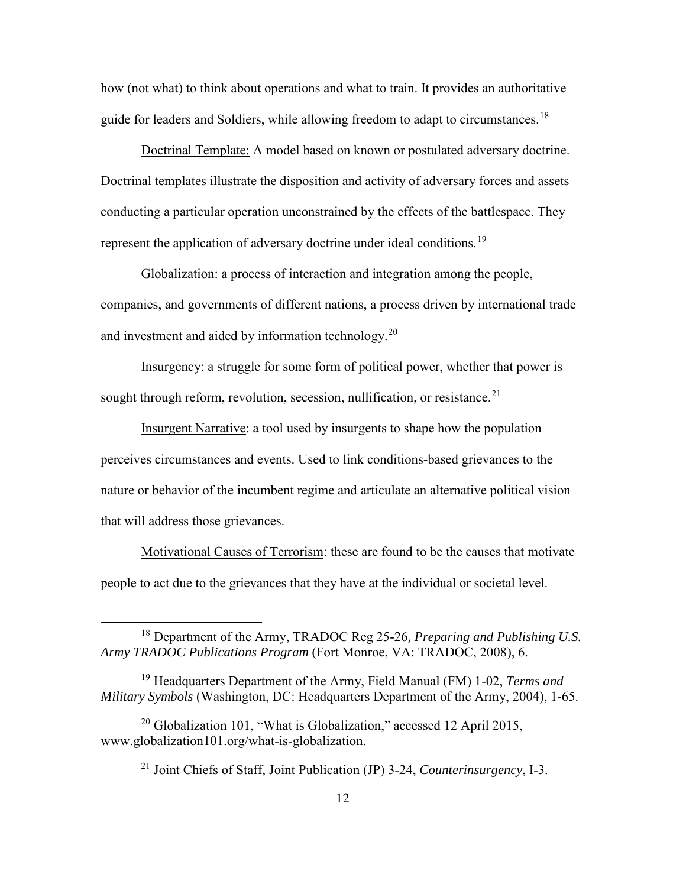how (not what) to think about operations and what to train. It provides an authoritative guide for leaders and Soldiers, while allowing freedom to adapt to circumstances.[18]

Doctrinal Template: A model based on known or postulated adversary doctrine. Doctrinal templates illustrate the disposition and activity of adversary forces and assets conducting a particular operation unconstrained by the effects of the battlespace. They represent the application of adversary doctrine under ideal conditions.[19]

Globalization: a process of interaction and integration among the people, companies, and governments of different nations, a process driven by international trade and investment and aided by information technology.[20]

Insurgency: a struggle for some form of political power, whether that power is sought through reform, revolution, secession, nullification, or resistance.[21]

Insurgent Narrative: a tool used by insurgents to shape how the population perceives circumstances and events. Used to link conditions-based grievances to the nature or behavior of the incumbent regime and articulate an alternative political vision that will address those grievances.

Motivational Causes of Terrorism: these are found to be the causes that motivate people to act due to the grievances that they have at the individual or societal level.

---

[18] Department of the Army, TRADOC Reg 25-26*, Preparing and Publishing U.S. Army TRADOC Publications Program* (Fort Monroe, VA: TRADOC, 2008), 6.

[19] Headquarters Department of the Army, Field Manual (FM) 1-02, *Terms and Military Symbols* (Washington, DC: Headquarters Department of the Army, 2004), 1-65.

[20] Globalization 101, "What is Globalization," accessed 12 April 2015, www.globalization101.org/what-is-globalization.

[21] Joint Chiefs of Staff, Joint Publication (JP) 3-24, *Counterinsurgency*, I-3.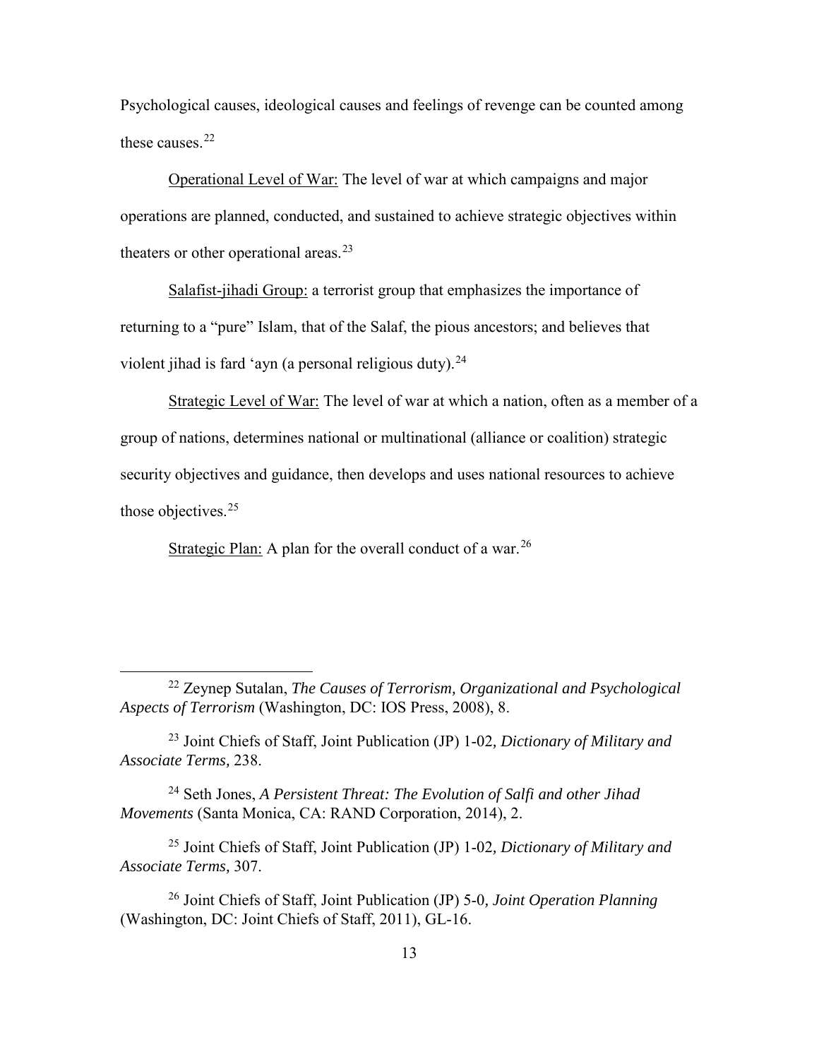Psychological causes, ideological causes and feelings of revenge can be counted among these causes.[22]

Operational Level of War: The level of war at which campaigns and major operations are planned, conducted, and sustained to achieve strategic objectives within theaters or other operational areas.[23]

Salafist-jihadi Group: a terrorist group that emphasizes the importance of returning to a "pure" Islam, that of the Salaf, the pious ancestors; and believes that violent jihad is fard 'ayn (a personal religious duty).[24]

Strategic Level of War: The level of war at which a nation, often as a member of a group of nations, determines national or multinational (alliance or coalition) strategic security objectives and guidance, then develops and uses national resources to achieve those objectives.[25]

Strategic Plan: A plan for the overall conduct of a war.[26]

---

[22] Zeynep Sutalan, *The Causes of Terrorism, Organizational and Psychological Aspects of Terrorism* (Washington, DC: IOS Press, 2008), 8.

[23] Joint Chiefs of Staff, Joint Publication (JP) 1-02*, Dictionary of Military and Associate Terms,* 238.

[24] Seth Jones, *A Persistent Threat: The Evolution of Salfi and other Jihad Movements* (Santa Monica, CA: RAND Corporation, 2014), 2.

[25] Joint Chiefs of Staff, Joint Publication (JP) 1-02*, Dictionary of Military and Associate Terms,* 307.

[26] Joint Chiefs of Staff, Joint Publication (JP) 5-0*, Joint Operation Planning* (Washington, DC: Joint Chiefs of Staff, 2011), GL-16.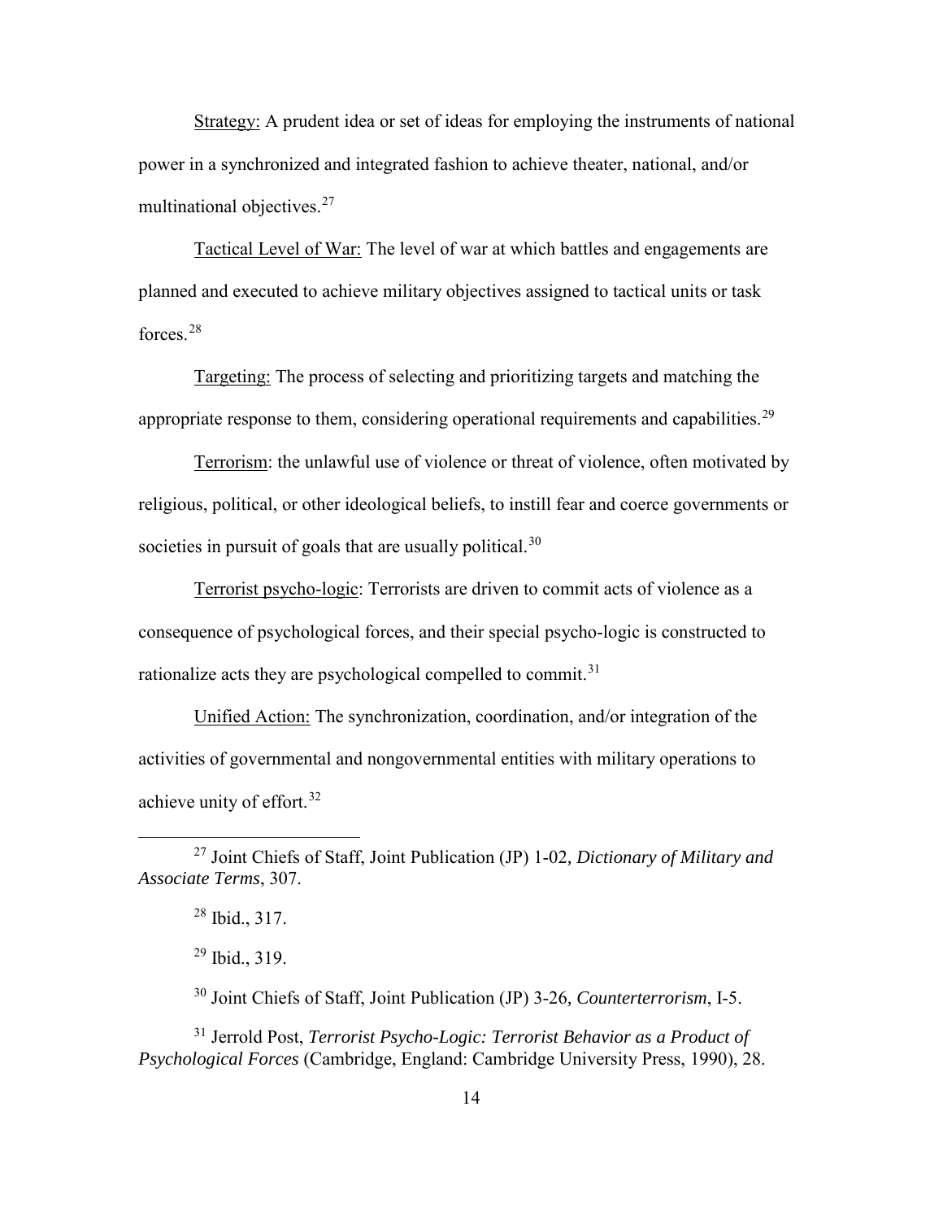Strategy: A prudent idea or set of ideas for employing the instruments of national power in a synchronized and integrated fashion to achieve theater, national, and/or multinational objectives.[27]

Tactical Level of War: The level of war at which battles and engagements are planned and executed to achieve military objectives assigned to tactical units or task forces.[28]

Targeting: The process of selecting and prioritizing targets and matching the appropriate response to them, considering operational requirements and capabilities.[29]

Terrorism: the unlawful use of violence or threat of violence, often motivated by religious, political, or other ideological beliefs, to instill fear and coerce governments or societies in pursuit of goals that are usually political.[30]

Terrorist psycho-logic: Terrorists are driven to commit acts of violence as a consequence of psychological forces, and their special psycho-logic is constructed to rationalize acts they are psychological compelled to commit.[31]

Unified Action: The synchronization, coordination, and/or integration of the activities of governmental and nongovernmental entities with military operations to achieve unity of effort.[32]

---

[27] Joint Chiefs of Staff, Joint Publication (JP) 1-02*, Dictionary of Military and Associate Terms*, 307.

[28] Ibid., 317.

[29] Ibid., 319.

[30] Joint Chiefs of Staff, Joint Publication (JP) 3-26*, Counterterrorism*, I-5.

[31] Jerrold Post, *Terrorist Psycho-Logic: Terrorist Behavior as a Product of Psychological Forces* (Cambridge, England: Cambridge University Press, 1990), 28.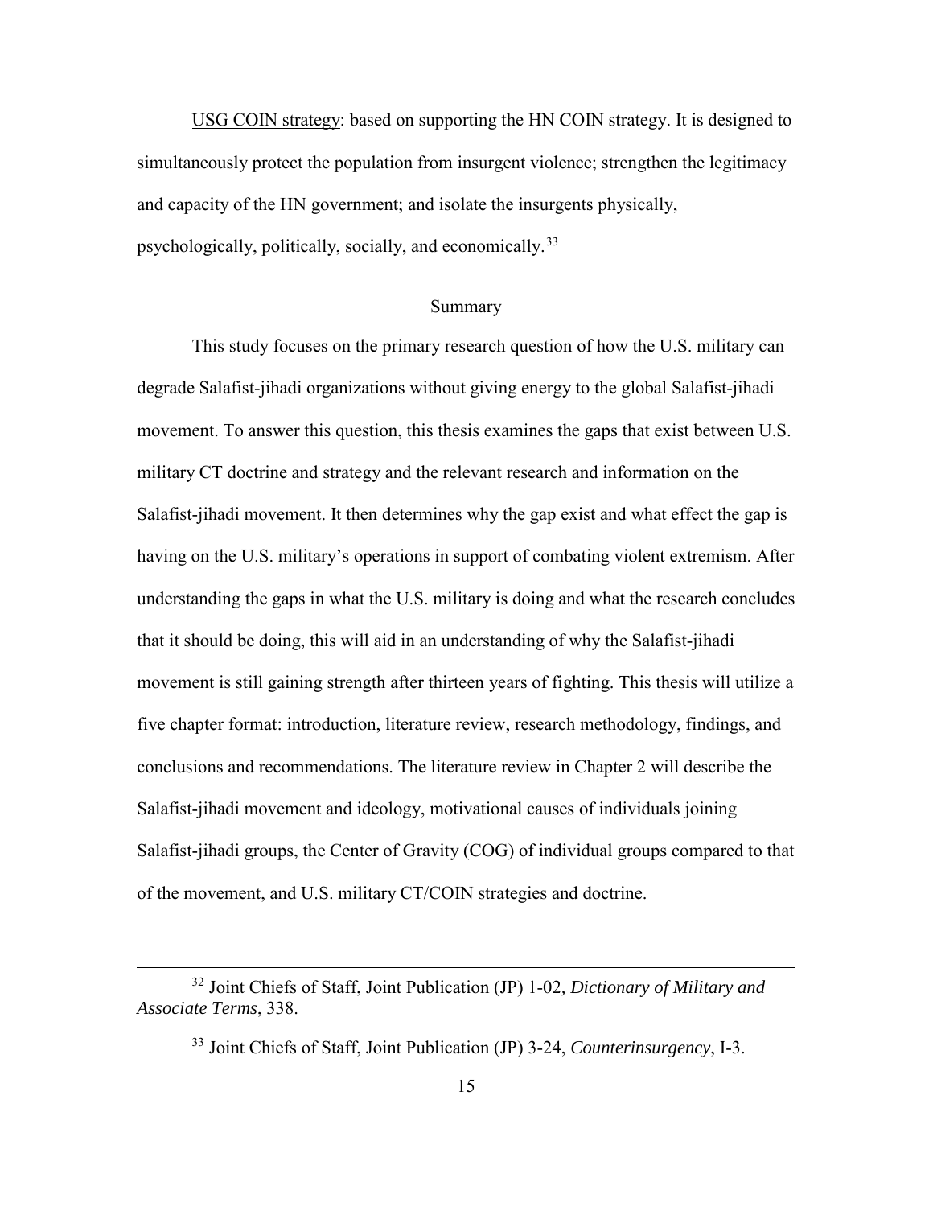USG COIN strategy: based on supporting the HN COIN strategy. It is designed to simultaneously protect the population from insurgent violence; strengthen the legitimacy and capacity of the HN government; and isolate the insurgents physically, psychologically, politically, socially, and economically.[33]

## Summary

This study focuses on the primary research question of how the U.S. military can degrade Salafist-jihadi organizations without giving energy to the global Salafist-jihadi movement. To answer this question, this thesis examines the gaps that exist between U.S. military CT doctrine and strategy and the relevant research and information on the Salafist-jihadi movement. It then determines why the gap exist and what effect the gap is having on the U.S. military's operations in support of combating violent extremism. After understanding the gaps in what the U.S. military is doing and what the research concludes that it should be doing, this will aid in an understanding of why the Salafist-jihadi movement is still gaining strength after thirteen years of fighting. This thesis will utilize a five chapter format: introduction, literature review, research methodology, findings, and conclusions and recommendations. The literature review in Chapter 2 will describe the Salafist-jihadi movement and ideology, motivational causes of individuals joining Salafist-jihadi groups, the Center of Gravity (COG) of individual groups compared to that of the movement, and U.S. military CT/COIN strategies and doctrine.

---

[32] Joint Chiefs of Staff, Joint Publication (JP) 1-02, *Dictionary of Military and Associate Terms*, 338.

[33] Joint Chiefs of Staff, Joint Publication (JP) 3-24, *Counterinsurgency*, I-3.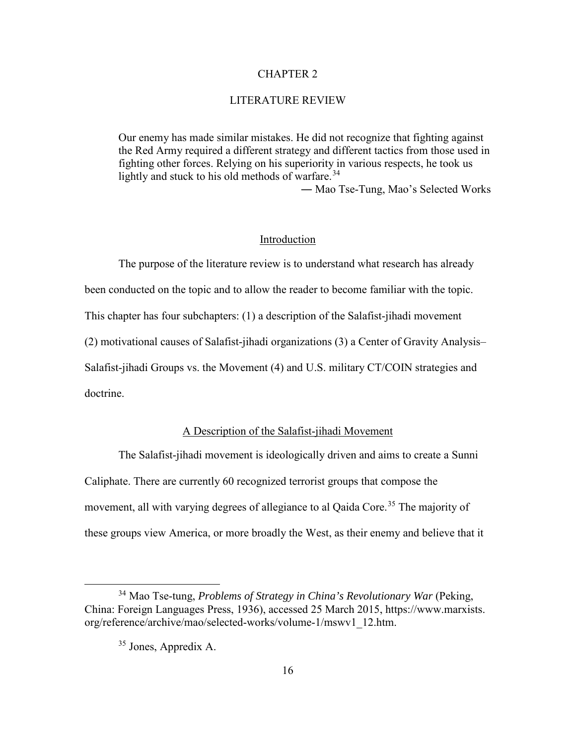# CHAPTER 2

# LITERATURE REVIEW

> Our enemy has made similar mistakes. He did not recognize that fighting against the Red Army required a different strategy and different tactics from those used in fighting other forces. Relying on his superiority in various respects, he took us lightly and stuck to his old methods of warfare.[34]
>
> ― Mao Tse-Tung, Mao's Selected Works

## Introduction

The purpose of the literature review is to understand what research has already been conducted on the topic and to allow the reader to become familiar with the topic. This chapter has four subchapters: (1) a description of the Salafist-jihadi movement (2) motivational causes of Salafist-jihadi organizations (3) a Center of Gravity Analysis–Salafist-jihadi Groups vs. the Movement (4) and U.S. military CT/COIN strategies and doctrine.

## A Description of the Salafist-jihadi Movement

The Salafist-jihadi movement is ideologically driven and aims to create a Sunni Caliphate. There are currently 60 recognized terrorist groups that compose the movement, all with varying degrees of allegiance to al Qaida Core.[35] The majority of these groups view America, or more broadly the West, as their enemy and believe that it

---

[34] Mao Tse-tung, *Problems of Strategy in China's Revolutionary War* (Peking, China: Foreign Languages Press, 1936), accessed 25 March 2015, https://www.marxists.org/reference/archive/mao/selected-works/volume-1/mswv1_12.htm.

[35] Jones, Appredix A.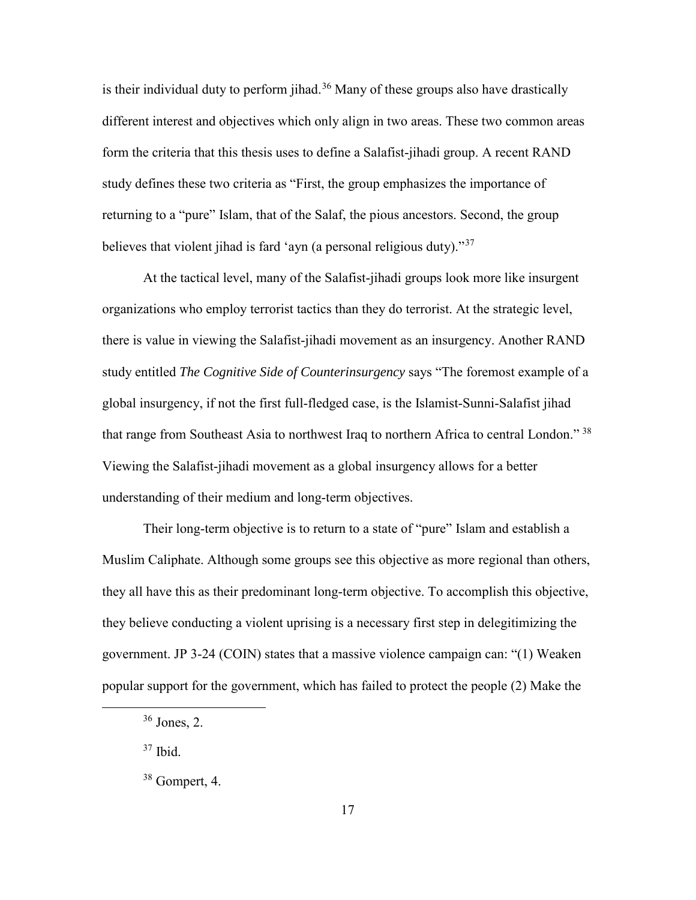is their individual duty to perform jihad.[36] Many of these groups also have drastically different interest and objectives which only align in two areas. These two common areas form the criteria that this thesis uses to define a Salafist-jihadi group. A recent RAND study defines these two criteria as "First, the group emphasizes the importance of returning to a "pure" Islam, that of the Salaf, the pious ancestors. Second, the group believes that violent jihad is fard 'ayn (a personal religious duty)."[37]

At the tactical level, many of the Salafist-jihadi groups look more like insurgent organizations who employ terrorist tactics than they do terrorist. At the strategic level, there is value in viewing the Salafist-jihadi movement as an insurgency. Another RAND study entitled *The Cognitive Side of Counterinsurgency* says "The foremost example of a global insurgency, if not the first full-fledged case, is the Islamist-Sunni-Salafist jihad that range from Southeast Asia to northwest Iraq to northern Africa to central London." [38] Viewing the Salafist-jihadi movement as a global insurgency allows for a better understanding of their medium and long-term objectives.

Their long-term objective is to return to a state of "pure" Islam and establish a Muslim Caliphate. Although some groups see this objective as more regional than others, they all have this as their predominant long-term objective. To accomplish this objective, they believe conducting a violent uprising is a necessary first step in delegitimizing the government. JP 3-24 (COIN) states that a massive violence campaign can: "(1) Weaken popular support for the government, which has failed to protect the people (2) Make the

---

[36] Jones, 2.

[37] Ibid.

[38] Gompert, 4.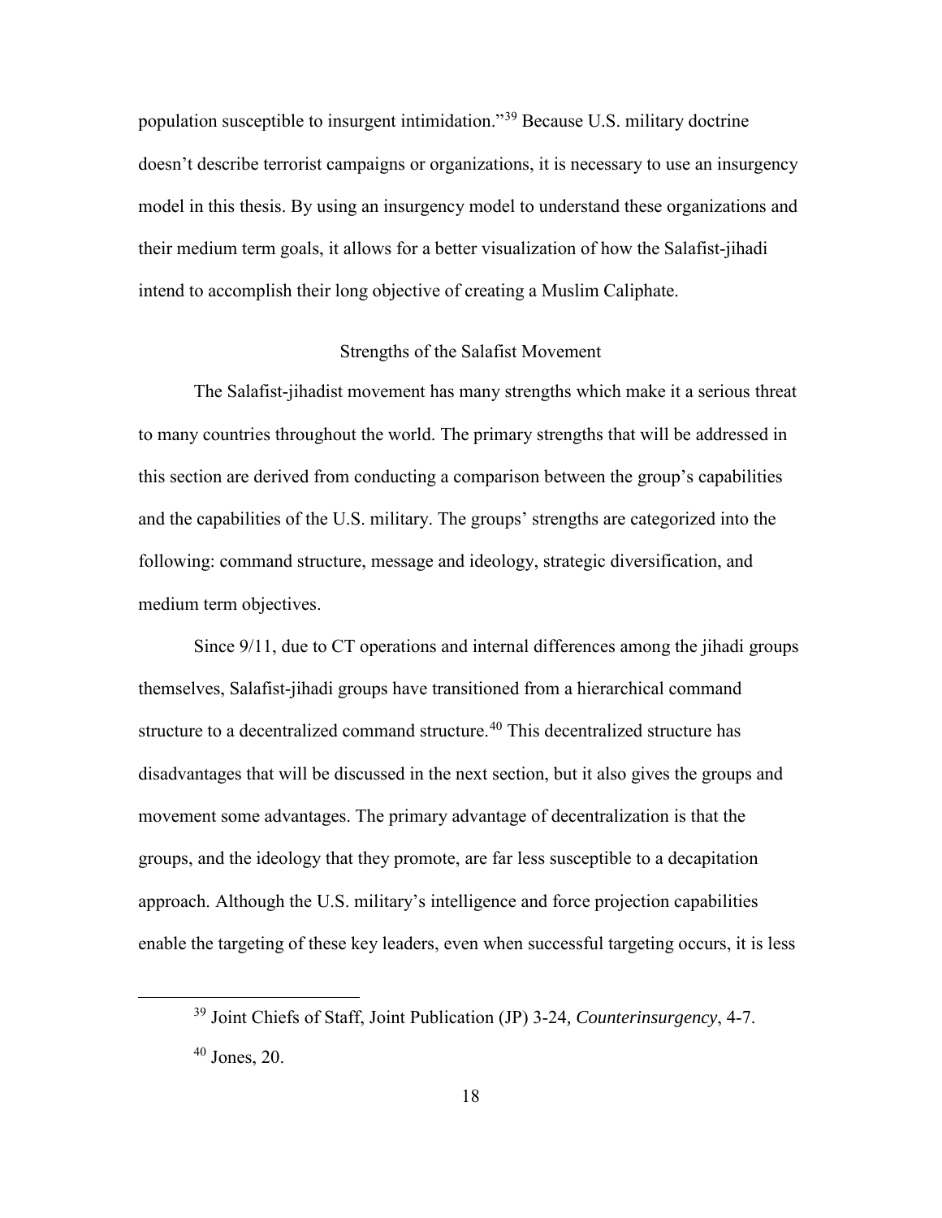population susceptible to insurgent intimidation."[39] Because U.S. military doctrine doesn't describe terrorist campaigns or organizations, it is necessary to use an insurgency model in this thesis. By using an insurgency model to understand these organizations and their medium term goals, it allows for a better visualization of how the Salafist-jihadi intend to accomplish their long objective of creating a Muslim Caliphate.

## Strengths of the Salafist Movement

The Salafist-jihadist movement has many strengths which make it a serious threat to many countries throughout the world. The primary strengths that will be addressed in this section are derived from conducting a comparison between the group's capabilities and the capabilities of the U.S. military. The groups' strengths are categorized into the following: command structure, message and ideology, strategic diversification, and medium term objectives.

Since 9/11, due to CT operations and internal differences among the jihadi groups themselves, Salafist-jihadi groups have transitioned from a hierarchical command structure to a decentralized command structure.[40] This decentralized structure has disadvantages that will be discussed in the next section, but it also gives the groups and movement some advantages. The primary advantage of decentralization is that the groups, and the ideology that they promote, are far less susceptible to a decapitation approach. Although the U.S. military's intelligence and force projection capabilities enable the targeting of these key leaders, even when successful targeting occurs, it is less

---

[39] Joint Chiefs of Staff, Joint Publication (JP) 3-24, *Counterinsurgency*, 4-7.

[40] Jones, 20.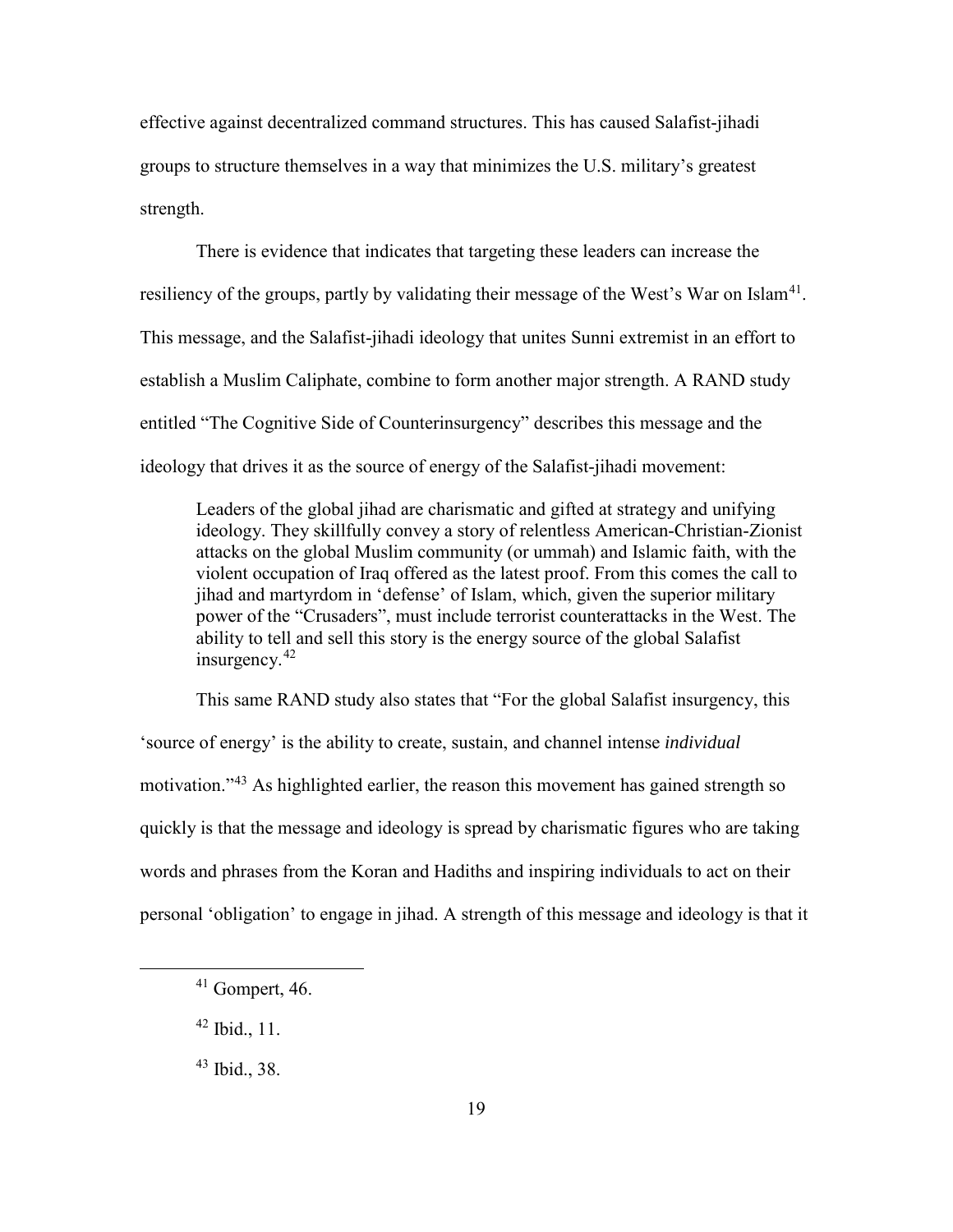effective against decentralized command structures. This has caused Salafist-jihadi groups to structure themselves in a way that minimizes the U.S. military's greatest strength.

There is evidence that indicates that targeting these leaders can increase the resiliency of the groups, partly by validating their message of the West's War on Islam[41]. This message, and the Salafist-jihadi ideology that unites Sunni extremist in an effort to establish a Muslim Caliphate, combine to form another major strength. A RAND study entitled "The Cognitive Side of Counterinsurgency" describes this message and the ideology that drives it as the source of energy of the Salafist-jihadi movement:

> Leaders of the global jihad are charismatic and gifted at strategy and unifying ideology. They skillfully convey a story of relentless American-Christian-Zionist attacks on the global Muslim community (or ummah) and Islamic faith, with the violent occupation of Iraq offered as the latest proof. From this comes the call to jihad and martyrdom in 'defense' of Islam, which, given the superior military power of the "Crusaders", must include terrorist counterattacks in the West. The ability to tell and sell this story is the energy source of the global Salafist insurgency.[42]

This same RAND study also states that "For the global Salafist insurgency, this 'source of energy' is the ability to create, sustain, and channel intense *individual* motivation."[43] As highlighted earlier, the reason this movement has gained strength so quickly is that the message and ideology is spread by charismatic figures who are taking words and phrases from the Koran and Hadiths and inspiring individuals to act on their personal 'obligation' to engage in jihad. A strength of this message and ideology is that it

---

[41] Gompert, 46.

[42] Ibid., 11.

[43] Ibid., 38.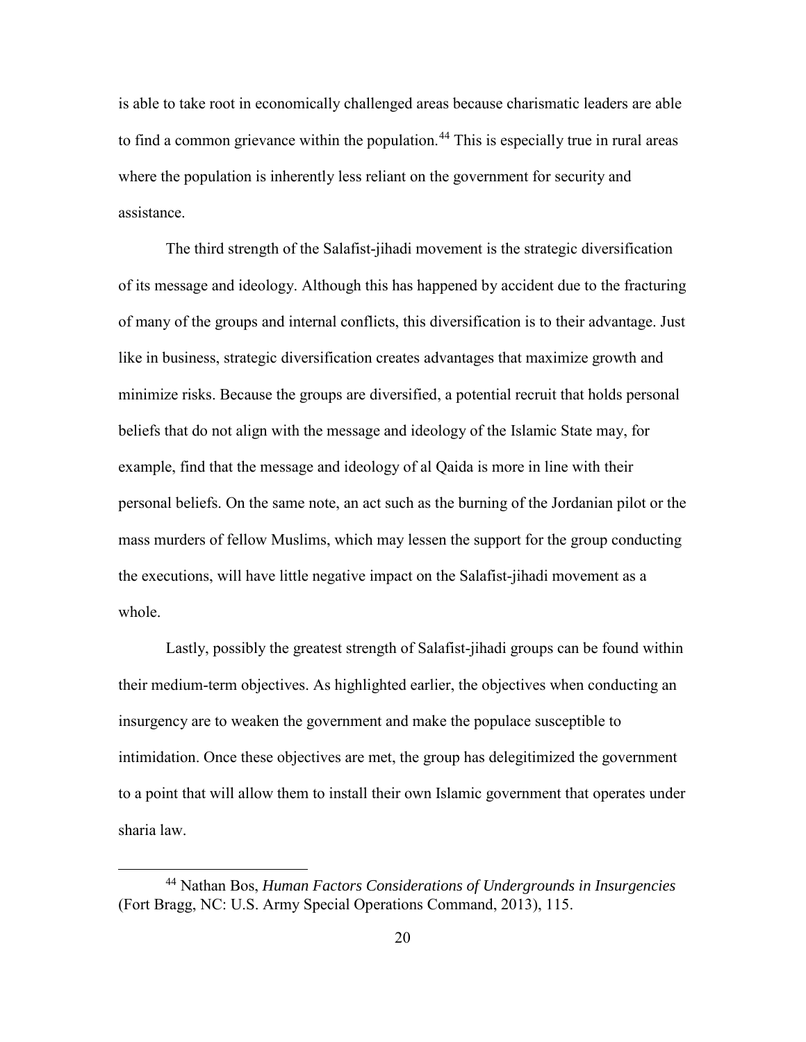is able to take root in economically challenged areas because charismatic leaders are able to find a common grievance within the population.[44] This is especially true in rural areas where the population is inherently less reliant on the government for security and assistance.

The third strength of the Salafist-jihadi movement is the strategic diversification of its message and ideology. Although this has happened by accident due to the fracturing of many of the groups and internal conflicts, this diversification is to their advantage. Just like in business, strategic diversification creates advantages that maximize growth and minimize risks. Because the groups are diversified, a potential recruit that holds personal beliefs that do not align with the message and ideology of the Islamic State may, for example, find that the message and ideology of al Qaida is more in line with their personal beliefs. On the same note, an act such as the burning of the Jordanian pilot or the mass murders of fellow Muslims, which may lessen the support for the group conducting the executions, will have little negative impact on the Salafist-jihadi movement as a whole.

Lastly, possibly the greatest strength of Salafist-jihadi groups can be found within their medium-term objectives. As highlighted earlier, the objectives when conducting an insurgency are to weaken the government and make the populace susceptible to intimidation. Once these objectives are met, the group has delegitimized the government to a point that will allow them to install their own Islamic government that operates under sharia law.

---

[44] Nathan Bos, *Human Factors Considerations of Undergrounds in Insurgencies* (Fort Bragg, NC: U.S. Army Special Operations Command, 2013), 115.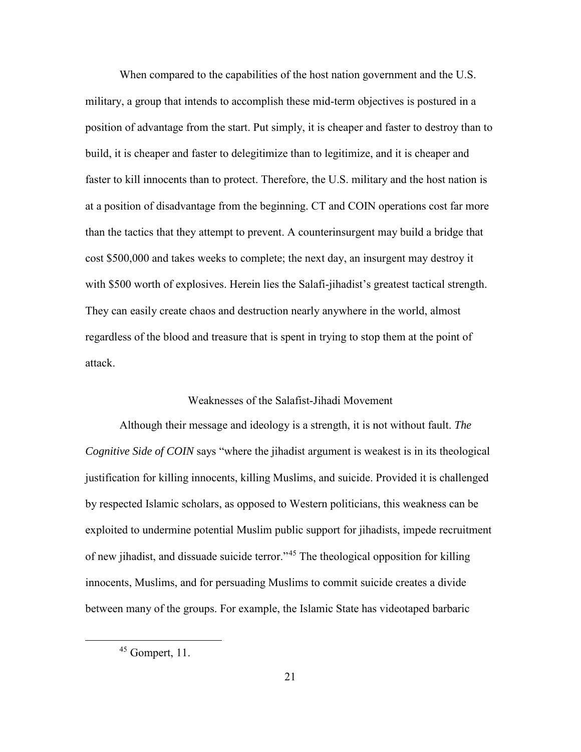When compared to the capabilities of the host nation government and the U.S. military, a group that intends to accomplish these mid-term objectives is postured in a position of advantage from the start. Put simply, it is cheaper and faster to destroy than to build, it is cheaper and faster to delegitimize than to legitimize, and it is cheaper and faster to kill innocents than to protect. Therefore, the U.S. military and the host nation is at a position of disadvantage from the beginning. CT and COIN operations cost far more than the tactics that they attempt to prevent. A counterinsurgent may build a bridge that cost $500,000 and takes weeks to complete; the next day, an insurgent may destroy it with $500 worth of explosives. Herein lies the Salafi-jihadist's greatest tactical strength. They can easily create chaos and destruction nearly anywhere in the world, almost regardless of the blood and treasure that is spent in trying to stop them at the point of attack.

## Weaknesses of the Salafist-Jihadi Movement

Although their message and ideology is a strength, it is not without fault. *The Cognitive Side of COIN* says "where the jihadist argument is weakest is in its theological justification for killing innocents, killing Muslims, and suicide. Provided it is challenged by respected Islamic scholars, as opposed to Western politicians, this weakness can be exploited to undermine potential Muslim public support for jihadists, impede recruitment of new jihadist, and dissuade suicide terror."[45] The theological opposition for killing innocents, Muslims, and for persuading Muslims to commit suicide creates a divide between many of the groups. For example, the Islamic State has videotaped barbaric

[45] Gompert, 11.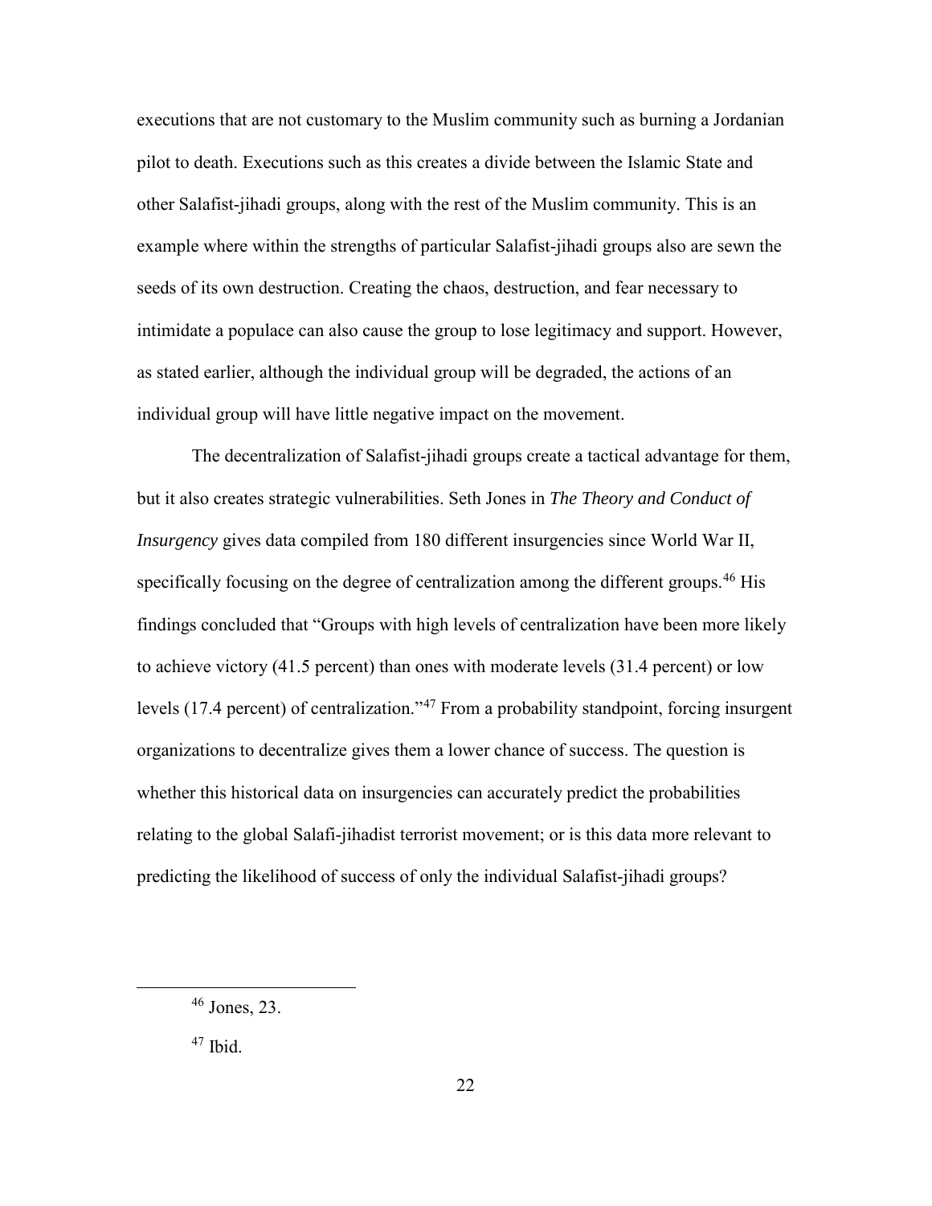executions that are not customary to the Muslim community such as burning a Jordanian pilot to death. Executions such as this creates a divide between the Islamic State and other Salafist-jihadi groups, along with the rest of the Muslim community. This is an example where within the strengths of particular Salafist-jihadi groups also are sewn the seeds of its own destruction. Creating the chaos, destruction, and fear necessary to intimidate a populace can also cause the group to lose legitimacy and support. However, as stated earlier, although the individual group will be degraded, the actions of an individual group will have little negative impact on the movement.

The decentralization of Salafist-jihadi groups create a tactical advantage for them, but it also creates strategic vulnerabilities. Seth Jones in *The Theory and Conduct of Insurgency* gives data compiled from 180 different insurgencies since World War II, specifically focusing on the degree of centralization among the different groups.[46] His findings concluded that "Groups with high levels of centralization have been more likely to achieve victory (41.5 percent) than ones with moderate levels (31.4 percent) or low levels (17.4 percent) of centralization."[47] From a probability standpoint, forcing insurgent organizations to decentralize gives them a lower chance of success. The question is whether this historical data on insurgencies can accurately predict the probabilities relating to the global Salafi-jihadist terrorist movement; or is this data more relevant to predicting the likelihood of success of only the individual Salafist-jihadi groups?

---

[46] Jones, 23.

[47] Ibid.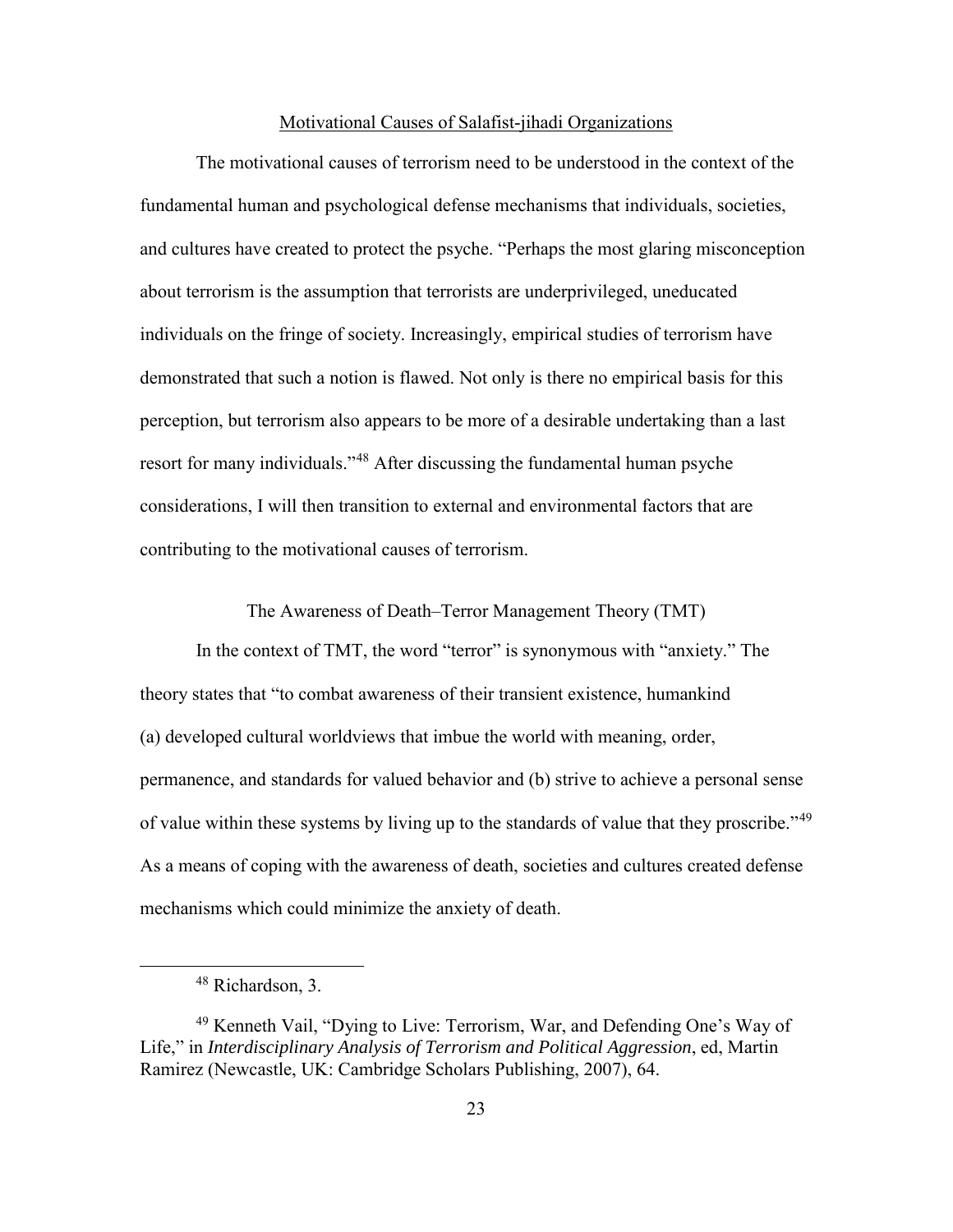## Motivational Causes of Salafist-jihadi Organizations

The motivational causes of terrorism need to be understood in the context of the fundamental human and psychological defense mechanisms that individuals, societies, and cultures have created to protect the psyche. "Perhaps the most glaring misconception about terrorism is the assumption that terrorists are underprivileged, uneducated individuals on the fringe of society. Increasingly, empirical studies of terrorism have demonstrated that such a notion is flawed. Not only is there no empirical basis for this perception, but terrorism also appears to be more of a desirable undertaking than a last resort for many individuals."[48] After discussing the fundamental human psyche considerations, I will then transition to external and environmental factors that are contributing to the motivational causes of terrorism.

### The Awareness of Death–Terror Management Theory (TMT)

In the context of TMT, the word "terror" is synonymous with "anxiety." The theory states that "to combat awareness of their transient existence, humankind (a) developed cultural worldviews that imbue the world with meaning, order, permanence, and standards for valued behavior and (b) strive to achieve a personal sense of value within these systems by living up to the standards of value that they proscribe."[49] As a means of coping with the awareness of death, societies and cultures created defense mechanisms which could minimize the anxiety of death.

---

[48] Richardson, 3.

[49] Kenneth Vail, "Dying to Live: Terrorism, War, and Defending One's Way of Life," in *Interdisciplinary Analysis of Terrorism and Political Aggression*, ed, Martin Ramirez (Newcastle, UK: Cambridge Scholars Publishing, 2007), 64.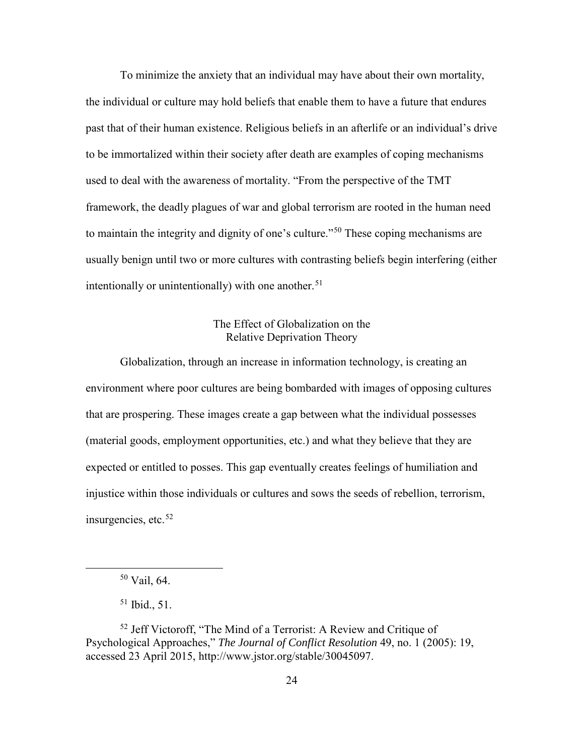To minimize the anxiety that an individual may have about their own mortality, the individual or culture may hold beliefs that enable them to have a future that endures past that of their human existence. Religious beliefs in an afterlife or an individual's drive to be immortalized within their society after death are examples of coping mechanisms used to deal with the awareness of mortality. "From the perspective of the TMT framework, the deadly plagues of war and global terrorism are rooted in the human need to maintain the integrity and dignity of one's culture."[50] These coping mechanisms are usually benign until two or more cultures with contrasting beliefs begin interfering (either intentionally or unintentionally) with one another.[51]

### The Effect of Globalization on the Relative Deprivation Theory

Globalization, through an increase in information technology, is creating an environment where poor cultures are being bombarded with images of opposing cultures that are prospering. These images create a gap between what the individual possesses (material goods, employment opportunities, etc.) and what they believe that they are expected or entitled to posses. This gap eventually creates feelings of humiliation and injustice within those individuals or cultures and sows the seeds of rebellion, terrorism, insurgencies, etc.[52]

---

[50] Vail, 64.

[51] Ibid., 51.

[52] Jeff Victoroff, "The Mind of a Terrorist: A Review and Critique of Psychological Approaches," *The Journal of Conflict Resolution* 49, no. 1 (2005): 19, accessed 23 April 2015, http://www.jstor.org/stable/30045097.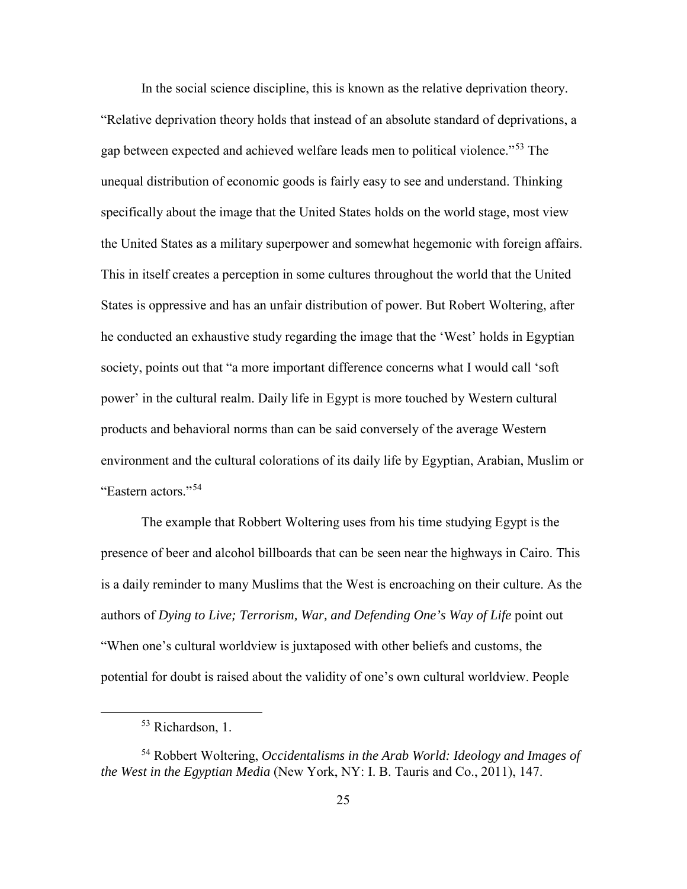In the social science discipline, this is known as the relative deprivation theory. "Relative deprivation theory holds that instead of an absolute standard of deprivations, a gap between expected and achieved welfare leads men to political violence."[53] The unequal distribution of economic goods is fairly easy to see and understand. Thinking specifically about the image that the United States holds on the world stage, most view the United States as a military superpower and somewhat hegemonic with foreign affairs. This in itself creates a perception in some cultures throughout the world that the United States is oppressive and has an unfair distribution of power. But Robert Woltering, after he conducted an exhaustive study regarding the image that the 'West' holds in Egyptian society, points out that "a more important difference concerns what I would call 'soft power' in the cultural realm. Daily life in Egypt is more touched by Western cultural products and behavioral norms than can be said conversely of the average Western environment and the cultural colorations of its daily life by Egyptian, Arabian, Muslim or "Eastern actors."[54]

The example that Robbert Woltering uses from his time studying Egypt is the presence of beer and alcohol billboards that can be seen near the highways in Cairo. This is a daily reminder to many Muslims that the West is encroaching on their culture. As the authors of *Dying to Live; Terrorism, War, and Defending One's Way of Life* point out "When one's cultural worldview is juxtaposed with other beliefs and customs, the potential for doubt is raised about the validity of one's own cultural worldview. People

---

[53] Richardson, 1.

[54] Robbert Woltering, *Occidentalisms in the Arab World: Ideology and Images of the West in the Egyptian Media* (New York, NY: I. B. Tauris and Co., 2011), 147.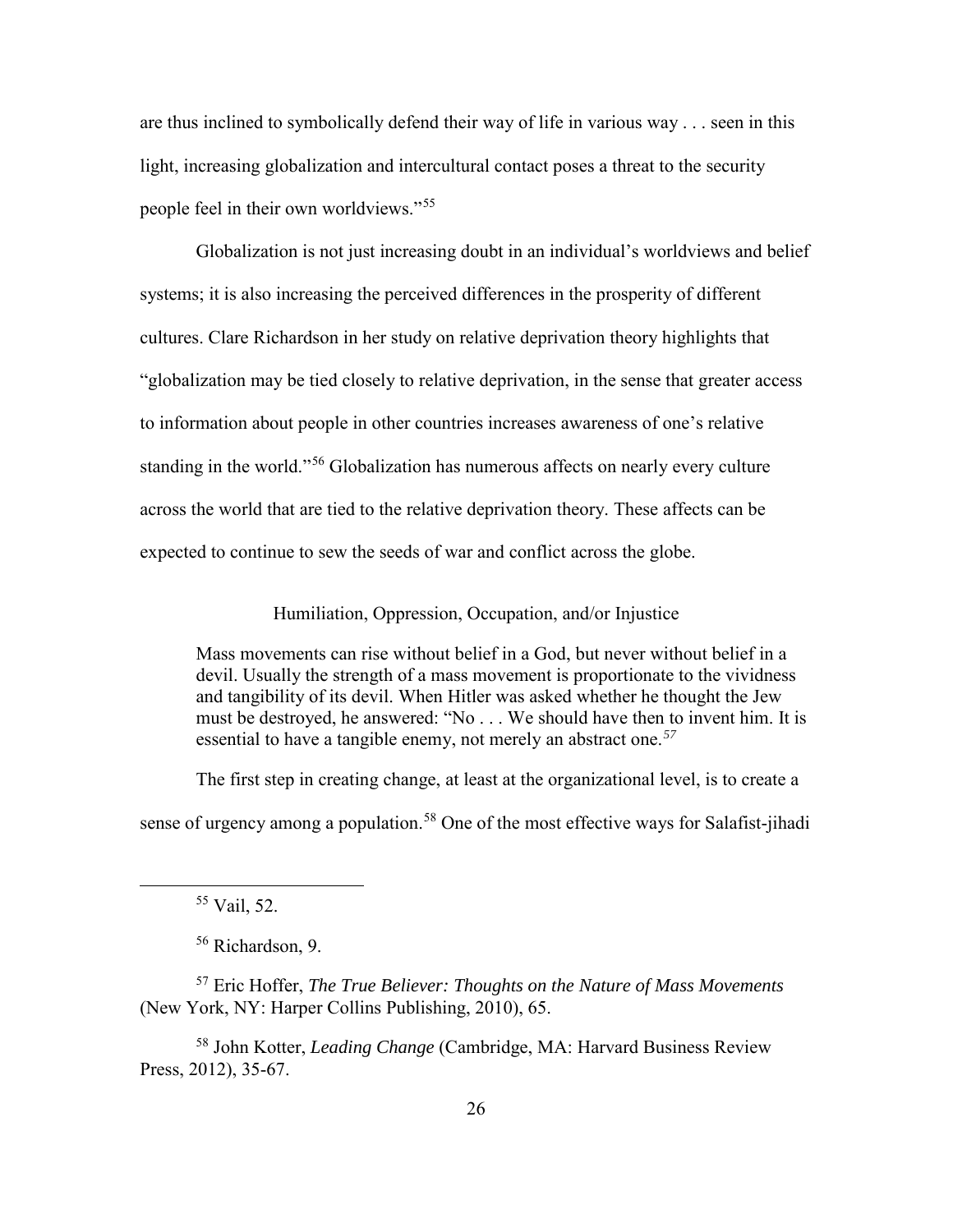are thus inclined to symbolically defend their way of life in various way . . . seen in this light, increasing globalization and intercultural contact poses a threat to the security people feel in their own worldviews."[55]

Globalization is not just increasing doubt in an individual's worldviews and belief systems; it is also increasing the perceived differences in the prosperity of different cultures. Clare Richardson in her study on relative deprivation theory highlights that "globalization may be tied closely to relative deprivation, in the sense that greater access to information about people in other countries increases awareness of one's relative standing in the world."[56] Globalization has numerous affects on nearly every culture across the world that are tied to the relative deprivation theory. These affects can be expected to continue to sew the seeds of war and conflict across the globe.

## Humiliation, Oppression, Occupation, and/or Injustice

> Mass movements can rise without belief in a God, but never without belief in a devil. Usually the strength of a mass movement is proportionate to the vividness and tangibility of its devil. When Hitler was asked whether he thought the Jew must be destroyed, he answered: "No . . . We should have then to invent him. It is essential to have a tangible enemy, not merely an abstract one.[57]

The first step in creating change, at least at the organizational level, is to create a sense of urgency among a population.[58] One of the most effective ways for Salafist-jihadi

---

[55] Vail, 52.

[56] Richardson, 9.

[57] Eric Hoffer, *The True Believer: Thoughts on the Nature of Mass Movements* (New York, NY: Harper Collins Publishing, 2010), 65.

[58] John Kotter, *Leading Change* (Cambridge, MA: Harvard Business Review Press, 2012), 35-67.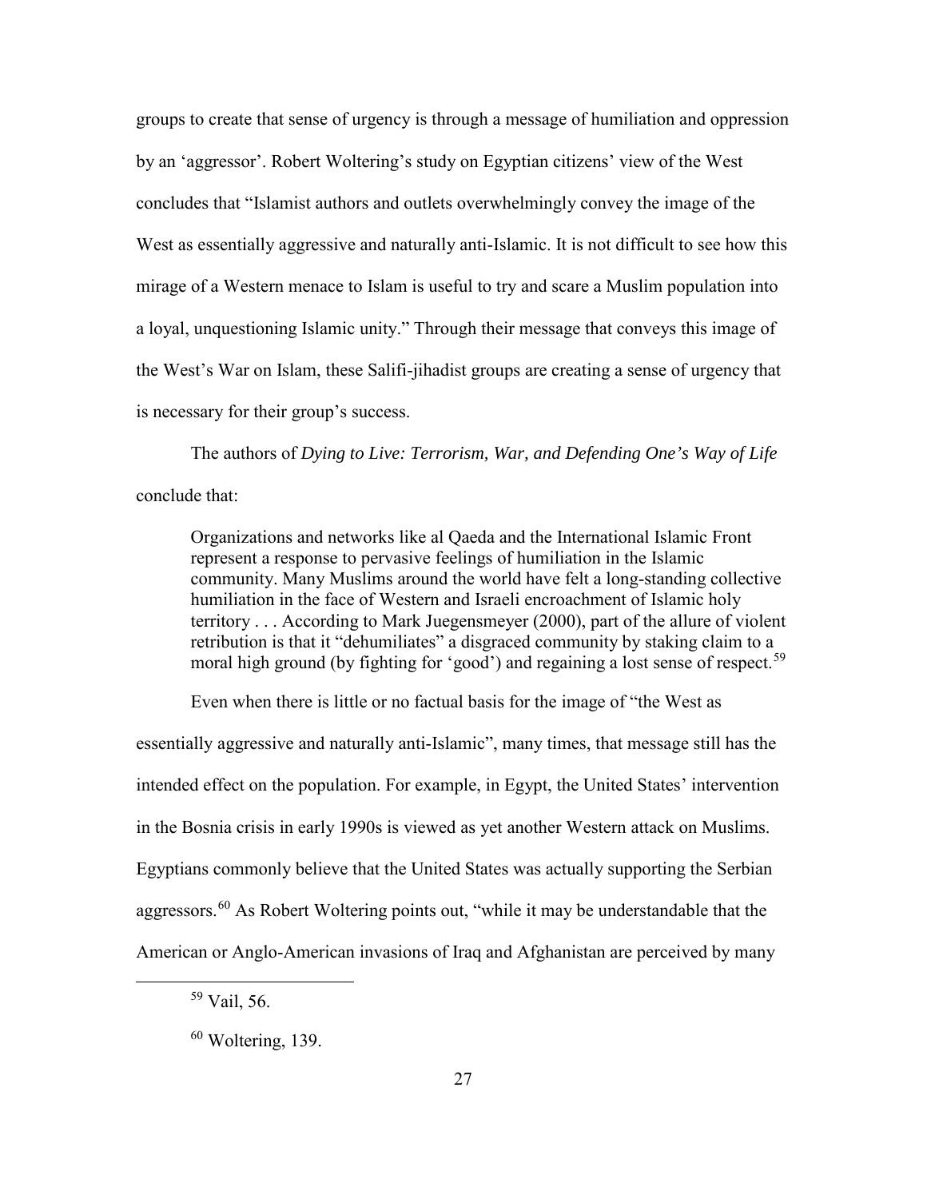groups to create that sense of urgency is through a message of humiliation and oppression by an 'aggressor'. Robert Woltering's study on Egyptian citizens' view of the West concludes that "Islamist authors and outlets overwhelmingly convey the image of the West as essentially aggressive and naturally anti-Islamic. It is not difficult to see how this mirage of a Western menace to Islam is useful to try and scare a Muslim population into a loyal, unquestioning Islamic unity." Through their message that conveys this image of the West's War on Islam, these Salifi-jihadist groups are creating a sense of urgency that is necessary for their group's success.

The authors of *Dying to Live: Terrorism, War, and Defending One's Way of Life* conclude that:

> Organizations and networks like al Qaeda and the International Islamic Front represent a response to pervasive feelings of humiliation in the Islamic community. Many Muslims around the world have felt a long-standing collective humiliation in the face of Western and Israeli encroachment of Islamic holy territory . . . According to Mark Juegensmeyer (2000), part of the allure of violent retribution is that it "dehumiliates" a disgraced community by staking claim to a moral high ground (by fighting for 'good') and regaining a lost sense of respect.[59]

Even when there is little or no factual basis for the image of "the West as essentially aggressive and naturally anti-Islamic", many times, that message still has the intended effect on the population. For example, in Egypt, the United States' intervention in the Bosnia crisis in early 1990s is viewed as yet another Western attack on Muslims. Egyptians commonly believe that the United States was actually supporting the Serbian aggressors.[60] As Robert Woltering points out, "while it may be understandable that the American or Anglo-American invasions of Iraq and Afghanistan are perceived by many

---

[59] Vail, 56.

[60] Woltering, 139.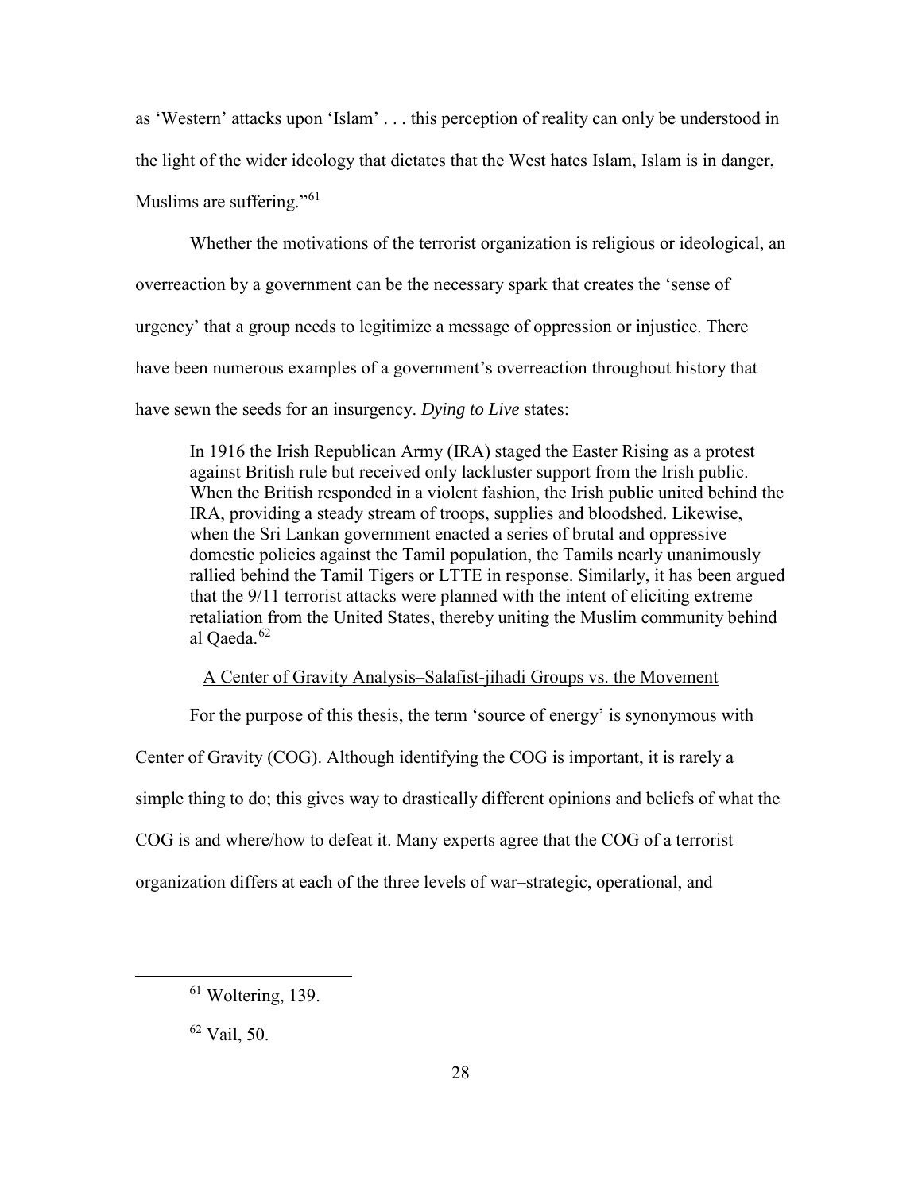as 'Western' attacks upon 'Islam' . . . this perception of reality can only be understood in the light of the wider ideology that dictates that the West hates Islam, Islam is in danger, Muslims are suffering."[61]

Whether the motivations of the terrorist organization is religious or ideological, an overreaction by a government can be the necessary spark that creates the 'sense of urgency' that a group needs to legitimize a message of oppression or injustice. There have been numerous examples of a government's overreaction throughout history that have sewn the seeds for an insurgency. *Dying to Live* states:

> In 1916 the Irish Republican Army (IRA) staged the Easter Rising as a protest against British rule but received only lackluster support from the Irish public. When the British responded in a violent fashion, the Irish public united behind the IRA, providing a steady stream of troops, supplies and bloodshed. Likewise, when the Sri Lankan government enacted a series of brutal and oppressive domestic policies against the Tamil population, the Tamils nearly unanimously rallied behind the Tamil Tigers or LTTE in response. Similarly, it has been argued that the 9/11 terrorist attacks were planned with the intent of eliciting extreme retaliation from the United States, thereby uniting the Muslim community behind al Qaeda.[62]

A Center of Gravity Analysis–Salafist-jihadi Groups vs. the Movement

For the purpose of this thesis, the term 'source of energy' is synonymous with Center of Gravity (COG). Although identifying the COG is important, it is rarely a simple thing to do; this gives way to drastically different opinions and beliefs of what the COG is and where/how to defeat it. Many experts agree that the COG of a terrorist organization differs at each of the three levels of war–strategic, operational, and

---

[61] Woltering, 139.

[62] Vail, 50.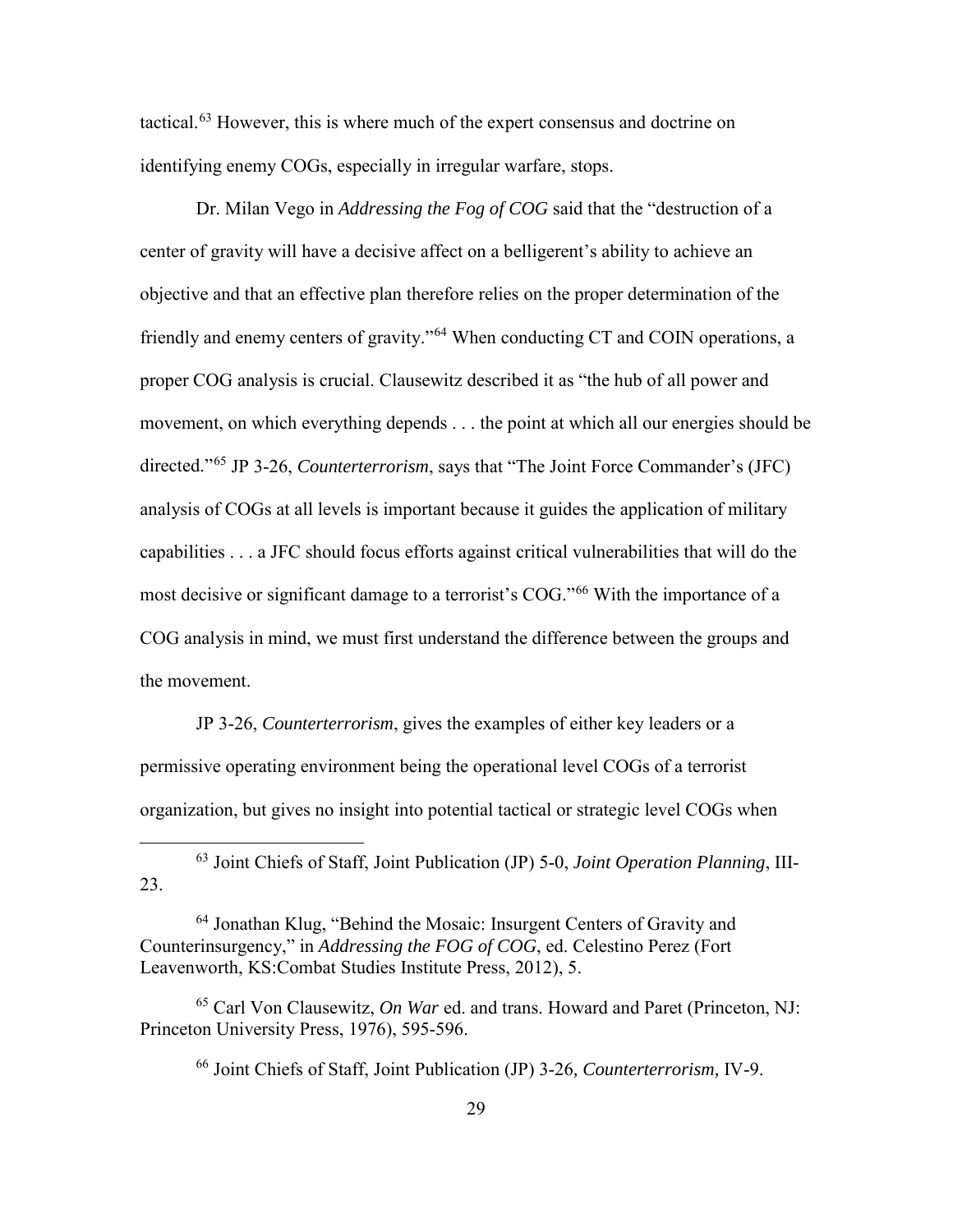tactical.[63] However, this is where much of the expert consensus and doctrine on identifying enemy COGs, especially in irregular warfare, stops.

Dr. Milan Vego in *Addressing the Fog of COG* said that the "destruction of a center of gravity will have a decisive affect on a belligerent's ability to achieve an objective and that an effective plan therefore relies on the proper determination of the friendly and enemy centers of gravity."[64] When conducting CT and COIN operations, a proper COG analysis is crucial. Clausewitz described it as "the hub of all power and movement, on which everything depends . . . the point at which all our energies should be directed."[65] JP 3-26, *Counterterrorism*, says that "The Joint Force Commander's (JFC) analysis of COGs at all levels is important because it guides the application of military capabilities . . . a JFC should focus efforts against critical vulnerabilities that will do the most decisive or significant damage to a terrorist's COG."[66] With the importance of a COG analysis in mind, we must first understand the difference between the groups and the movement.

JP 3-26, *Counterterrorism*, gives the examples of either key leaders or a permissive operating environment being the operational level COGs of a terrorist organization, but gives no insight into potential tactical or strategic level COGs when

---

[63] Joint Chiefs of Staff, Joint Publication (JP) 5-0, *Joint Operation Planning*, III-23.

[64] Jonathan Klug, "Behind the Mosaic: Insurgent Centers of Gravity and Counterinsurgency," in *Addressing the FOG of COG*, ed. Celestino Perez (Fort Leavenworth, KS:Combat Studies Institute Press, 2012), 5.

[65] Carl Von Clausewitz, *On War* ed. and trans. Howard and Paret (Princeton, NJ: Princeton University Press, 1976), 595-596.

[66] Joint Chiefs of Staff, Joint Publication (JP) 3-26*, Counterterrorism,* IV-9.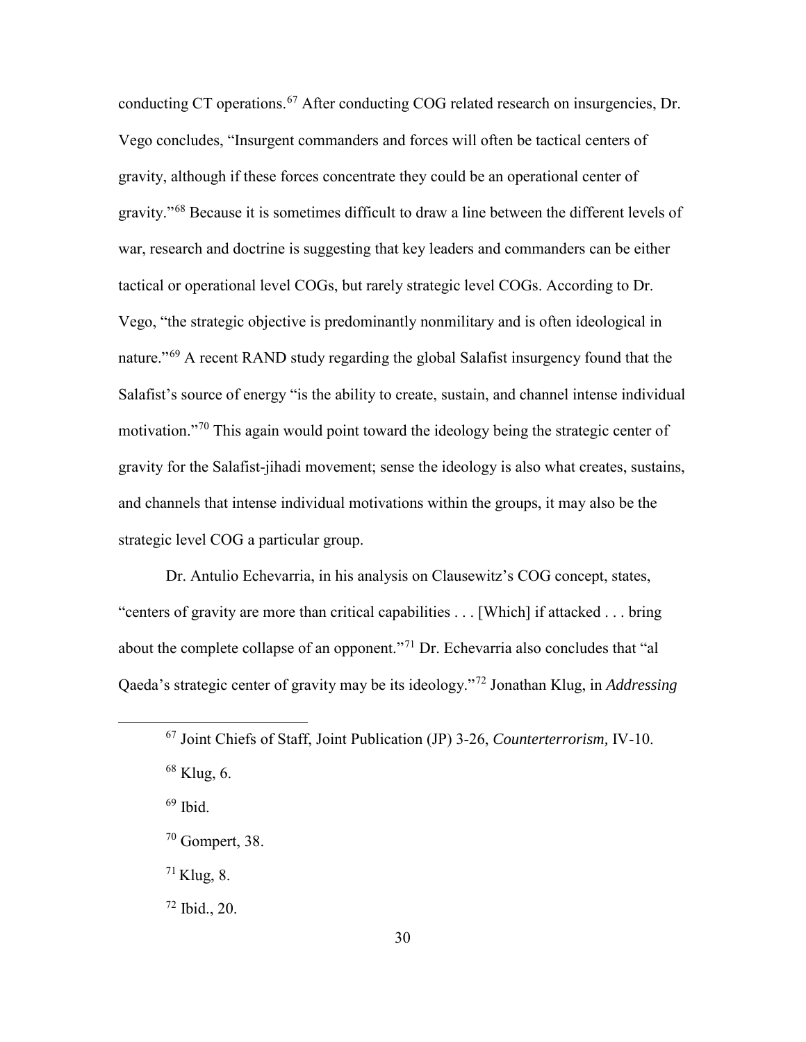conducting CT operations.[67] After conducting COG related research on insurgencies, Dr. Vego concludes, "Insurgent commanders and forces will often be tactical centers of gravity, although if these forces concentrate they could be an operational center of gravity."[68] Because it is sometimes difficult to draw a line between the different levels of war, research and doctrine is suggesting that key leaders and commanders can be either tactical or operational level COGs, but rarely strategic level COGs. According to Dr. Vego, "the strategic objective is predominantly nonmilitary and is often ideological in nature."[69] A recent RAND study regarding the global Salafist insurgency found that the Salafist's source of energy "is the ability to create, sustain, and channel intense individual motivation."[70] This again would point toward the ideology being the strategic center of gravity for the Salafist-jihadi movement; sense the ideology is also what creates, sustains, and channels that intense individual motivations within the groups, it may also be the strategic level COG a particular group.

Dr. Antulio Echevarria, in his analysis on Clausewitz's COG concept, states, "centers of gravity are more than critical capabilities . . . [Which] if attacked . . . bring about the complete collapse of an opponent."[71] Dr. Echevarria also concludes that "al Qaeda's strategic center of gravity may be its ideology."[72] Jonathan Klug, in *Addressing*

---

[67] Joint Chiefs of Staff, Joint Publication (JP) 3-26, *Counterterrorism,* IV-10.

[68] Klug, 6.

[69] Ibid.

[70] Gompert, 38.

[71] Klug, 8.

[72] Ibid., 20.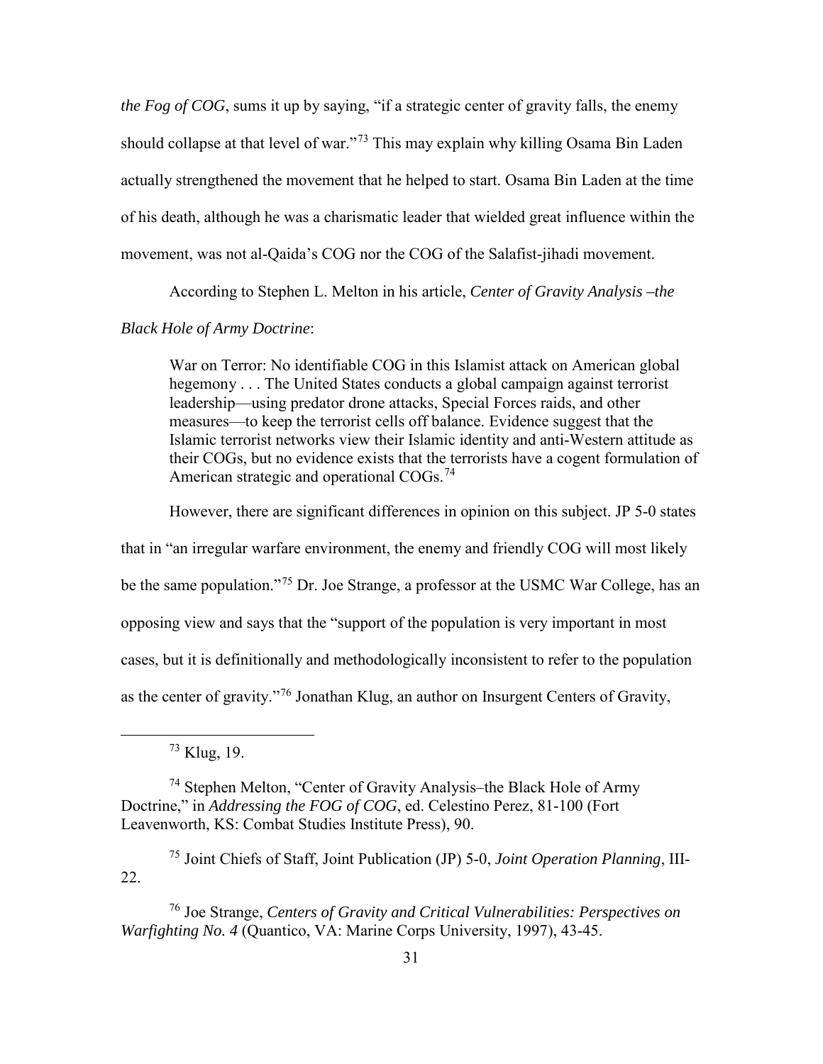*the Fog of COG*, sums it up by saying, "if a strategic center of gravity falls, the enemy should collapse at that level of war."[73] This may explain why killing Osama Bin Laden actually strengthened the movement that he helped to start. Osama Bin Laden at the time of his death, although he was a charismatic leader that wielded great influence within the movement, was not al-Qaida's COG nor the COG of the Salafist-jihadi movement.

According to Stephen L. Melton in his article, *Center of Gravity Analysis –the Black Hole of Army Doctrine*:

> War on Terror: No identifiable COG in this Islamist attack on American global hegemony . . . The United States conducts a global campaign against terrorist leadership—using predator drone attacks, Special Forces raids, and other measures—to keep the terrorist cells off balance. Evidence suggest that the Islamic terrorist networks view their Islamic identity and anti-Western attitude as their COGs, but no evidence exists that the terrorists have a cogent formulation of American strategic and operational COGs.[74]

However, there are significant differences in opinion on this subject. JP 5-0 states that in "an irregular warfare environment, the enemy and friendly COG will most likely be the same population."[75] Dr. Joe Strange, a professor at the USMC War College, has an opposing view and says that the "support of the population is very important in most cases, but it is definitionally and methodologically inconsistent to refer to the population as the center of gravity."[76] Jonathan Klug, an author on Insurgent Centers of Gravity,

---

[73] Klug, 19.

[74] Stephen Melton, "Center of Gravity Analysis–the Black Hole of Army Doctrine," in *Addressing the FOG of COG*, ed. Celestino Perez, 81-100 (Fort Leavenworth, KS: Combat Studies Institute Press), 90.

[75] Joint Chiefs of Staff, Joint Publication (JP) 5-0, *Joint Operation Planning*, III-22.

[76] Joe Strange, *Centers of Gravity and Critical Vulnerabilities: Perspectives on Warfighting No. 4* (Quantico, VA: Marine Corps University, 1997), 43-45.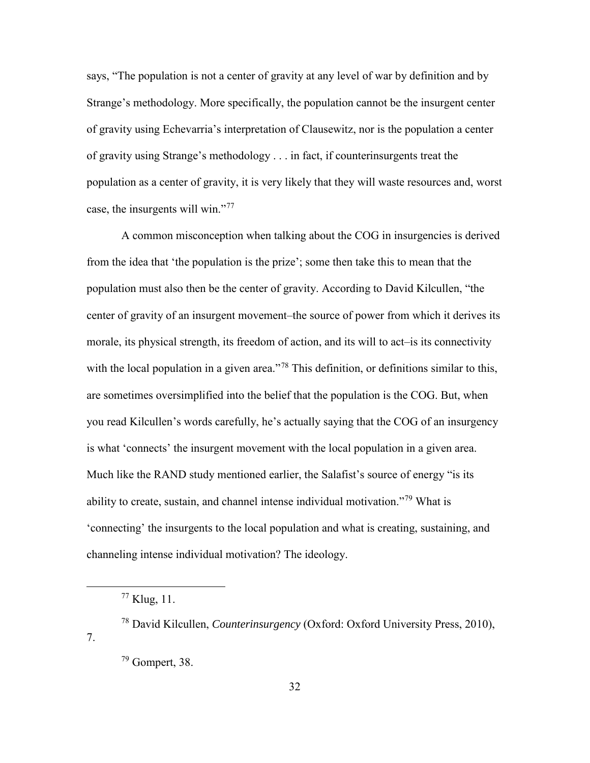says, "The population is not a center of gravity at any level of war by definition and by Strange's methodology. More specifically, the population cannot be the insurgent center of gravity using Echevarria's interpretation of Clausewitz, nor is the population a center of gravity using Strange's methodology . . . in fact, if counterinsurgents treat the population as a center of gravity, it is very likely that they will waste resources and, worst case, the insurgents will win."[77]

A common misconception when talking about the COG in insurgencies is derived from the idea that 'the population is the prize'; some then take this to mean that the population must also then be the center of gravity. According to David Kilcullen, "the center of gravity of an insurgent movement–the source of power from which it derives its morale, its physical strength, its freedom of action, and its will to act–is its connectivity with the local population in a given area."[78] This definition, or definitions similar to this, are sometimes oversimplified into the belief that the population is the COG. But, when you read Kilcullen's words carefully, he's actually saying that the COG of an insurgency is what 'connects' the insurgent movement with the local population in a given area. Much like the RAND study mentioned earlier, the Salafist's source of energy "is its ability to create, sustain, and channel intense individual motivation."[79] What is 'connecting' the insurgents to the local population and what is creating, sustaining, and channeling intense individual motivation? The ideology.

---

[77] Klug, 11.

[78] David Kilcullen, *Counterinsurgency* (Oxford: Oxford University Press, 2010), 7.

[79] Gompert, 38.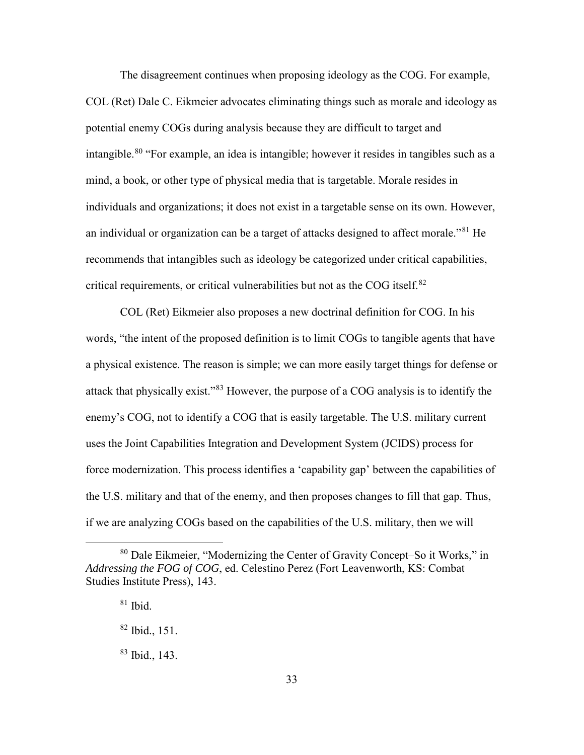The disagreement continues when proposing ideology as the COG. For example, COL (Ret) Dale C. Eikmeier advocates eliminating things such as morale and ideology as potential enemy COGs during analysis because they are difficult to target and intangible.[80] "For example, an idea is intangible; however it resides in tangibles such as a mind, a book, or other type of physical media that is targetable. Morale resides in individuals and organizations; it does not exist in a targetable sense on its own. However, an individual or organization can be a target of attacks designed to affect morale."[81] He recommends that intangibles such as ideology be categorized under critical capabilities, critical requirements, or critical vulnerabilities but not as the COG itself.[82]

COL (Ret) Eikmeier also proposes a new doctrinal definition for COG. In his words, "the intent of the proposed definition is to limit COGs to tangible agents that have a physical existence. The reason is simple; we can more easily target things for defense or attack that physically exist."[83] However, the purpose of a COG analysis is to identify the enemy's COG, not to identify a COG that is easily targetable. The U.S. military current uses the Joint Capabilities Integration and Development System (JCIDS) process for force modernization. This process identifies a 'capability gap' between the capabilities of the U.S. military and that of the enemy, and then proposes changes to fill that gap. Thus, if we are analyzing COGs based on the capabilities of the U.S. military, then we will

---

[80] Dale Eikmeier, "Modernizing the Center of Gravity Concept–So it Works," in *Addressing the FOG of COG*, ed. Celestino Perez (Fort Leavenworth, KS: Combat Studies Institute Press), 143.

[81] Ibid.

[82] Ibid., 151.

[83] Ibid., 143.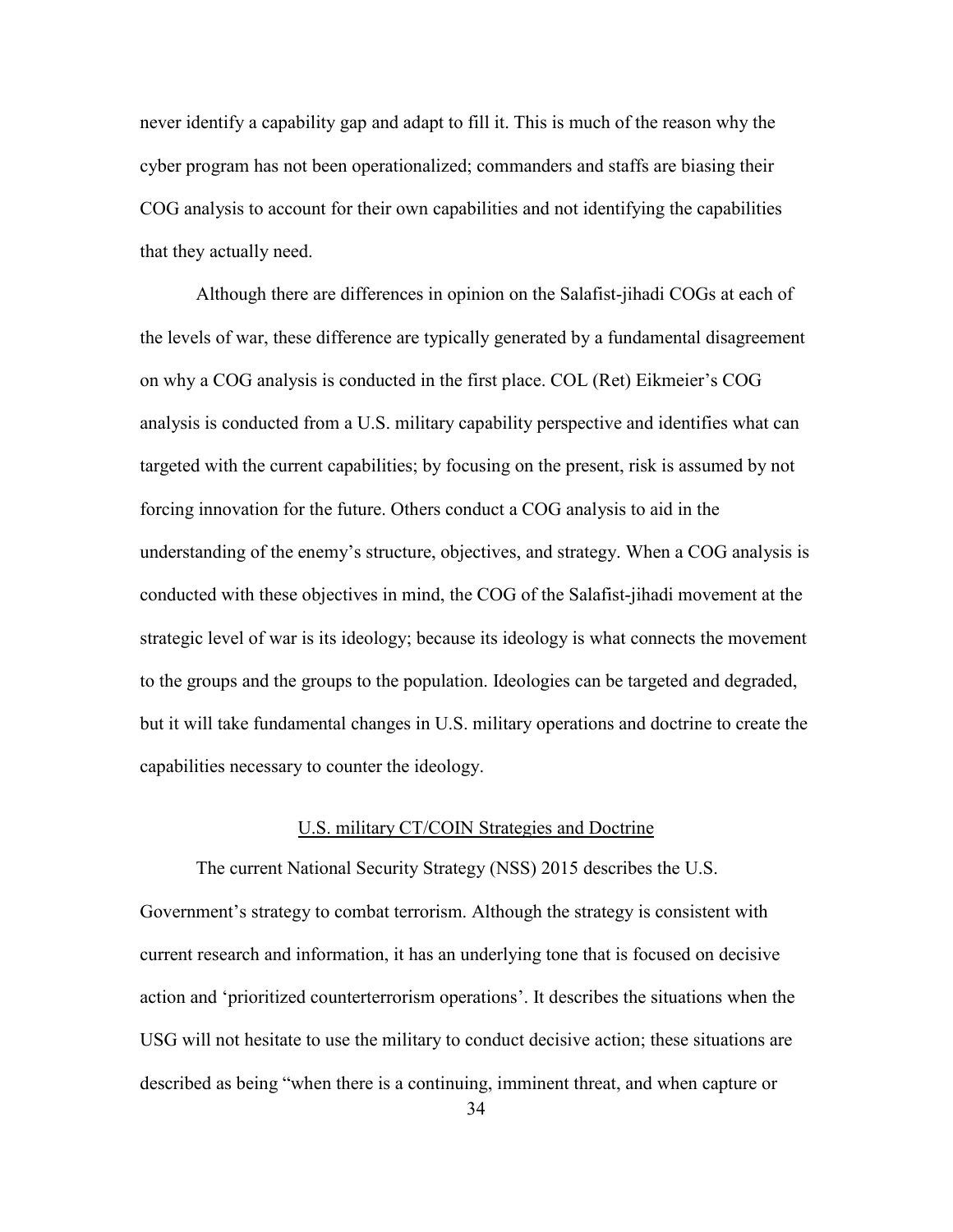never identify a capability gap and adapt to fill it. This is much of the reason why the cyber program has not been operationalized; commanders and staffs are biasing their COG analysis to account for their own capabilities and not identifying the capabilities that they actually need.

Although there are differences in opinion on the Salafist-jihadi COGs at each of the levels of war, these difference are typically generated by a fundamental disagreement on why a COG analysis is conducted in the first place. COL (Ret) Eikmeier's COG analysis is conducted from a U.S. military capability perspective and identifies what can targeted with the current capabilities; by focusing on the present, risk is assumed by not forcing innovation for the future. Others conduct a COG analysis to aid in the understanding of the enemy's structure, objectives, and strategy. When a COG analysis is conducted with these objectives in mind, the COG of the Salafist-jihadi movement at the strategic level of war is its ideology; because its ideology is what connects the movement to the groups and the groups to the population. Ideologies can be targeted and degraded, but it will take fundamental changes in U.S. military operations and doctrine to create the capabilities necessary to counter the ideology.

## U.S. military CT/COIN Strategies and Doctrine

The current National Security Strategy (NSS) 2015 describes the U.S. Government's strategy to combat terrorism. Although the strategy is consistent with current research and information, it has an underlying tone that is focused on decisive action and 'prioritized counterterrorism operations'. It describes the situations when the USG will not hesitate to use the military to conduct decisive action; these situations are described as being "when there is a continuing, imminent threat, and when capture or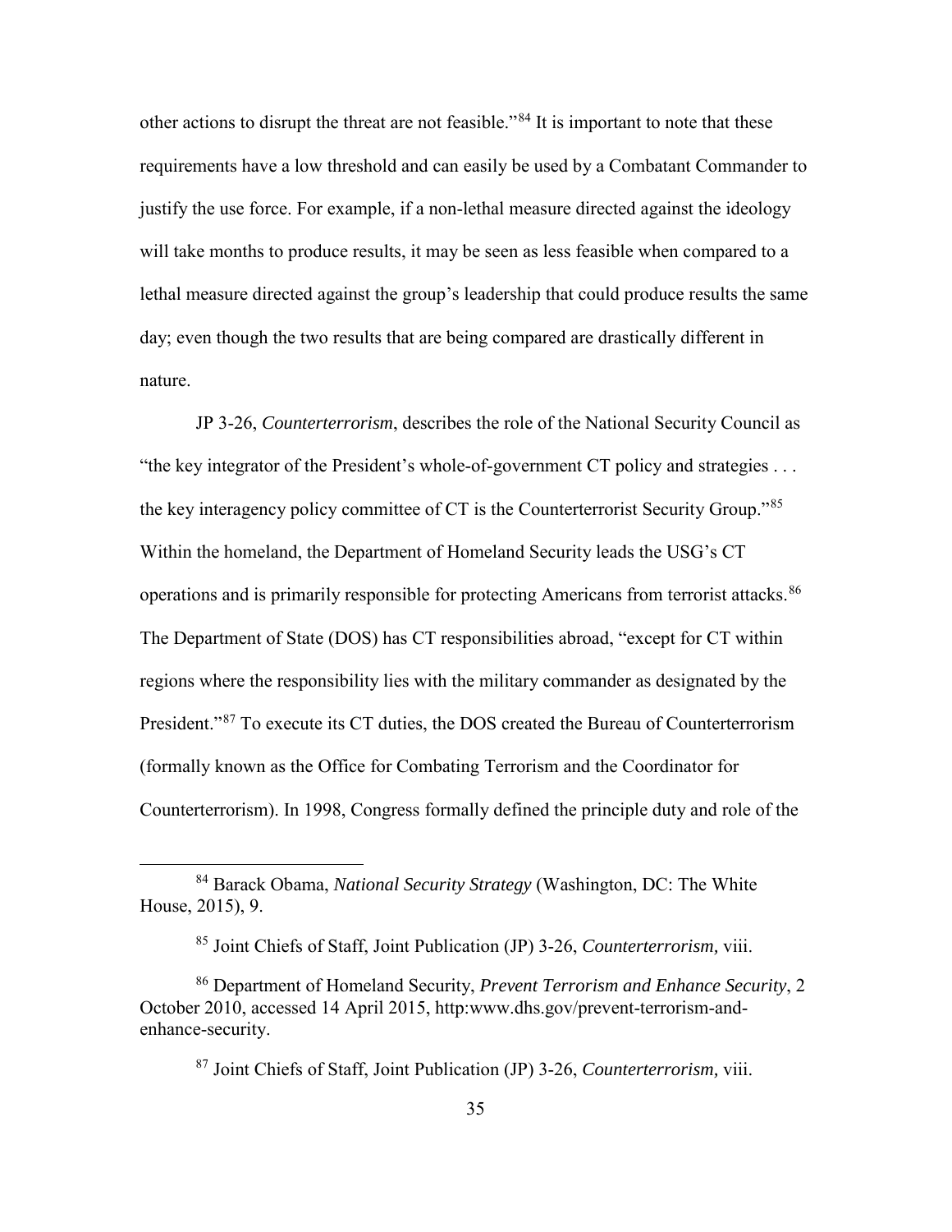other actions to disrupt the threat are not feasible."[84] It is important to note that these requirements have a low threshold and can easily be used by a Combatant Commander to justify the use force. For example, if a non-lethal measure directed against the ideology will take months to produce results, it may be seen as less feasible when compared to a lethal measure directed against the group's leadership that could produce results the same day; even though the two results that are being compared are drastically different in nature.

JP 3-26, *Counterterrorism*, describes the role of the National Security Council as "the key integrator of the President's whole-of-government CT policy and strategies . . . the key interagency policy committee of CT is the Counterterrorist Security Group."[85] Within the homeland, the Department of Homeland Security leads the USG's CT operations and is primarily responsible for protecting Americans from terrorist attacks.[86] The Department of State (DOS) has CT responsibilities abroad, "except for CT within regions where the responsibility lies with the military commander as designated by the President."[87] To execute its CT duties, the DOS created the Bureau of Counterterrorism (formally known as the Office for Combating Terrorism and the Coordinator for Counterterrorism). In 1998, Congress formally defined the principle duty and role of the

---

[84] Barack Obama, *National Security Strategy* (Washington, DC: The White House, 2015), 9.

[85] Joint Chiefs of Staff, Joint Publication (JP) 3-26, *Counterterrorism,* viii.

[86] Department of Homeland Security, *Prevent Terrorism and Enhance Security*, 2 October 2010, accessed 14 April 2015, http:www.dhs.gov/prevent-terrorism-and-enhance-security.

[87] Joint Chiefs of Staff, Joint Publication (JP) 3-26, *Counterterrorism,* viii.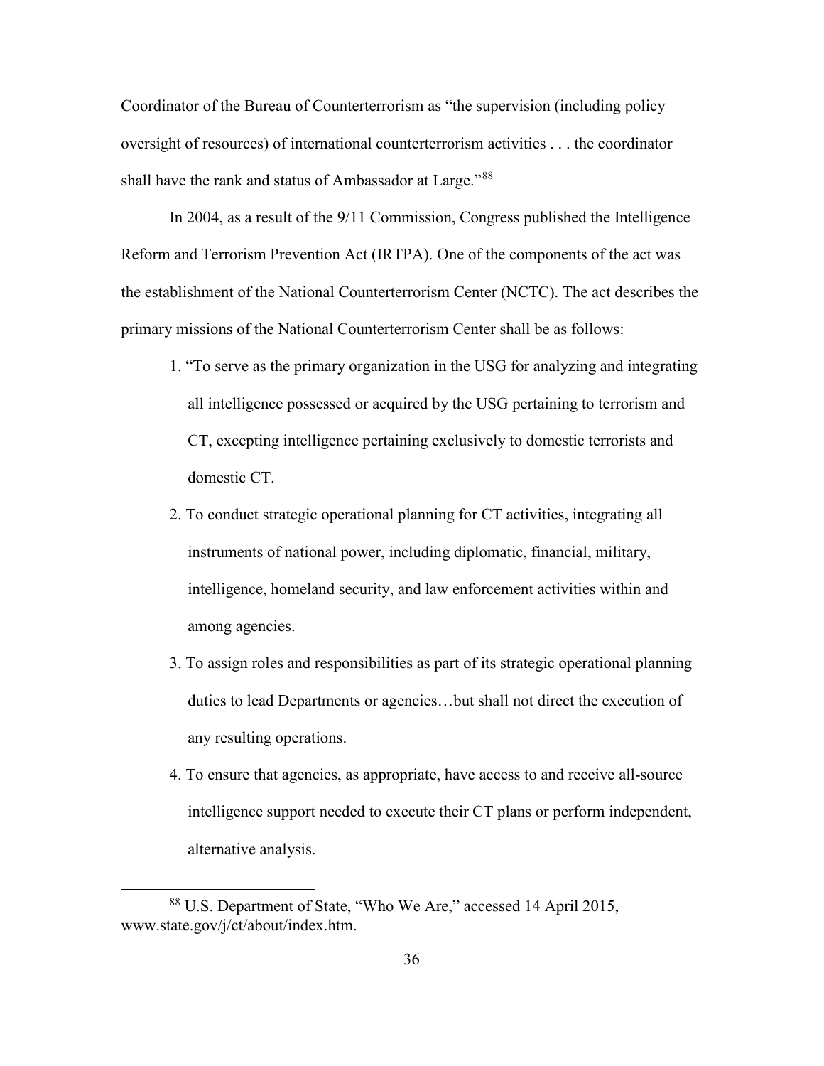Coordinator of the Bureau of Counterterrorism as "the supervision (including policy oversight of resources) of international counterterrorism activities . . . the coordinator shall have the rank and status of Ambassador at Large."[88]

In 2004, as a result of the 9/11 Commission, Congress published the Intelligence Reform and Terrorism Prevention Act (IRTPA). One of the components of the act was the establishment of the National Counterterrorism Center (NCTC). The act describes the primary missions of the National Counterterrorism Center shall be as follows:

1. "To serve as the primary organization in the USG for analyzing and integrating all intelligence possessed or acquired by the USG pertaining to terrorism and CT, excepting intelligence pertaining exclusively to domestic terrorists and domestic CT.
2. To conduct strategic operational planning for CT activities, integrating all instruments of national power, including diplomatic, financial, military, intelligence, homeland security, and law enforcement activities within and among agencies.
3. To assign roles and responsibilities as part of its strategic operational planning duties to lead Departments or agencies…but shall not direct the execution of any resulting operations.
4. To ensure that agencies, as appropriate, have access to and receive all-source intelligence support needed to execute their CT plans or perform independent, alternative analysis.

[88] U.S. Department of State, "Who We Are," accessed 14 April 2015, www.state.gov/j/ct/about/index.htm.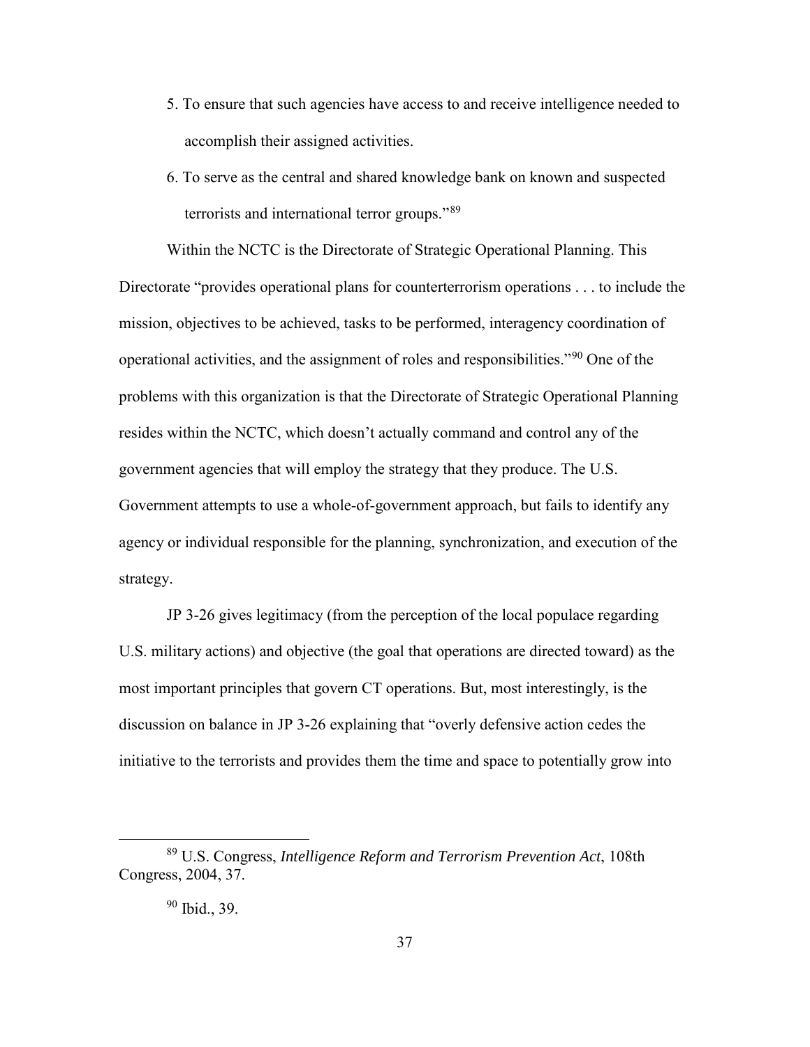5. To ensure that such agencies have access to and receive intelligence needed to accomplish their assigned activities.
6. To serve as the central and shared knowledge bank on known and suspected terrorists and international terror groups."[89]

Within the NCTC is the Directorate of Strategic Operational Planning. This Directorate "provides operational plans for counterterrorism operations . . . to include the mission, objectives to be achieved, tasks to be performed, interagency coordination of operational activities, and the assignment of roles and responsibilities."[90] One of the problems with this organization is that the Directorate of Strategic Operational Planning resides within the NCTC, which doesn't actually command and control any of the government agencies that will employ the strategy that they produce. The U.S. Government attempts to use a whole-of-government approach, but fails to identify any agency or individual responsible for the planning, synchronization, and execution of the strategy.

JP 3-26 gives legitimacy (from the perception of the local populace regarding U.S. military actions) and objective (the goal that operations are directed toward) as the most important principles that govern CT operations. But, most interestingly, is the discussion on balance in JP 3-26 explaining that "overly defensive action cedes the initiative to the terrorists and provides them the time and space to potentially grow into

[89] U.S. Congress, *Intelligence Reform and Terrorism Prevention Act*, 108th Congress, 2004, 37.

[90] Ibid., 39.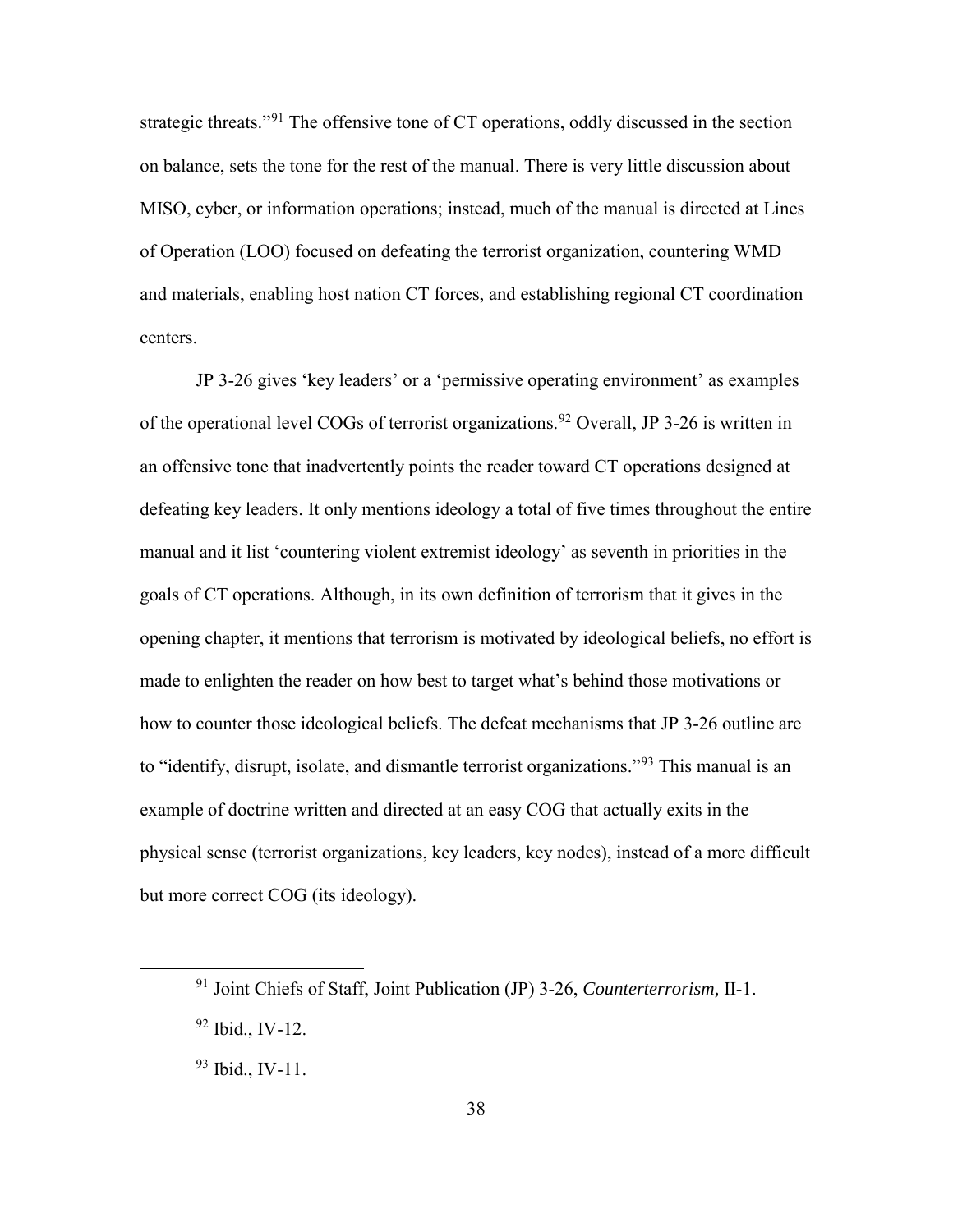strategic threats."[91] The offensive tone of CT operations, oddly discussed in the section on balance, sets the tone for the rest of the manual. There is very little discussion about MISO, cyber, or information operations; instead, much of the manual is directed at Lines of Operation (LOO) focused on defeating the terrorist organization, countering WMD and materials, enabling host nation CT forces, and establishing regional CT coordination centers.

JP 3-26 gives 'key leaders' or a 'permissive operating environment' as examples of the operational level COGs of terrorist organizations.[92] Overall, JP 3-26 is written in an offensive tone that inadvertently points the reader toward CT operations designed at defeating key leaders. It only mentions ideology a total of five times throughout the entire manual and it list 'countering violent extremist ideology' as seventh in priorities in the goals of CT operations. Although, in its own definition of terrorism that it gives in the opening chapter, it mentions that terrorism is motivated by ideological beliefs, no effort is made to enlighten the reader on how best to target what's behind those motivations or how to counter those ideological beliefs. The defeat mechanisms that JP 3-26 outline are to "identify, disrupt, isolate, and dismantle terrorist organizations."[93] This manual is an example of doctrine written and directed at an easy COG that actually exits in the physical sense (terrorist organizations, key leaders, key nodes), instead of a more difficult but more correct COG (its ideology).

---

[91] Joint Chiefs of Staff, Joint Publication (JP) 3-26, *Counterterrorism,* II-1.

[92] Ibid., IV-12.

[93] Ibid., IV-11.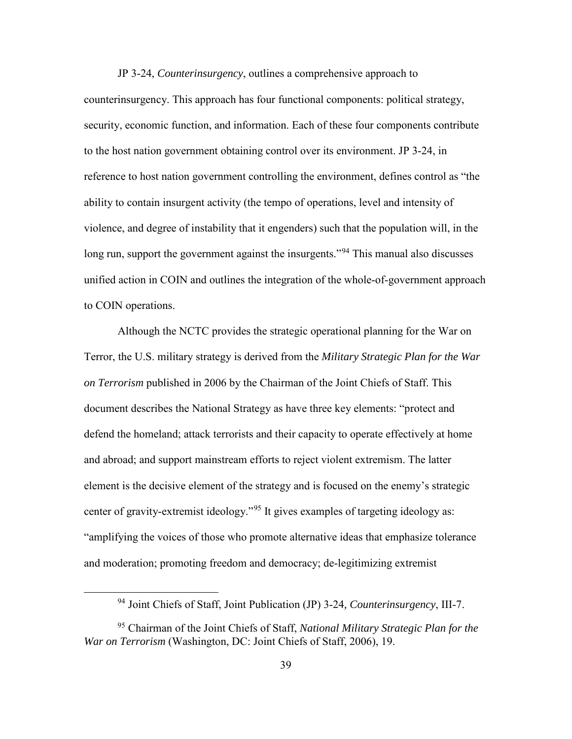JP 3-24, *Counterinsurgency*, outlines a comprehensive approach to counterinsurgency. This approach has four functional components: political strategy, security, economic function, and information. Each of these four components contribute to the host nation government obtaining control over its environment. JP 3-24, in reference to host nation government controlling the environment, defines control as "the ability to contain insurgent activity (the tempo of operations, level and intensity of violence, and degree of instability that it engenders) such that the population will, in the long run, support the government against the insurgents."[94] This manual also discusses unified action in COIN and outlines the integration of the whole-of-government approach to COIN operations.

Although the NCTC provides the strategic operational planning for the War on Terror, the U.S. military strategy is derived from the *Military Strategic Plan for the War on Terrorism* published in 2006 by the Chairman of the Joint Chiefs of Staff. This document describes the National Strategy as have three key elements: "protect and defend the homeland; attack terrorists and their capacity to operate effectively at home and abroad; and support mainstream efforts to reject violent extremism. The latter element is the decisive element of the strategy and is focused on the enemy's strategic center of gravity-extremist ideology."[95] It gives examples of targeting ideology as: "amplifying the voices of those who promote alternative ideas that emphasize tolerance and moderation; promoting freedom and democracy; de-legitimizing extremist

---

[94] Joint Chiefs of Staff, Joint Publication (JP) 3-24, *Counterinsurgency*, III-7.

[95] Chairman of the Joint Chiefs of Staff, *National Military Strategic Plan for the War on Terrorism* (Washington, DC: Joint Chiefs of Staff, 2006), 19.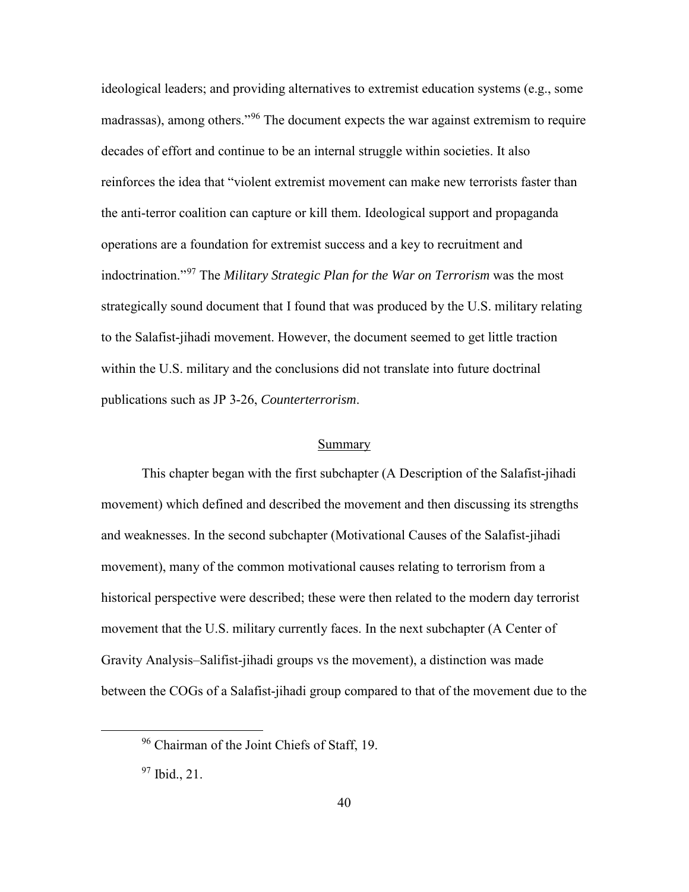ideological leaders; and providing alternatives to extremist education systems (e.g., some madrassas), among others."[96] The document expects the war against extremism to require decades of effort and continue to be an internal struggle within societies. It also reinforces the idea that "violent extremist movement can make new terrorists faster than the anti-terror coalition can capture or kill them. Ideological support and propaganda operations are a foundation for extremist success and a key to recruitment and indoctrination."[97] The *Military Strategic Plan for the War on Terrorism* was the most strategically sound document that I found that was produced by the U.S. military relating to the Salafist-jihadi movement. However, the document seemed to get little traction within the U.S. military and the conclusions did not translate into future doctrinal publications such as JP 3-26, *Counterterrorism*.

## Summary

This chapter began with the first subchapter (A Description of the Salafist-jihadi movement) which defined and described the movement and then discussing its strengths and weaknesses. In the second subchapter (Motivational Causes of the Salafist-jihadi movement), many of the common motivational causes relating to terrorism from a historical perspective were described; these were then related to the modern day terrorist movement that the U.S. military currently faces. In the next subchapter (A Center of Gravity Analysis–Salifist-jihadi groups vs the movement), a distinction was made between the COGs of a Salafist-jihadi group compared to that of the movement due to the

---

[96] Chairman of the Joint Chiefs of Staff, 19.

[97] Ibid., 21.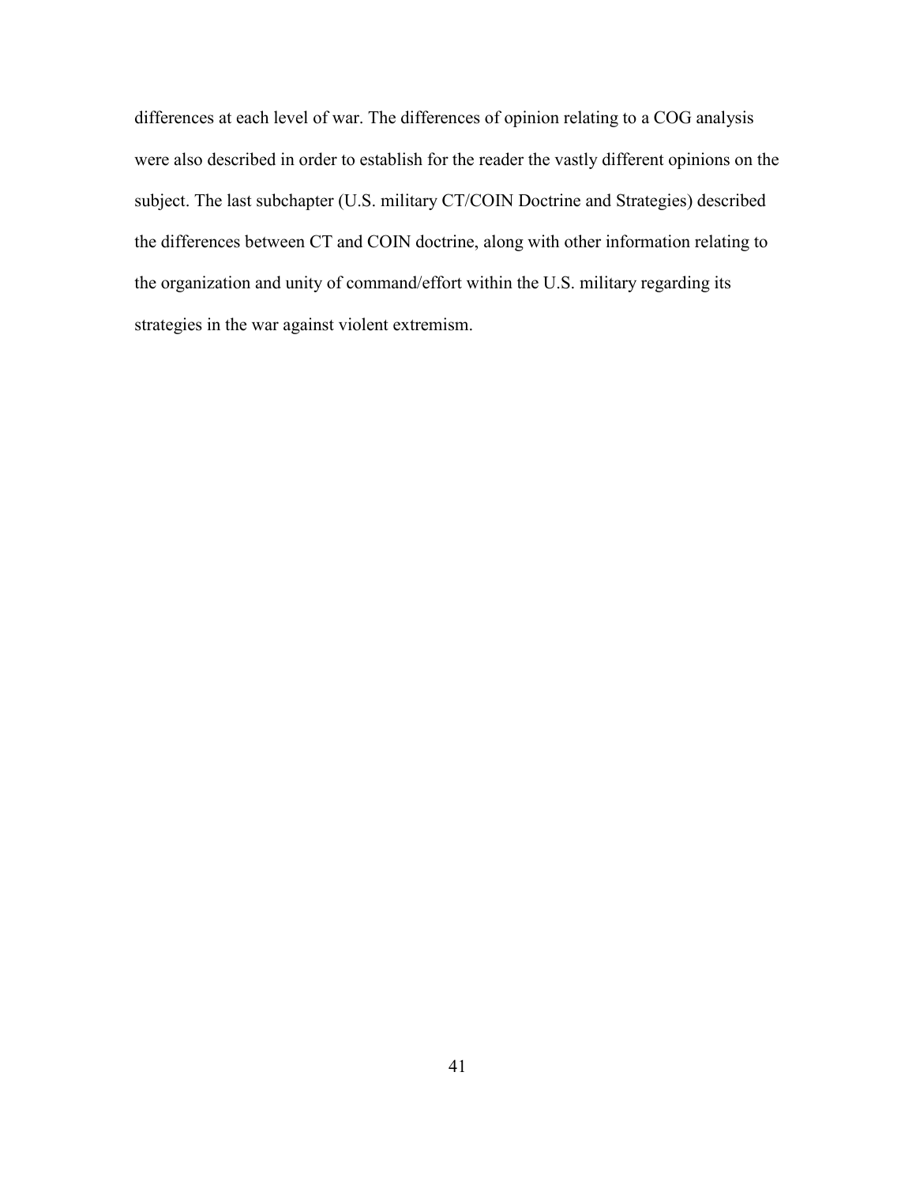differences at each level of war. The differences of opinion relating to a COG analysis were also described in order to establish for the reader the vastly different opinions on the subject. The last subchapter (U.S. military CT/COIN Doctrine and Strategies) described the differences between CT and COIN doctrine, along with other information relating to the organization and unity of command/effort within the U.S. military regarding its strategies in the war against violent extremism.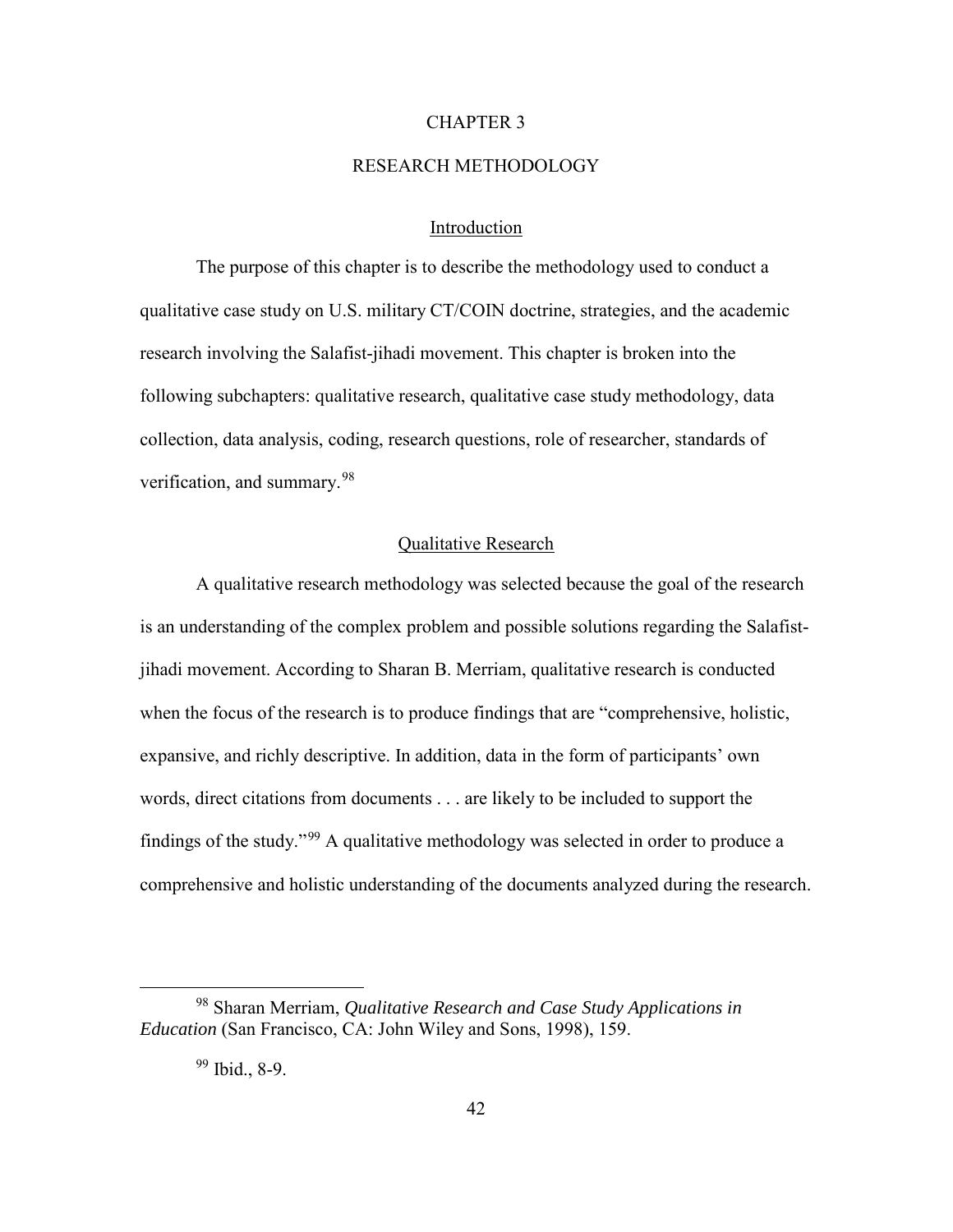# CHAPTER 3

# RESEARCH METHODOLOGY

## Introduction

The purpose of this chapter is to describe the methodology used to conduct a qualitative case study on U.S. military CT/COIN doctrine, strategies, and the academic research involving the Salafist-jihadi movement. This chapter is broken into the following subchapters: qualitative research, qualitative case study methodology, data collection, data analysis, coding, research questions, role of researcher, standards of verification, and summary.[98]

## Qualitative Research

A qualitative research methodology was selected because the goal of the research is an understanding of the complex problem and possible solutions regarding the Salafist-jihadi movement. According to Sharan B. Merriam, qualitative research is conducted when the focus of the research is to produce findings that are "comprehensive, holistic, expansive, and richly descriptive. In addition, data in the form of participants' own words, direct citations from documents . . . are likely to be included to support the findings of the study."[99] A qualitative methodology was selected in order to produce a comprehensive and holistic understanding of the documents analyzed during the research.

---

[98] Sharan Merriam, *Qualitative Research and Case Study Applications in Education* (San Francisco, CA: John Wiley and Sons, 1998), 159.

[99] Ibid., 8-9.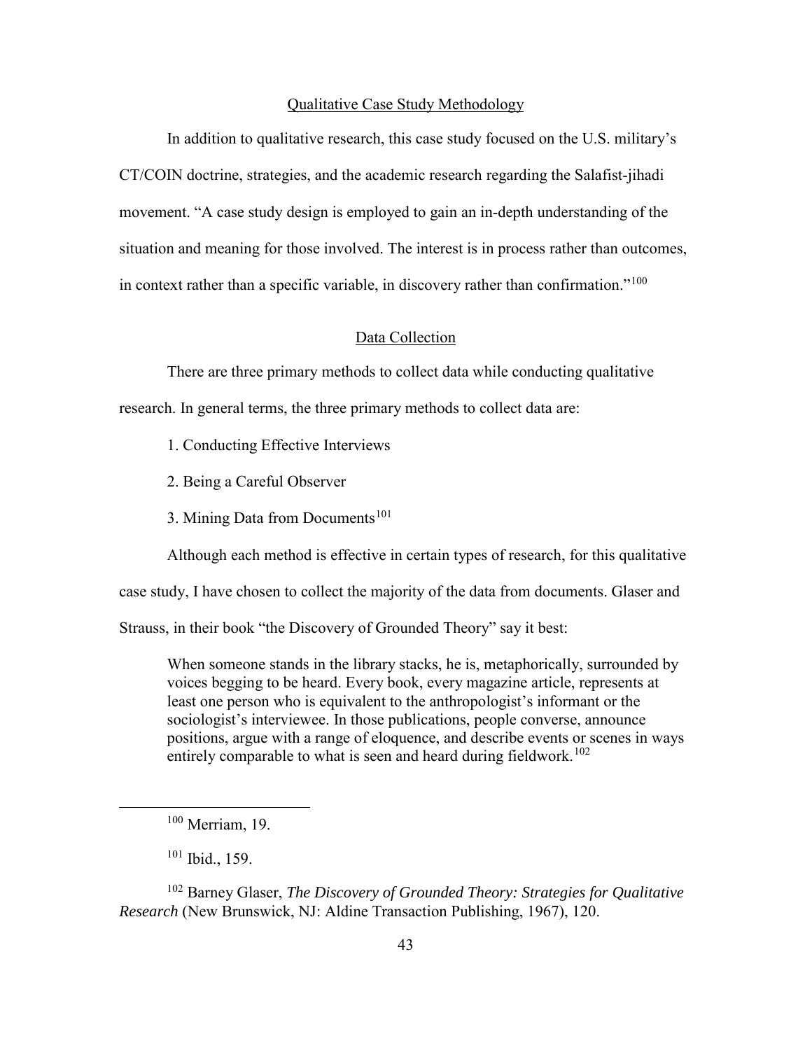## Qualitative Case Study Methodology

In addition to qualitative research, this case study focused on the U.S. military's CT/COIN doctrine, strategies, and the academic research regarding the Salafist-jihadi movement. "A case study design is employed to gain an in-depth understanding of the situation and meaning for those involved. The interest is in process rather than outcomes, in context rather than a specific variable, in discovery rather than confirmation."[100]

## Data Collection

There are three primary methods to collect data while conducting qualitative research. In general terms, the three primary methods to collect data are:

1. Conducting Effective Interviews

2. Being a Careful Observer

3. Mining Data from Documents[101]

Although each method is effective in certain types of research, for this qualitative case study, I have chosen to collect the majority of the data from documents. Glaser and Strauss, in their book "the Discovery of Grounded Theory" say it best:

> When someone stands in the library stacks, he is, metaphorically, surrounded by voices begging to be heard. Every book, every magazine article, represents at least one person who is equivalent to the anthropologist's informant or the sociologist's interviewee. In those publications, people converse, announce positions, argue with a range of eloquence, and describe events or scenes in ways entirely comparable to what is seen and heard during fieldwork.[102]

---

[100] Merriam, 19.

[101] Ibid., 159.

[102] Barney Glaser, *The Discovery of Grounded Theory: Strategies for Qualitative Research* (New Brunswick, NJ: Aldine Transaction Publishing, 1967), 120.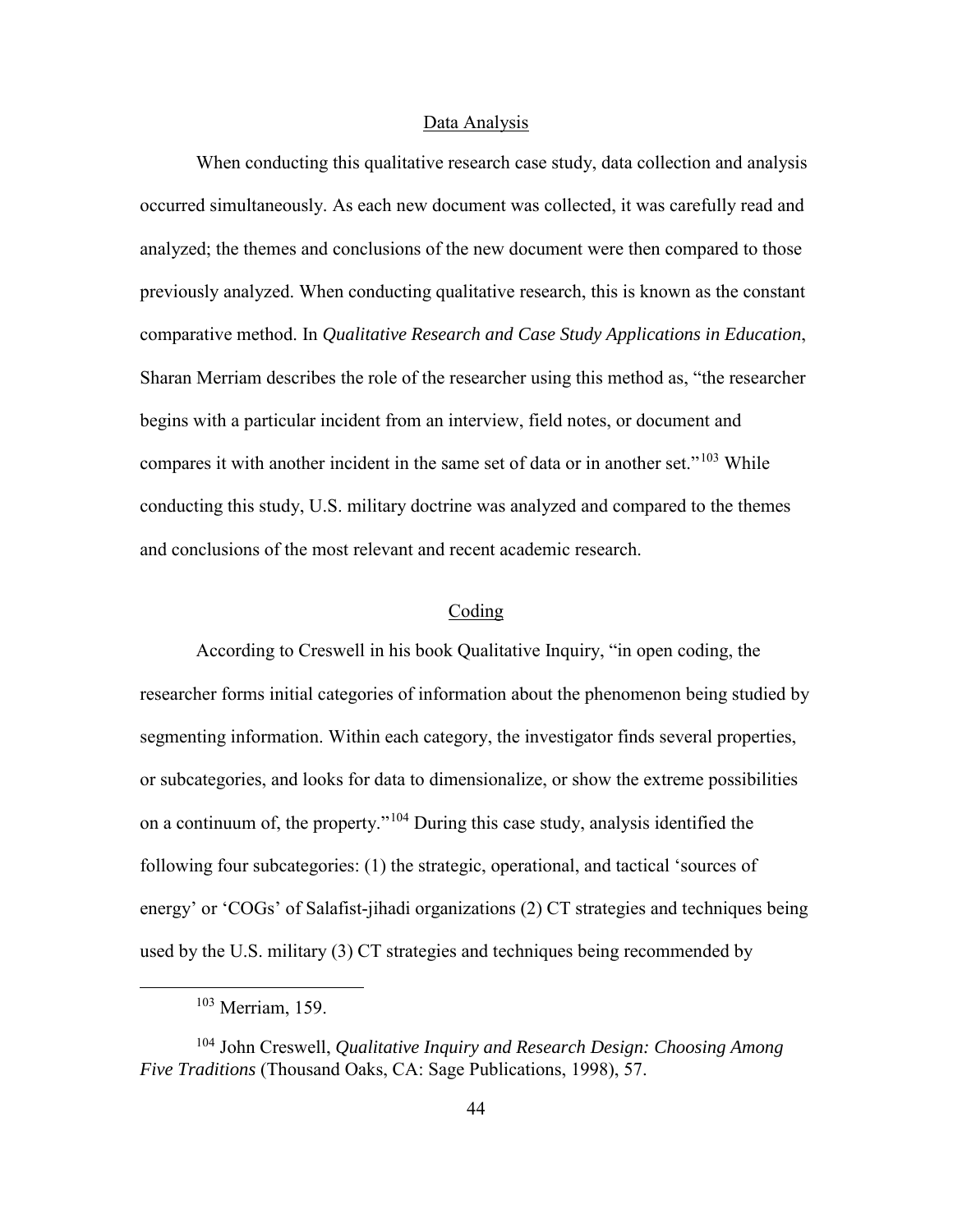## Data Analysis

When conducting this qualitative research case study, data collection and analysis occurred simultaneously. As each new document was collected, it was carefully read and analyzed; the themes and conclusions of the new document were then compared to those previously analyzed. When conducting qualitative research, this is known as the constant comparative method. In *Qualitative Research and Case Study Applications in Education*, Sharan Merriam describes the role of the researcher using this method as, "the researcher begins with a particular incident from an interview, field notes, or document and compares it with another incident in the same set of data or in another set."[103] While conducting this study, U.S. military doctrine was analyzed and compared to the themes and conclusions of the most relevant and recent academic research.

## Coding

According to Creswell in his book Qualitative Inquiry, "in open coding, the researcher forms initial categories of information about the phenomenon being studied by segmenting information. Within each category, the investigator finds several properties, or subcategories, and looks for data to dimensionalize, or show the extreme possibilities on a continuum of, the property."[104] During this case study, analysis identified the following four subcategories: (1) the strategic, operational, and tactical 'sources of energy' or 'COGs' of Salafist-jihadi organizations (2) CT strategies and techniques being used by the U.S. military (3) CT strategies and techniques being recommended by

---

[103] Merriam, 159.

[104] John Creswell, *Qualitative Inquiry and Research Design: Choosing Among Five Traditions* (Thousand Oaks, CA: Sage Publications, 1998), 57.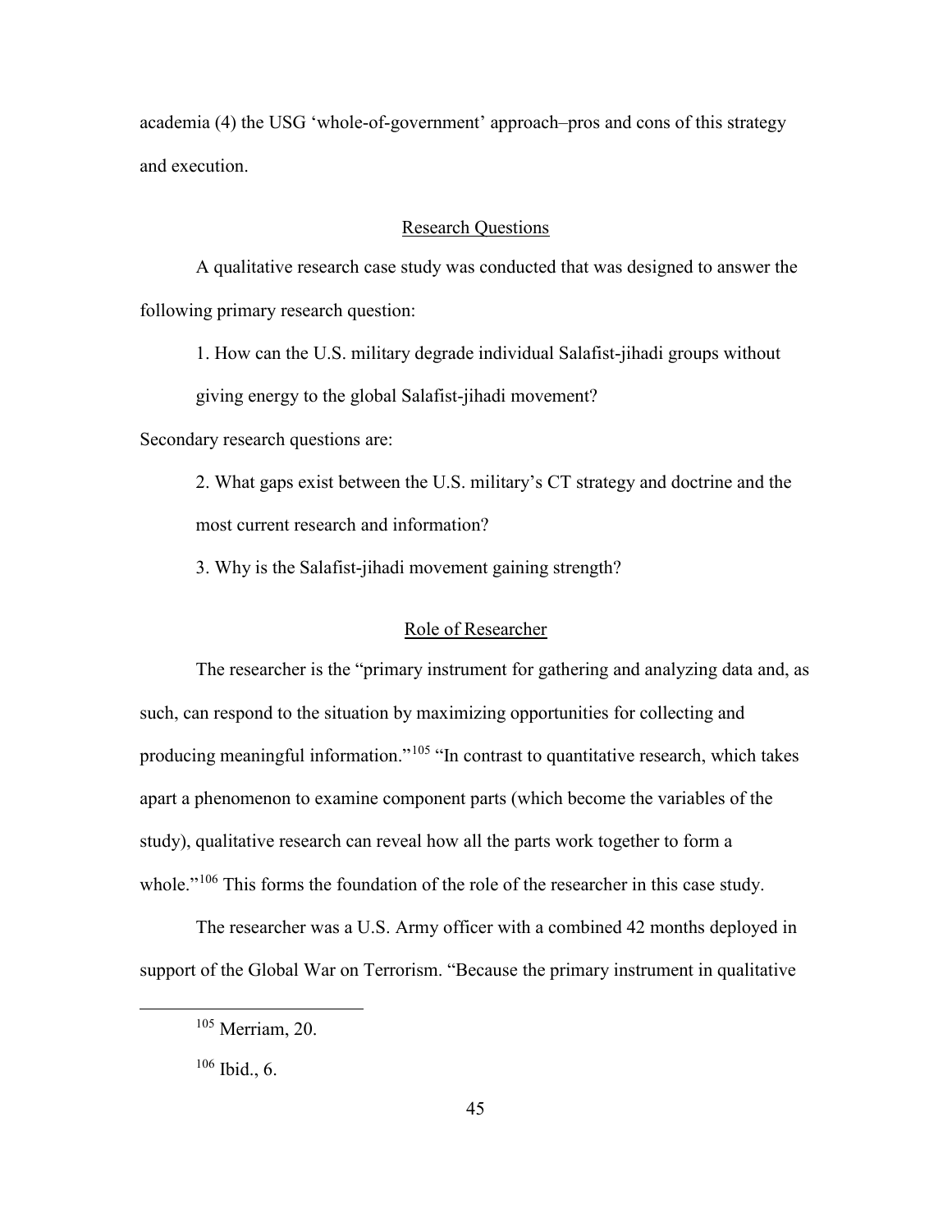academia (4) the USG 'whole-of-government' approach–pros and cons of this strategy and execution.

## Research Questions

A qualitative research case study was conducted that was designed to answer the following primary research question:

1. How can the U.S. military degrade individual Salafist-jihadi groups without giving energy to the global Salafist-jihadi movement?

Secondary research questions are:

2. What gaps exist between the U.S. military's CT strategy and doctrine and the most current research and information?

3. Why is the Salafist-jihadi movement gaining strength?

## Role of Researcher

The researcher is the "primary instrument for gathering and analyzing data and, as such, can respond to the situation by maximizing opportunities for collecting and producing meaningful information."[105] "In contrast to quantitative research, which takes apart a phenomenon to examine component parts (which become the variables of the study), qualitative research can reveal how all the parts work together to form a whole."[106] This forms the foundation of the role of the researcher in this case study.

The researcher was a U.S. Army officer with a combined 42 months deployed in support of the Global War on Terrorism. "Because the primary instrument in qualitative

---

[105] Merriam, 20.

[106] Ibid., 6.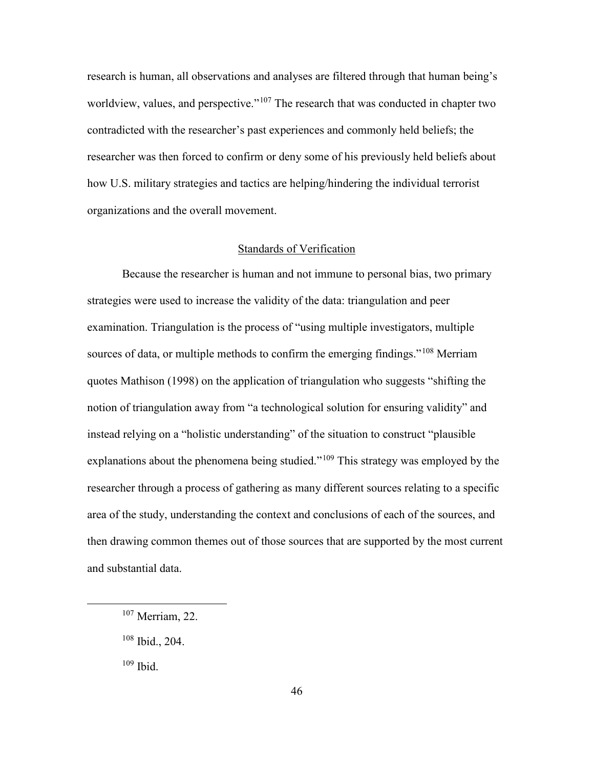research is human, all observations and analyses are filtered through that human being's worldview, values, and perspective."[107] The research that was conducted in chapter two contradicted with the researcher's past experiences and commonly held beliefs; the researcher was then forced to confirm or deny some of his previously held beliefs about how U.S. military strategies and tactics are helping/hindering the individual terrorist organizations and the overall movement.

## Standards of Verification

Because the researcher is human and not immune to personal bias, two primary strategies were used to increase the validity of the data: triangulation and peer examination. Triangulation is the process of "using multiple investigators, multiple sources of data, or multiple methods to confirm the emerging findings."[108] Merriam quotes Mathison (1998) on the application of triangulation who suggests "shifting the notion of triangulation away from "a technological solution for ensuring validity" and instead relying on a "holistic understanding" of the situation to construct "plausible explanations about the phenomena being studied."[109] This strategy was employed by the researcher through a process of gathering as many different sources relating to a specific area of the study, understanding the context and conclusions of each of the sources, and then drawing common themes out of those sources that are supported by the most current and substantial data.

---

[107] Merriam, 22.

[108] Ibid., 204.

[109] Ibid.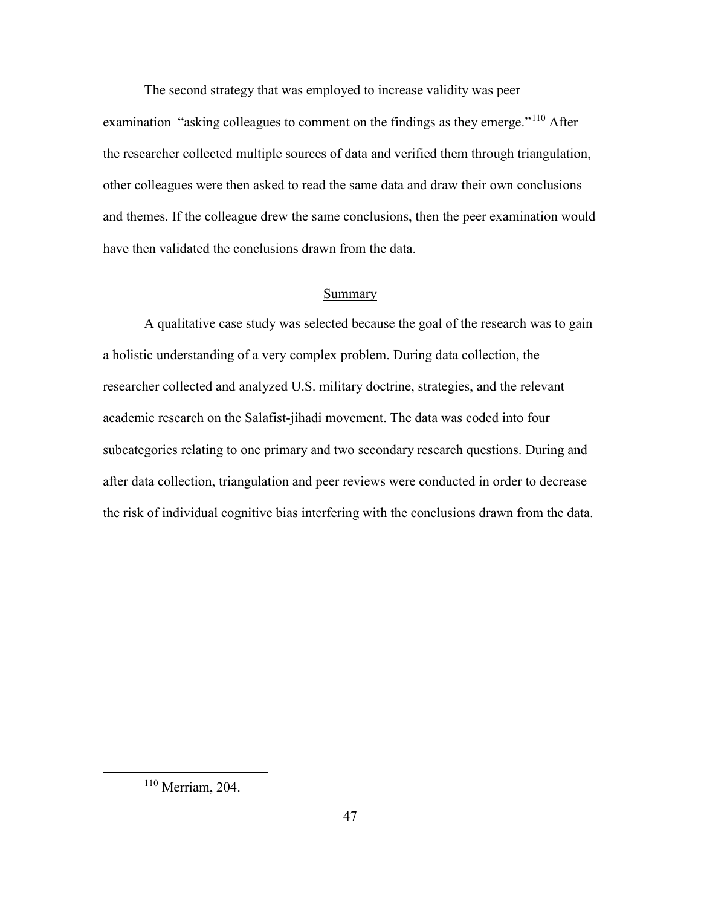The second strategy that was employed to increase validity was peer examination–"asking colleagues to comment on the findings as they emerge."[110] After the researcher collected multiple sources of data and verified them through triangulation, other colleagues were then asked to read the same data and draw their own conclusions and themes. If the colleague drew the same conclusions, then the peer examination would have then validated the conclusions drawn from the data.

## Summary

A qualitative case study was selected because the goal of the research was to gain a holistic understanding of a very complex problem. During data collection, the researcher collected and analyzed U.S. military doctrine, strategies, and the relevant academic research on the Salafist-jihadi movement. The data was coded into four subcategories relating to one primary and two secondary research questions. During and after data collection, triangulation and peer reviews were conducted in order to decrease the risk of individual cognitive bias interfering with the conclusions drawn from the data.

---

[110] Merriam, 204.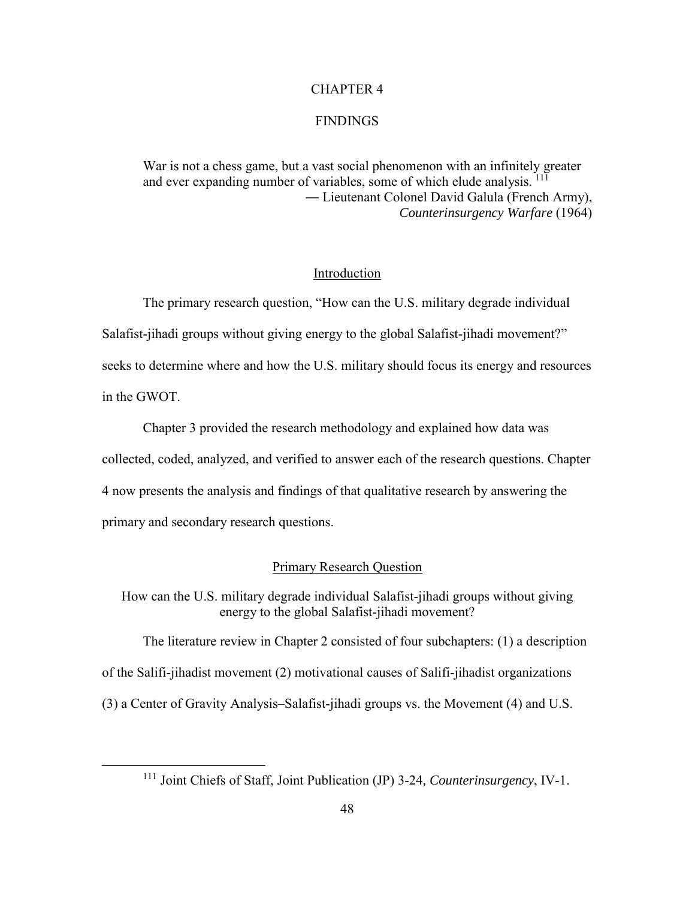# CHAPTER 4

# FINDINGS

> War is not a chess game, but a vast social phenomenon with an infinitely greater and ever expanding number of variables, some of which elude analysis.[111]
>
> ― Lieutenant Colonel David Galula (French Army), *Counterinsurgency Warfare* (1964)

## Introduction

The primary research question, "How can the U.S. military degrade individual Salafist-jihadi groups without giving energy to the global Salafist-jihadi movement?" seeks to determine where and how the U.S. military should focus its energy and resources in the GWOT.

Chapter 3 provided the research methodology and explained how data was collected, coded, analyzed, and verified to answer each of the research questions. Chapter 4 now presents the analysis and findings of that qualitative research by answering the primary and secondary research questions.

## Primary Research Question

How can the U.S. military degrade individual Salafist-jihadi groups without giving energy to the global Salafist-jihadi movement?

The literature review in Chapter 2 consisted of four subchapters: (1) a description of the Salifi-jihadist movement (2) motivational causes of Salifi-jihadist organizations (3) a Center of Gravity Analysis–Salafist-jihadi groups vs. the Movement (4) and U.S.

---

[111] Joint Chiefs of Staff, Joint Publication (JP) 3-24, *Counterinsurgency*, IV-1.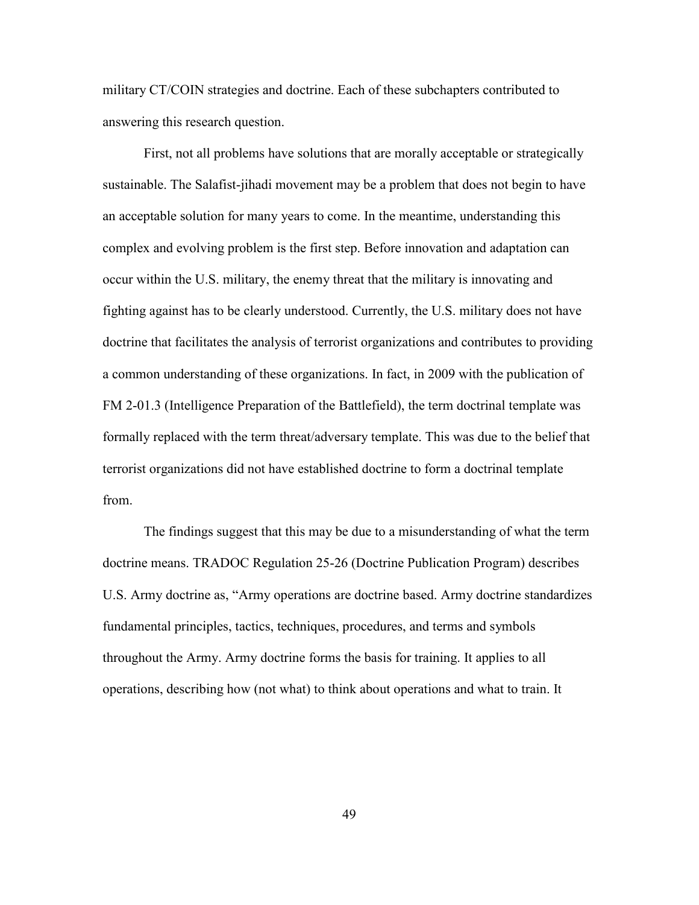military CT/COIN strategies and doctrine. Each of these subchapters contributed to answering this research question.

First, not all problems have solutions that are morally acceptable or strategically sustainable. The Salafist-jihadi movement may be a problem that does not begin to have an acceptable solution for many years to come. In the meantime, understanding this complex and evolving problem is the first step. Before innovation and adaptation can occur within the U.S. military, the enemy threat that the military is innovating and fighting against has to be clearly understood. Currently, the U.S. military does not have doctrine that facilitates the analysis of terrorist organizations and contributes to providing a common understanding of these organizations. In fact, in 2009 with the publication of FM 2-01.3 (Intelligence Preparation of the Battlefield), the term doctrinal template was formally replaced with the term threat/adversary template. This was due to the belief that terrorist organizations did not have established doctrine to form a doctrinal template from.

The findings suggest that this may be due to a misunderstanding of what the term doctrine means. TRADOC Regulation 25-26 (Doctrine Publication Program) describes U.S. Army doctrine as, "Army operations are doctrine based. Army doctrine standardizes fundamental principles, tactics, techniques, procedures, and terms and symbols throughout the Army. Army doctrine forms the basis for training. It applies to all operations, describing how (not what) to think about operations and what to train. It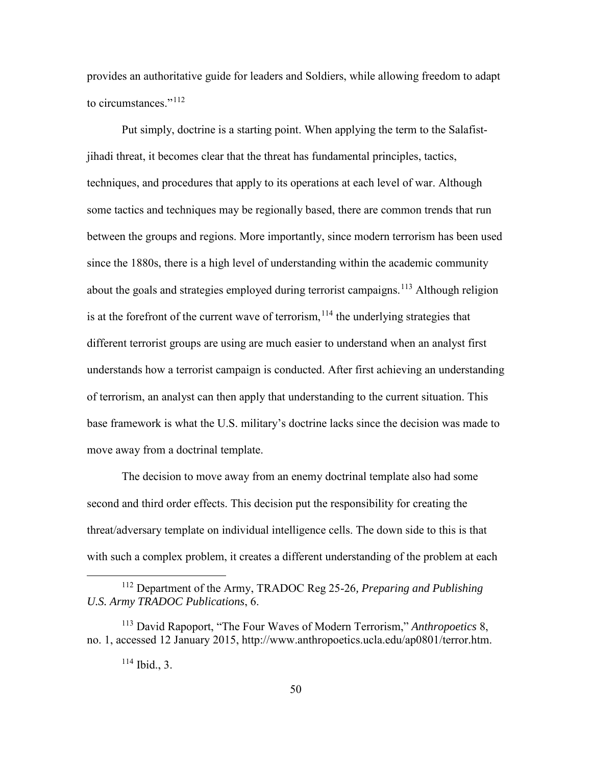provides an authoritative guide for leaders and Soldiers, while allowing freedom to adapt to circumstances."[112]

Put simply, doctrine is a starting point. When applying the term to the Salafist-jihadi threat, it becomes clear that the threat has fundamental principles, tactics, techniques, and procedures that apply to its operations at each level of war. Although some tactics and techniques may be regionally based, there are common trends that run between the groups and regions. More importantly, since modern terrorism has been used since the 1880s, there is a high level of understanding within the academic community about the goals and strategies employed during terrorist campaigns.[113] Although religion is at the forefront of the current wave of terrorism,[114] the underlying strategies that different terrorist groups are using are much easier to understand when an analyst first understands how a terrorist campaign is conducted. After first achieving an understanding of terrorism, an analyst can then apply that understanding to the current situation. This base framework is what the U.S. military's doctrine lacks since the decision was made to move away from a doctrinal template.

The decision to move away from an enemy doctrinal template also had some second and third order effects. This decision put the responsibility for creating the threat/adversary template on individual intelligence cells. The down side to this is that with such a complex problem, it creates a different understanding of the problem at each

---

[112] Department of the Army, TRADOC Reg 25-26*, Preparing and Publishing U.S. Army TRADOC Publications*, 6.

[113] David Rapoport, "The Four Waves of Modern Terrorism," *Anthropoetics* 8, no. 1, accessed 12 January 2015, http://www.anthropoetics.ucla.edu/ap0801/terror.htm.

[114] Ibid., 3.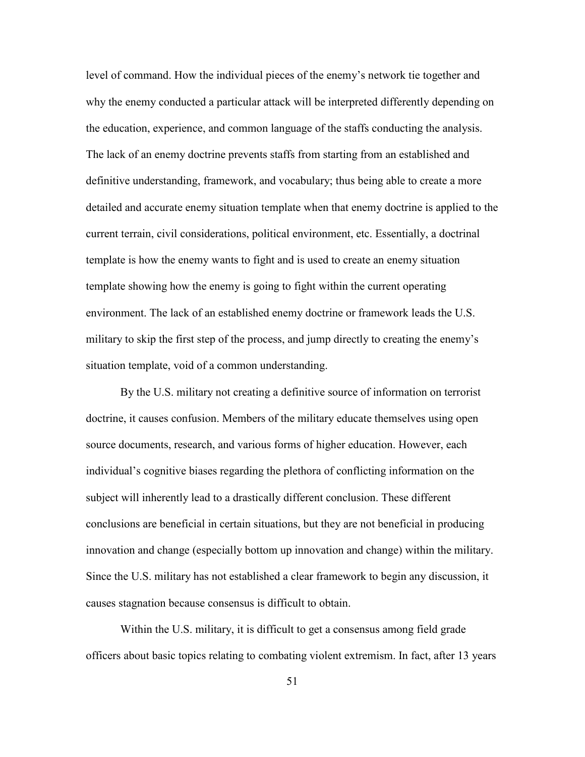level of command. How the individual pieces of the enemy's network tie together and why the enemy conducted a particular attack will be interpreted differently depending on the education, experience, and common language of the staffs conducting the analysis. The lack of an enemy doctrine prevents staffs from starting from an established and definitive understanding, framework, and vocabulary; thus being able to create a more detailed and accurate enemy situation template when that enemy doctrine is applied to the current terrain, civil considerations, political environment, etc. Essentially, a doctrinal template is how the enemy wants to fight and is used to create an enemy situation template showing how the enemy is going to fight within the current operating environment. The lack of an established enemy doctrine or framework leads the U.S. military to skip the first step of the process, and jump directly to creating the enemy's situation template, void of a common understanding.

By the U.S. military not creating a definitive source of information on terrorist doctrine, it causes confusion. Members of the military educate themselves using open source documents, research, and various forms of higher education. However, each individual's cognitive biases regarding the plethora of conflicting information on the subject will inherently lead to a drastically different conclusion. These different conclusions are beneficial in certain situations, but they are not beneficial in producing innovation and change (especially bottom up innovation and change) within the military. Since the U.S. military has not established a clear framework to begin any discussion, it causes stagnation because consensus is difficult to obtain.

Within the U.S. military, it is difficult to get a consensus among field grade officers about basic topics relating to combating violent extremism. In fact, after 13 years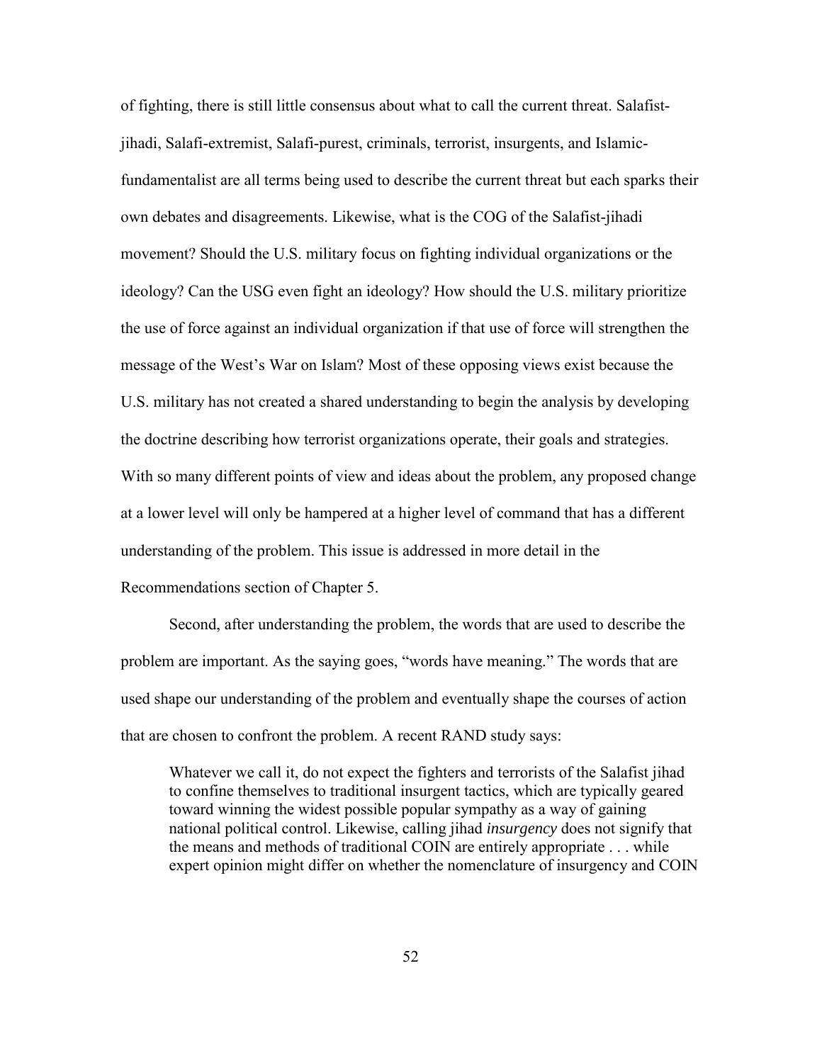of fighting, there is still little consensus about what to call the current threat. Salafist-jihadi, Salafi-extremist, Salafi-purest, criminals, terrorist, insurgents, and Islamic-fundamentalist are all terms being used to describe the current threat but each sparks their own debates and disagreements. Likewise, what is the COG of the Salafist-jihadi movement? Should the U.S. military focus on fighting individual organizations or the ideology? Can the USG even fight an ideology? How should the U.S. military prioritize the use of force against an individual organization if that use of force will strengthen the message of the West's War on Islam? Most of these opposing views exist because the U.S. military has not created a shared understanding to begin the analysis by developing the doctrine describing how terrorist organizations operate, their goals and strategies. With so many different points of view and ideas about the problem, any proposed change at a lower level will only be hampered at a higher level of command that has a different understanding of the problem. This issue is addressed in more detail in the Recommendations section of Chapter 5.

Second, after understanding the problem, the words that are used to describe the problem are important. As the saying goes, "words have meaning." The words that are used shape our understanding of the problem and eventually shape the courses of action that are chosen to confront the problem. A recent RAND study says:

> Whatever we call it, do not expect the fighters and terrorists of the Salafist jihad to confine themselves to traditional insurgent tactics, which are typically geared toward winning the widest possible popular sympathy as a way of gaining national political control. Likewise, calling jihad *insurgency* does not signify that the means and methods of traditional COIN are entirely appropriate . . . while expert opinion might differ on whether the nomenclature of insurgency and COIN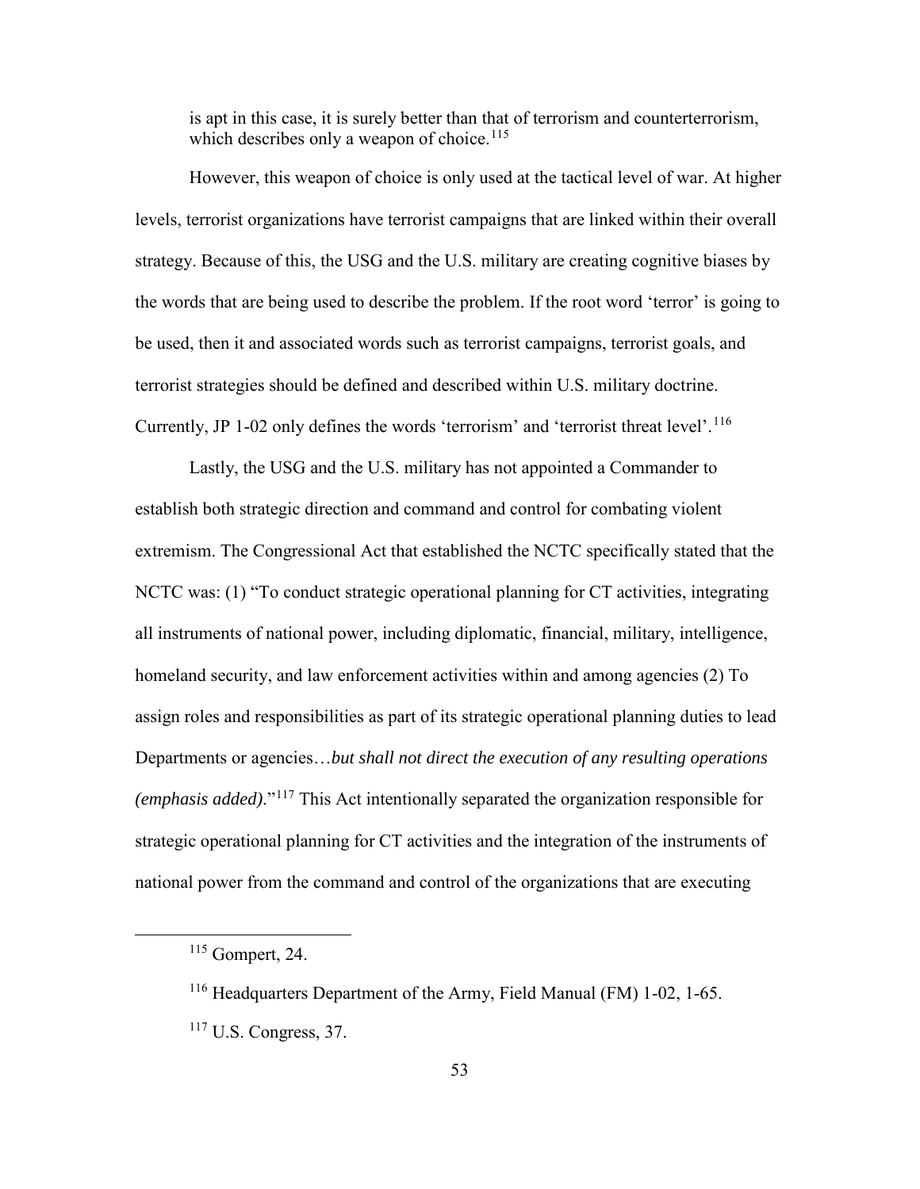is apt in this case, it is surely better than that of terrorism and counterterrorism, which describes only a weapon of choice.[115]

However, this weapon of choice is only used at the tactical level of war. At higher levels, terrorist organizations have terrorist campaigns that are linked within their overall strategy. Because of this, the USG and the U.S. military are creating cognitive biases by the words that are being used to describe the problem. If the root word 'terror' is going to be used, then it and associated words such as terrorist campaigns, terrorist goals, and terrorist strategies should be defined and described within U.S. military doctrine. Currently, JP 1-02 only defines the words 'terrorism' and 'terrorist threat level'.[116]

Lastly, the USG and the U.S. military has not appointed a Commander to establish both strategic direction and command and control for combating violent extremism. The Congressional Act that established the NCTC specifically stated that the NCTC was: (1) "To conduct strategic operational planning for CT activities, integrating all instruments of national power, including diplomatic, financial, military, intelligence, homeland security, and law enforcement activities within and among agencies (2) To assign roles and responsibilities as part of its strategic operational planning duties to lead Departments or agencies…*but shall not direct the execution of any resulting operations (emphasis added).*"[117] This Act intentionally separated the organization responsible for strategic operational planning for CT activities and the integration of the instruments of national power from the command and control of the organizations that are executing

---

[115] Gompert, 24.

[116] Headquarters Department of the Army, Field Manual (FM) 1-02, 1-65.

[117] U.S. Congress, 37.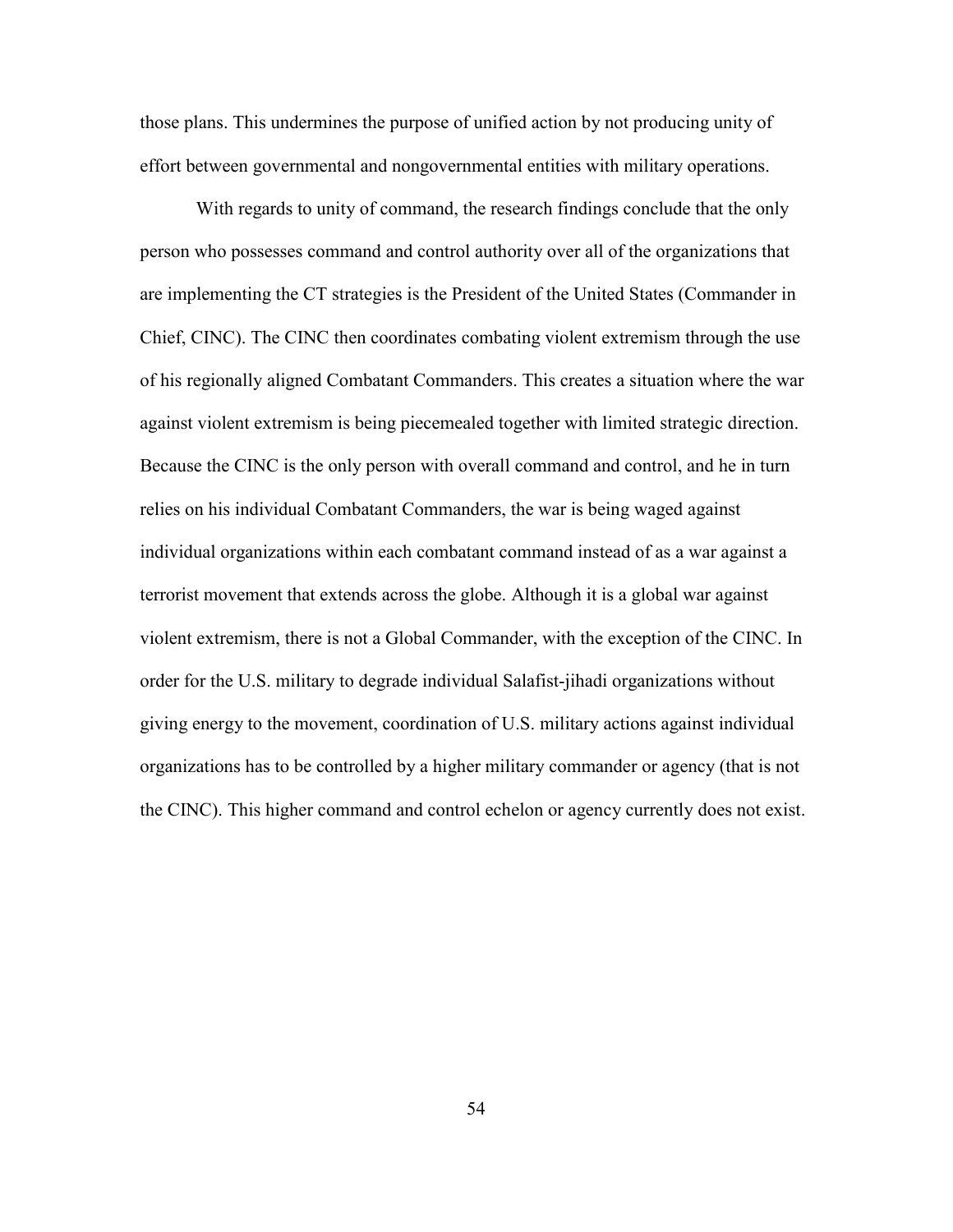those plans. This undermines the purpose of unified action by not producing unity of effort between governmental and nongovernmental entities with military operations.

With regards to unity of command, the research findings conclude that the only person who possesses command and control authority over all of the organizations that are implementing the CT strategies is the President of the United States (Commander in Chief, CINC). The CINC then coordinates combating violent extremism through the use of his regionally aligned Combatant Commanders. This creates a situation where the war against violent extremism is being piecemealed together with limited strategic direction. Because the CINC is the only person with overall command and control, and he in turn relies on his individual Combatant Commanders, the war is being waged against individual organizations within each combatant command instead of as a war against a terrorist movement that extends across the globe. Although it is a global war against violent extremism, there is not a Global Commander, with the exception of the CINC. In order for the U.S. military to degrade individual Salafist-jihadi organizations without giving energy to the movement, coordination of U.S. military actions against individual organizations has to be controlled by a higher military commander or agency (that is not the CINC). This higher command and control echelon or agency currently does not exist.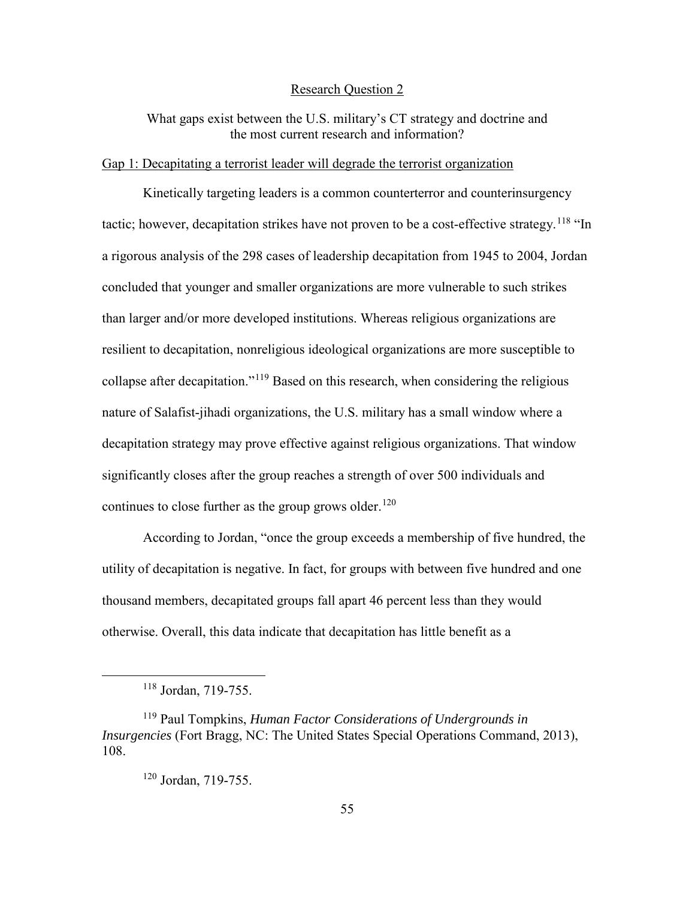## Research Question 2

What gaps exist between the U.S. military's CT strategy and doctrine and the most current research and information?

### Gap 1: Decapitating a terrorist leader will degrade the terrorist organization

Kinetically targeting leaders is a common counterterror and counterinsurgency tactic; however, decapitation strikes have not proven to be a cost-effective strategy.[118] "In a rigorous analysis of the 298 cases of leadership decapitation from 1945 to 2004, Jordan concluded that younger and smaller organizations are more vulnerable to such strikes than larger and/or more developed institutions. Whereas religious organizations are resilient to decapitation, nonreligious ideological organizations are more susceptible to collapse after decapitation."[119] Based on this research, when considering the religious nature of Salafist-jihadi organizations, the U.S. military has a small window where a decapitation strategy may prove effective against religious organizations. That window significantly closes after the group reaches a strength of over 500 individuals and continues to close further as the group grows older.[120]

According to Jordan, "once the group exceeds a membership of five hundred, the utility of decapitation is negative. In fact, for groups with between five hundred and one thousand members, decapitated groups fall apart 46 percent less than they would otherwise. Overall, this data indicate that decapitation has little benefit as a

---

[118] Jordan, 719-755.

[119] Paul Tompkins, *Human Factor Considerations of Undergrounds in Insurgencies* (Fort Bragg, NC: The United States Special Operations Command, 2013), 108.

[120] Jordan, 719-755.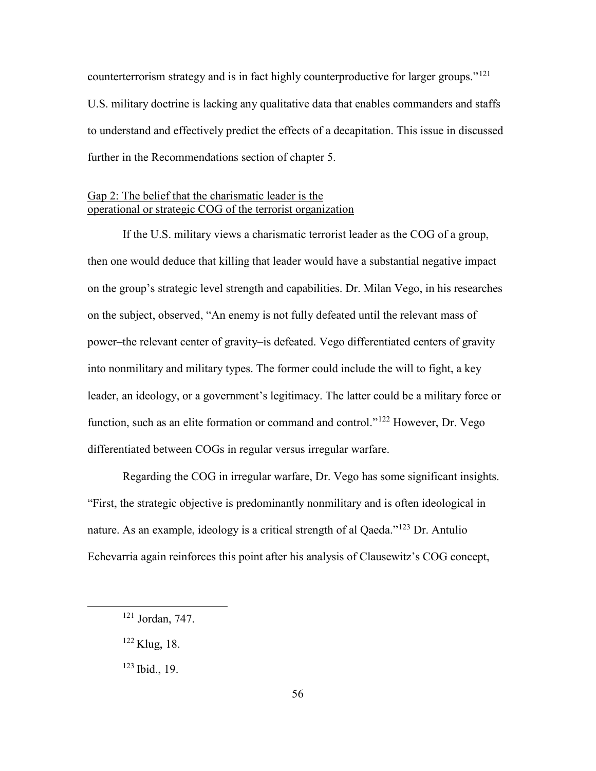counterterrorism strategy and is in fact highly counterproductive for larger groups."[121] U.S. military doctrine is lacking any qualitative data that enables commanders and staffs to understand and effectively predict the effects of a decapitation. This issue in discussed further in the Recommendations section of chapter 5.

Gap 2: The belief that the charismatic leader is the operational or strategic COG of the terrorist organization

If the U.S. military views a charismatic terrorist leader as the COG of a group, then one would deduce that killing that leader would have a substantial negative impact on the group's strategic level strength and capabilities. Dr. Milan Vego, in his researches on the subject, observed, "An enemy is not fully defeated until the relevant mass of power–the relevant center of gravity–is defeated. Vego differentiated centers of gravity into nonmilitary and military types. The former could include the will to fight, a key leader, an ideology, or a government's legitimacy. The latter could be a military force or function, such as an elite formation or command and control."[122] However, Dr. Vego differentiated between COGs in regular versus irregular warfare.

Regarding the COG in irregular warfare, Dr. Vego has some significant insights. "First, the strategic objective is predominantly nonmilitary and is often ideological in nature. As an example, ideology is a critical strength of al Qaeda."[123] Dr. Antulio Echevarria again reinforces this point after his analysis of Clausewitz's COG concept,

---

[121] Jordan, 747.

[122] Klug, 18.

[123] Ibid., 19.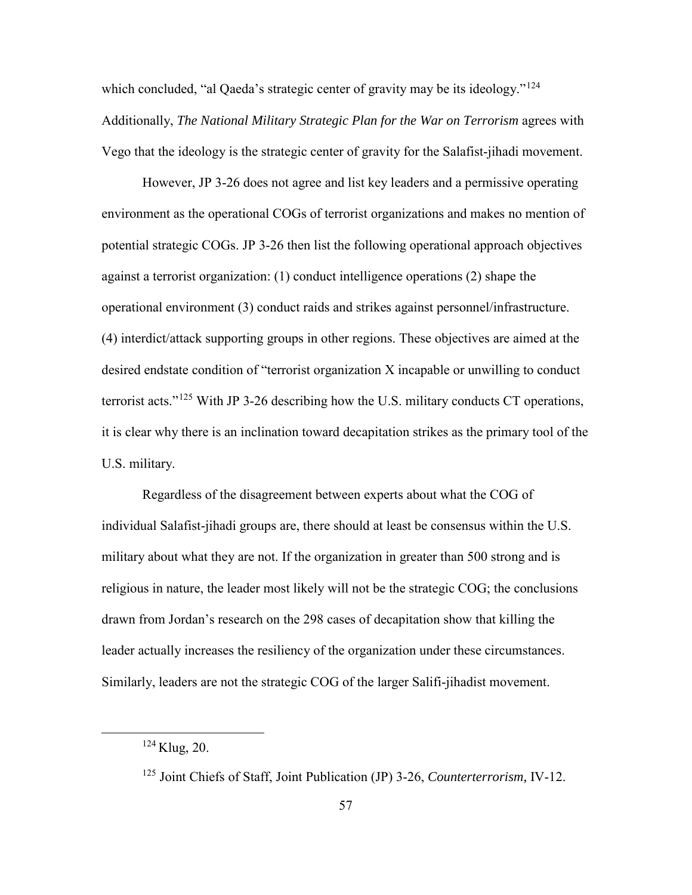which concluded, "al Qaeda's strategic center of gravity may be its ideology."[124] Additionally, *The National Military Strategic Plan for the War on Terrorism* agrees with Vego that the ideology is the strategic center of gravity for the Salafist-jihadi movement.

However, JP 3-26 does not agree and list key leaders and a permissive operating environment as the operational COGs of terrorist organizations and makes no mention of potential strategic COGs. JP 3-26 then list the following operational approach objectives against a terrorist organization: (1) conduct intelligence operations (2) shape the operational environment (3) conduct raids and strikes against personnel/infrastructure. (4) interdict/attack supporting groups in other regions. These objectives are aimed at the desired endstate condition of "terrorist organization X incapable or unwilling to conduct terrorist acts."[125] With JP 3-26 describing how the U.S. military conducts CT operations, it is clear why there is an inclination toward decapitation strikes as the primary tool of the U.S. military.

Regardless of the disagreement between experts about what the COG of individual Salafist-jihadi groups are, there should at least be consensus within the U.S. military about what they are not. If the organization in greater than 500 strong and is religious in nature, the leader most likely will not be the strategic COG; the conclusions drawn from Jordan's research on the 298 cases of decapitation show that killing the leader actually increases the resiliency of the organization under these circumstances. Similarly, leaders are not the strategic COG of the larger Salifi-jihadist movement.

---

[124] Klug, 20.

[125] Joint Chiefs of Staff, Joint Publication (JP) 3-26, *Counterterrorism,* IV-12.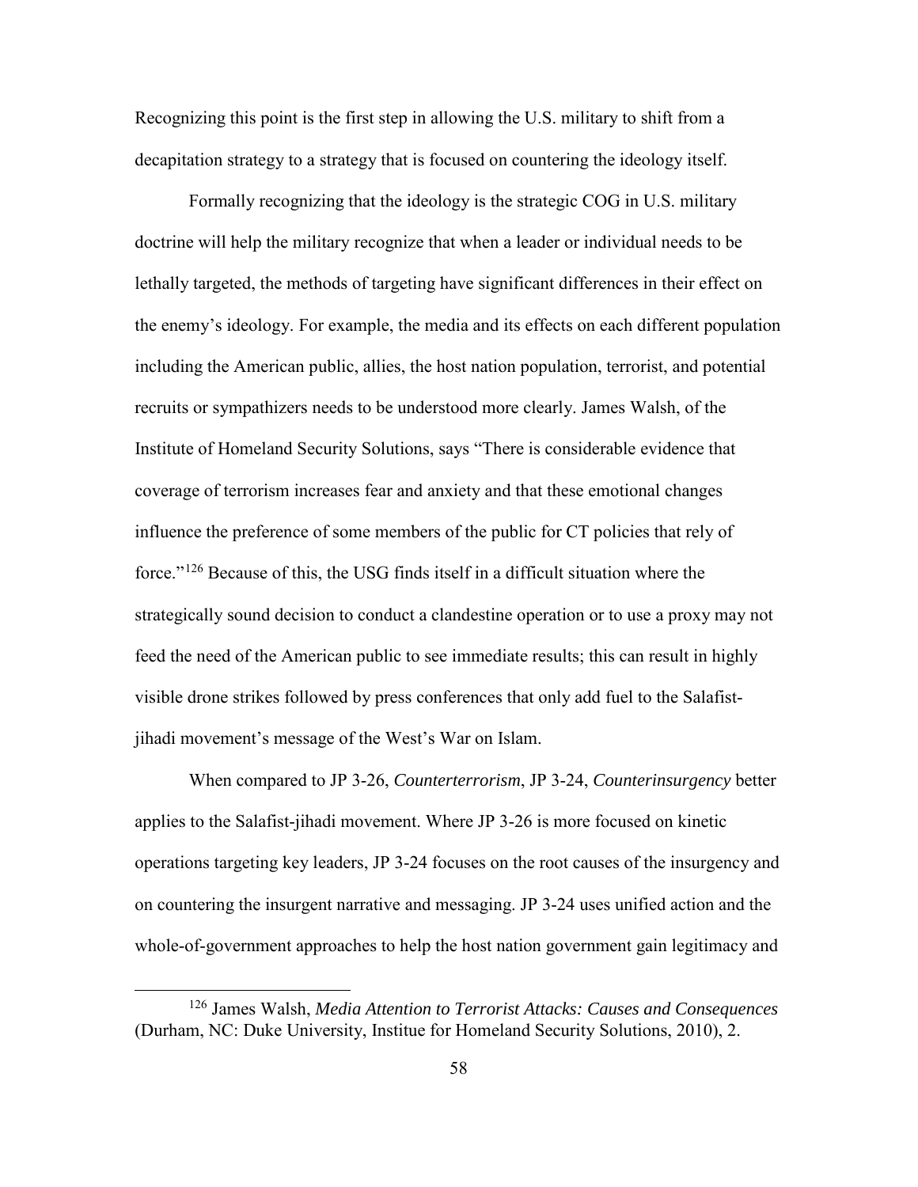Recognizing this point is the first step in allowing the U.S. military to shift from a decapitation strategy to a strategy that is focused on countering the ideology itself.

Formally recognizing that the ideology is the strategic COG in U.S. military doctrine will help the military recognize that when a leader or individual needs to be lethally targeted, the methods of targeting have significant differences in their effect on the enemy's ideology. For example, the media and its effects on each different population including the American public, allies, the host nation population, terrorist, and potential recruits or sympathizers needs to be understood more clearly. James Walsh, of the Institute of Homeland Security Solutions, says "There is considerable evidence that coverage of terrorism increases fear and anxiety and that these emotional changes influence the preference of some members of the public for CT policies that rely of force."[126] Because of this, the USG finds itself in a difficult situation where the strategically sound decision to conduct a clandestine operation or to use a proxy may not feed the need of the American public to see immediate results; this can result in highly visible drone strikes followed by press conferences that only add fuel to the Salafist-jihadi movement's message of the West's War on Islam.

When compared to JP 3-26, *Counterterrorism*, JP 3-24, *Counterinsurgency* better applies to the Salafist-jihadi movement. Where JP 3-26 is more focused on kinetic operations targeting key leaders, JP 3-24 focuses on the root causes of the insurgency and on countering the insurgent narrative and messaging. JP 3-24 uses unified action and the whole-of-government approaches to help the host nation government gain legitimacy and

---

[126] James Walsh, *Media Attention to Terrorist Attacks: Causes and Consequences* (Durham, NC: Duke University, Institue for Homeland Security Solutions, 2010), 2.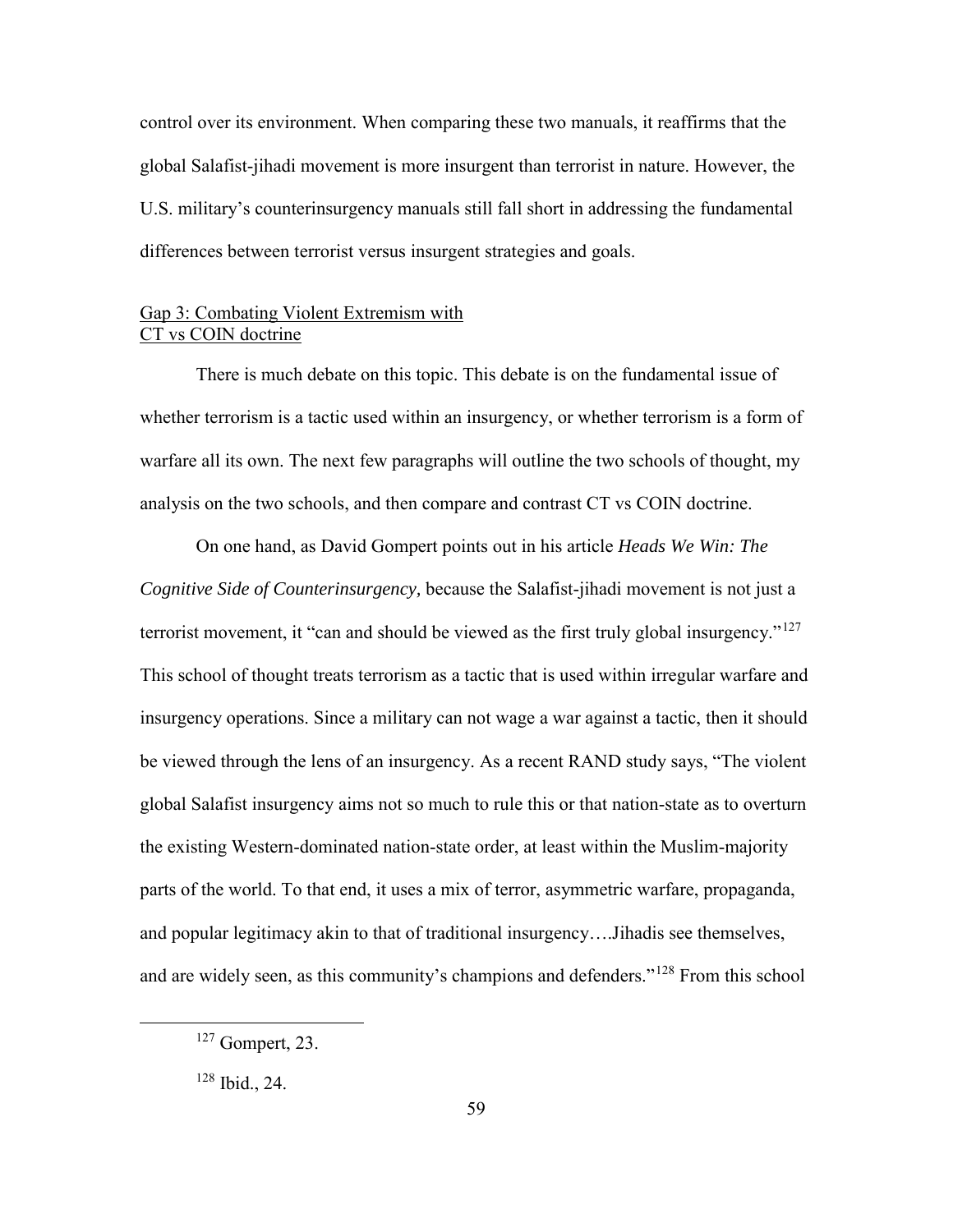control over its environment. When comparing these two manuals, it reaffirms that the global Salafist-jihadi movement is more insurgent than terrorist in nature. However, the U.S. military's counterinsurgency manuals still fall short in addressing the fundamental differences between terrorist versus insurgent strategies and goals.

### Gap 3: Combating Violent Extremism with CT vs COIN doctrine

There is much debate on this topic. This debate is on the fundamental issue of whether terrorism is a tactic used within an insurgency, or whether terrorism is a form of warfare all its own. The next few paragraphs will outline the two schools of thought, my analysis on the two schools, and then compare and contrast CT vs COIN doctrine.

On one hand, as David Gompert points out in his article *Heads We Win: The Cognitive Side of Counterinsurgency,* because the Salafist-jihadi movement is not just a terrorist movement, it "can and should be viewed as the first truly global insurgency."[127] This school of thought treats terrorism as a tactic that is used within irregular warfare and insurgency operations. Since a military can not wage a war against a tactic, then it should be viewed through the lens of an insurgency. As a recent RAND study says, "The violent global Salafist insurgency aims not so much to rule this or that nation-state as to overturn the existing Western-dominated nation-state order, at least within the Muslim-majority parts of the world. To that end, it uses a mix of terror, asymmetric warfare, propaganda, and popular legitimacy akin to that of traditional insurgency….Jihadis see themselves, and are widely seen, as this community's champions and defenders."[128] From this school

[127] Gompert, 23.

[128] Ibid., 24.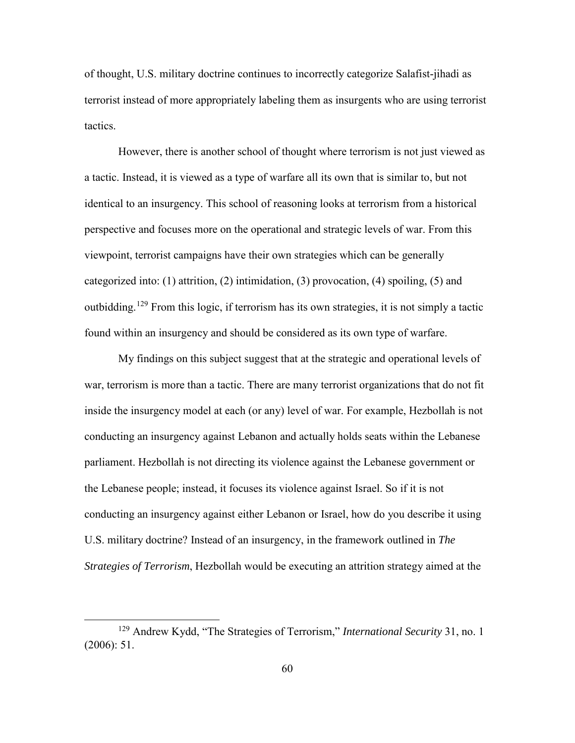of thought, U.S. military doctrine continues to incorrectly categorize Salafist-jihadi as terrorist instead of more appropriately labeling them as insurgents who are using terrorist tactics.

However, there is another school of thought where terrorism is not just viewed as a tactic. Instead, it is viewed as a type of warfare all its own that is similar to, but not identical to an insurgency. This school of reasoning looks at terrorism from a historical perspective and focuses more on the operational and strategic levels of war. From this viewpoint, terrorist campaigns have their own strategies which can be generally categorized into: (1) attrition, (2) intimidation, (3) provocation, (4) spoiling, (5) and outbidding.[129] From this logic, if terrorism has its own strategies, it is not simply a tactic found within an insurgency and should be considered as its own type of warfare.

My findings on this subject suggest that at the strategic and operational levels of war, terrorism is more than a tactic. There are many terrorist organizations that do not fit inside the insurgency model at each (or any) level of war. For example, Hezbollah is not conducting an insurgency against Lebanon and actually holds seats within the Lebanese parliament. Hezbollah is not directing its violence against the Lebanese government or the Lebanese people; instead, it focuses its violence against Israel. So if it is not conducting an insurgency against either Lebanon or Israel, how do you describe it using U.S. military doctrine? Instead of an insurgency, in the framework outlined in *The Strategies of Terrorism*, Hezbollah would be executing an attrition strategy aimed at the

[129] Andrew Kydd, "The Strategies of Terrorism," *International Security* 31, no. 1 (2006): 51.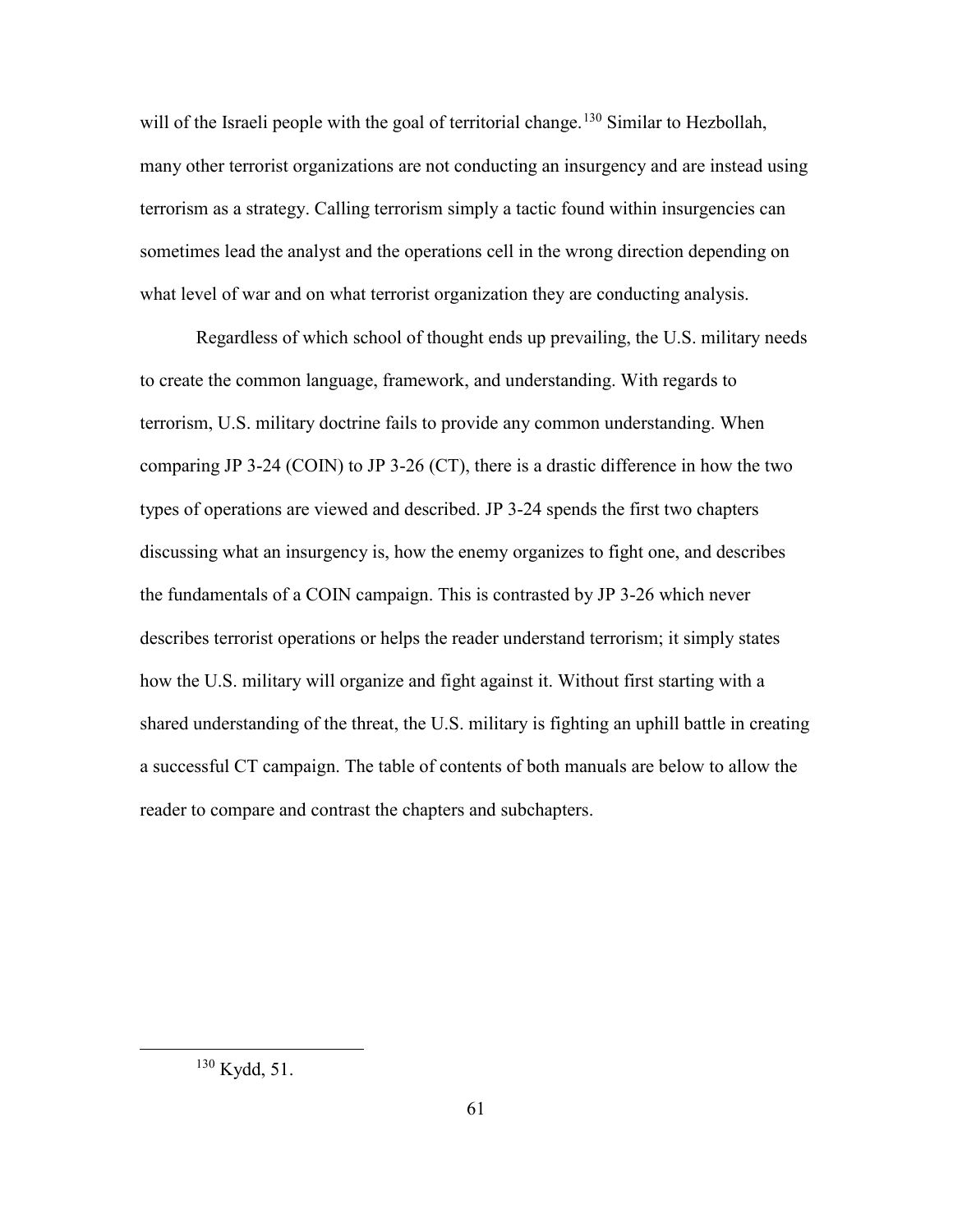will of the Israeli people with the goal of territorial change.[130] Similar to Hezbollah, many other terrorist organizations are not conducting an insurgency and are instead using terrorism as a strategy. Calling terrorism simply a tactic found within insurgencies can sometimes lead the analyst and the operations cell in the wrong direction depending on what level of war and on what terrorist organization they are conducting analysis.

Regardless of which school of thought ends up prevailing, the U.S. military needs to create the common language, framework, and understanding. With regards to terrorism, U.S. military doctrine fails to provide any common understanding. When comparing JP 3-24 (COIN) to JP 3-26 (CT), there is a drastic difference in how the two types of operations are viewed and described. JP 3-24 spends the first two chapters discussing what an insurgency is, how the enemy organizes to fight one, and describes the fundamentals of a COIN campaign. This is contrasted by JP 3-26 which never describes terrorist operations or helps the reader understand terrorism; it simply states how the U.S. military will organize and fight against it. Without first starting with a shared understanding of the threat, the U.S. military is fighting an uphill battle in creating a successful CT campaign. The table of contents of both manuals are below to allow the reader to compare and contrast the chapters and subchapters.

[130] Kydd, 51.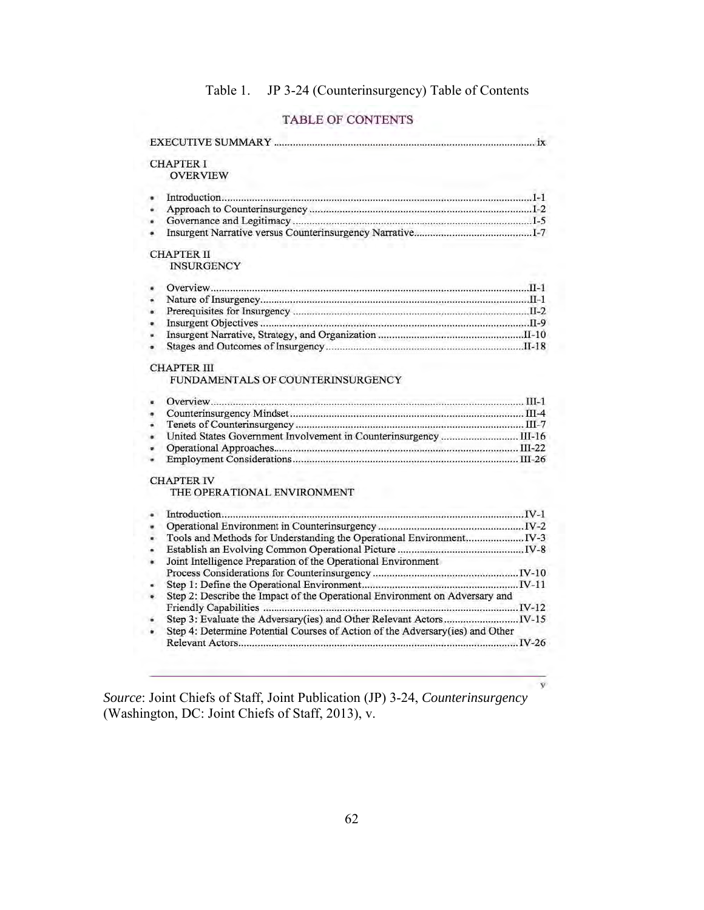Table 1. JP 3-24 (Counterinsurgency) Table of Contents

TABLE OF CONTENTS

EXECUTIVE SUMMARY ............................................................................................ ix

CHAPTER I
OVERVIEW

- Introduction................................................................................................I-1
- Approach to Counterinsurgency ................................................................I-2
- Governance and Legitimacy ......................................................................I-5
- Insurgent Narrative versus Counterinsurgency Narrative..........................I-7

CHAPTER II
INSURGENCY

- Overview...................................................................................................II-1
- Nature of Insurgency.................................................................................II-1
- Prerequisites for Insurgency .....................................................................II-2
- Insurgent Objectives .................................................................................II-9
- Insurgent Narrative, Strategy, and Organization ....................................II-10
- Stages and Outcomes of Insurgency.......................................................II-18

CHAPTER III
FUNDAMENTALS OF COUNTERINSURGENCY

- Overview................................................................................................ III-1
- Counterinsurgency Mindset.................................................................... III-4
- Tenets of Counterinsurgency .................................................................. III-7
- United States Government Involvement in Counterinsurgency ............ III-16
- Operational Approaches........................................................................ III-22
- Employment Considerations................................................................. III-26

CHAPTER IV
THE OPERATIONAL ENVIRONMENT

- Introduction.............................................................................................IV-1
- Operational Environment in Counterinsurgency ....................................IV-2
- Tools and Methods for Understanding the Operational Environment.....................IV-3
- Establish an Evolving Common Operational Picture .............................IV-8
- Joint Intelligence Preparation of the Operational Environment Process Considerations for Counterinsurgency ....................................IV-10
- Step 1: Define the Operational Environment.........................................IV-11
- Step 2: Describe the Impact of the Operational Environment on Adversary and Friendly Capabilities ...........................................................................IV-12
- Step 3: Evaluate the Adversary(ies) and Other Relevant Actors...........................IV-15
- Step 4: Determine Potential Courses of Action of the Adversary(ies) and Other Relevant Actors.....................................................................................IV-26

*Source*: Joint Chiefs of Staff, Joint Publication (JP) 3-24, *Counterinsurgency* (Washington, DC: Joint Chiefs of Staff, 2013), v.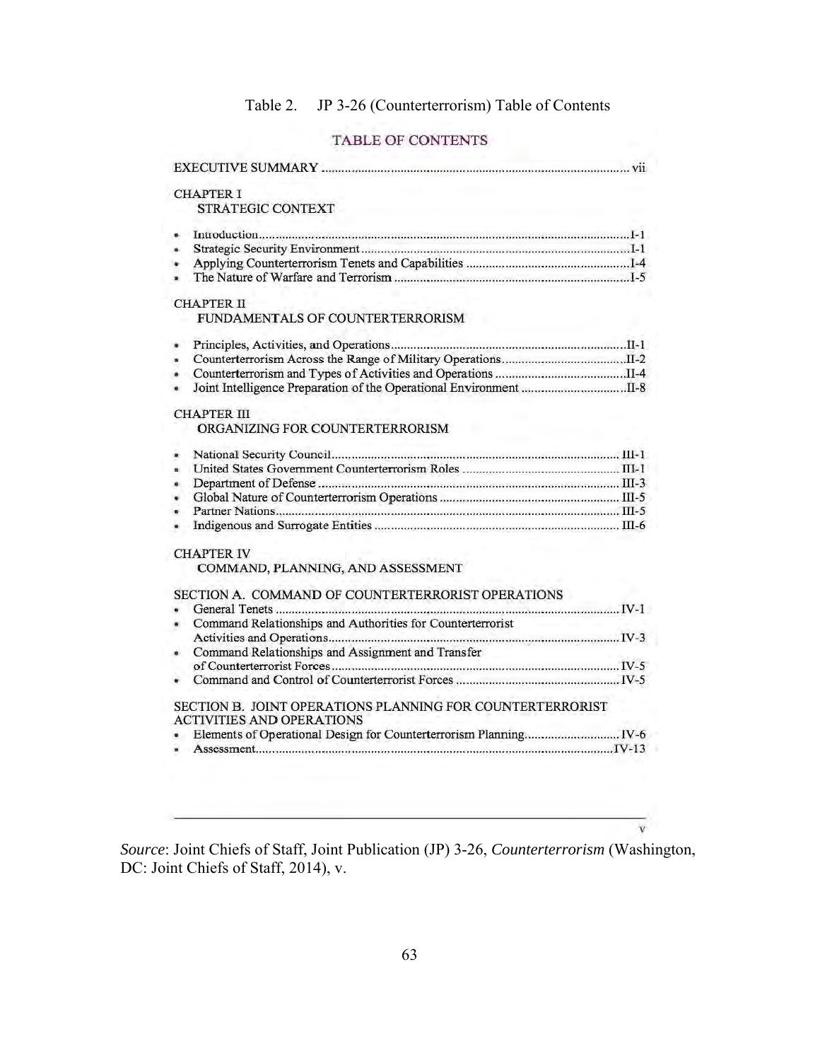Table 2. JP 3-26 (Counterterrorism) Table of Contents

TABLE OF CONTENTS

EXECUTIVE SUMMARY ............ vii

CHAPTER I
STRATEGIC CONTEXT

- Introduction ............ I-1
- Strategic Security Environment ............ I-1
- Applying Counterterrorism Tenets and Capabilities ............ I-4
- The Nature of Warfare and Terrorism ............ I-5

CHAPTER II
FUNDAMENTALS OF COUNTERTERRORISM

- Principles, Activities, and Operations ............ II-1
- Counterterrorism Across the Range of Military Operations ............ II-2
- Counterterrorism and Types of Activities and Operations ............ II-4
- Joint Intelligence Preparation of the Operational Environment ............ II-8

CHAPTER III
ORGANIZING FOR COUNTERTERRORISM

- National Security Council ............ III-1
- United States Government Counterterrorism Roles ............ III-1
- Department of Defense ............ III-3
- Global Nature of Counterterrorism Operations ............ III-5
- Partner Nations ............ III-5
- Indigenous and Surrogate Entities ............ III-6

CHAPTER IV
COMMAND, PLANNING, AND ASSESSMENT

SECTION A. COMMAND OF COUNTERTERRORIST OPERATIONS

- General Tenets ............ IV-1
- Command Relationships and Authorities for Counterterrorist Activities and Operations ............ IV-3
- Command Relationships and Assignment and Transfer of Counterterrorist Forces ............ IV-5
- Command and Control of Counterterrorist Forces ............ IV-5

SECTION B. JOINT OPERATIONS PLANNING FOR COUNTERTERRORIST ACTIVITIES AND OPERATIONS

- Elements of Operational Design for Counterterrorism Planning ............ IV-6
- Assessment ............ IV-13

v

*Source*: Joint Chiefs of Staff, Joint Publication (JP) 3-26, *Counterterrorism* (Washington, DC: Joint Chiefs of Staff, 2014), v.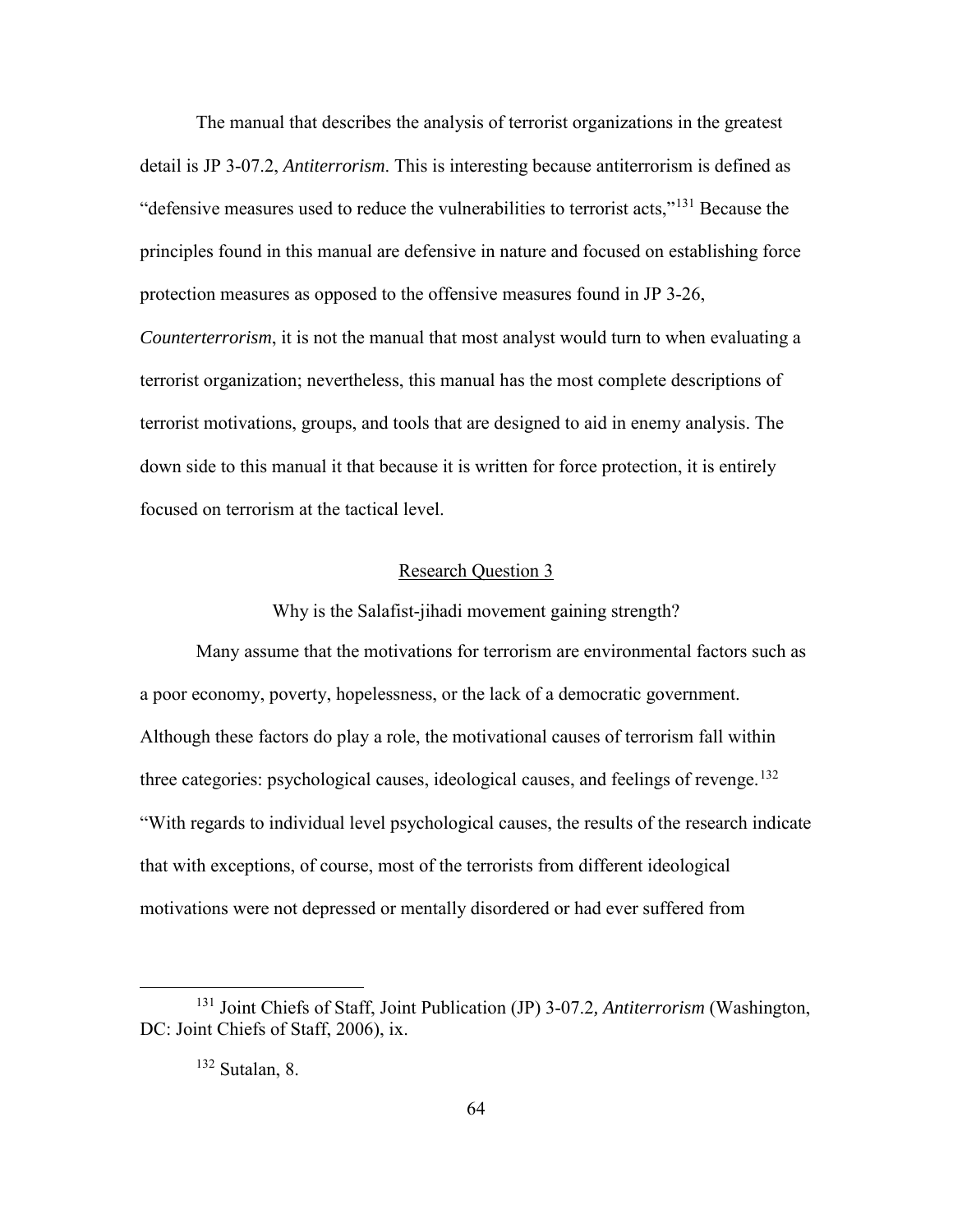The manual that describes the analysis of terrorist organizations in the greatest detail is JP 3-07.2, *Antiterrorism*. This is interesting because antiterrorism is defined as "defensive measures used to reduce the vulnerabilities to terrorist acts,"[131] Because the principles found in this manual are defensive in nature and focused on establishing force protection measures as opposed to the offensive measures found in JP 3-26, *Counterterrorism*, it is not the manual that most analyst would turn to when evaluating a terrorist organization; nevertheless, this manual has the most complete descriptions of terrorist motivations, groups, and tools that are designed to aid in enemy analysis. The down side to this manual it that because it is written for force protection, it is entirely focused on terrorism at the tactical level.

## Research Question 3

Why is the Salafist-jihadi movement gaining strength?

Many assume that the motivations for terrorism are environmental factors such as a poor economy, poverty, hopelessness, or the lack of a democratic government. Although these factors do play a role, the motivational causes of terrorism fall within three categories: psychological causes, ideological causes, and feelings of revenge.[132] "With regards to individual level psychological causes, the results of the research indicate that with exceptions, of course, most of the terrorists from different ideological motivations were not depressed or mentally disordered or had ever suffered from

---

[131] Joint Chiefs of Staff, Joint Publication (JP) 3-07.2, *Antiterrorism* (Washington, DC: Joint Chiefs of Staff, 2006), ix.

[132] Sutalan, 8.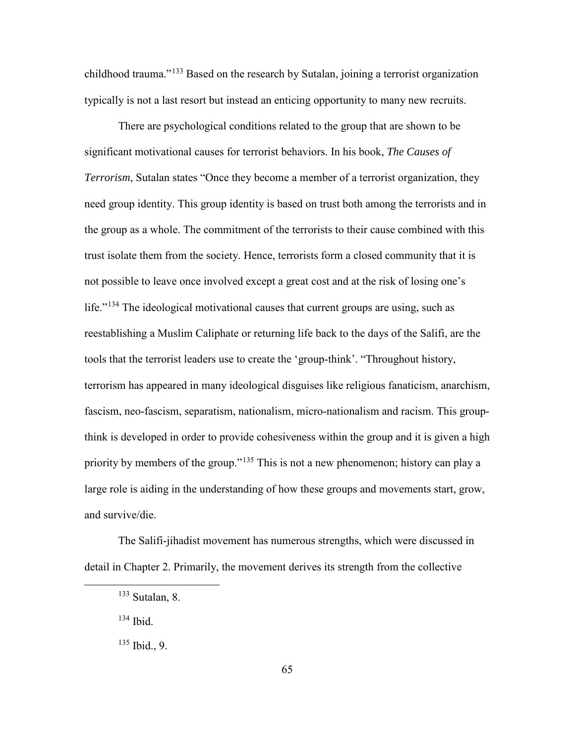childhood trauma."[133] Based on the research by Sutalan, joining a terrorist organization typically is not a last resort but instead an enticing opportunity to many new recruits.

There are psychological conditions related to the group that are shown to be significant motivational causes for terrorist behaviors. In his book, *The Causes of Terrorism*, Sutalan states "Once they become a member of a terrorist organization, they need group identity. This group identity is based on trust both among the terrorists and in the group as a whole. The commitment of the terrorists to their cause combined with this trust isolate them from the society. Hence, terrorists form a closed community that it is not possible to leave once involved except a great cost and at the risk of losing one's life."[134] The ideological motivational causes that current groups are using, such as reestablishing a Muslim Caliphate or returning life back to the days of the Salifi, are the tools that the terrorist leaders use to create the 'group-think'. "Throughout history, terrorism has appeared in many ideological disguises like religious fanaticism, anarchism, fascism, neo-fascism, separatism, nationalism, micro-nationalism and racism. This group-think is developed in order to provide cohesiveness within the group and it is given a high priority by members of the group."[135] This is not a new phenomenon; history can play a large role is aiding in the understanding of how these groups and movements start, grow, and survive/die.

The Salifi-jihadist movement has numerous strengths, which were discussed in detail in Chapter 2. Primarily, the movement derives its strength from the collective

---

[133] Sutalan, 8.

[134] Ibid.

[135] Ibid., 9.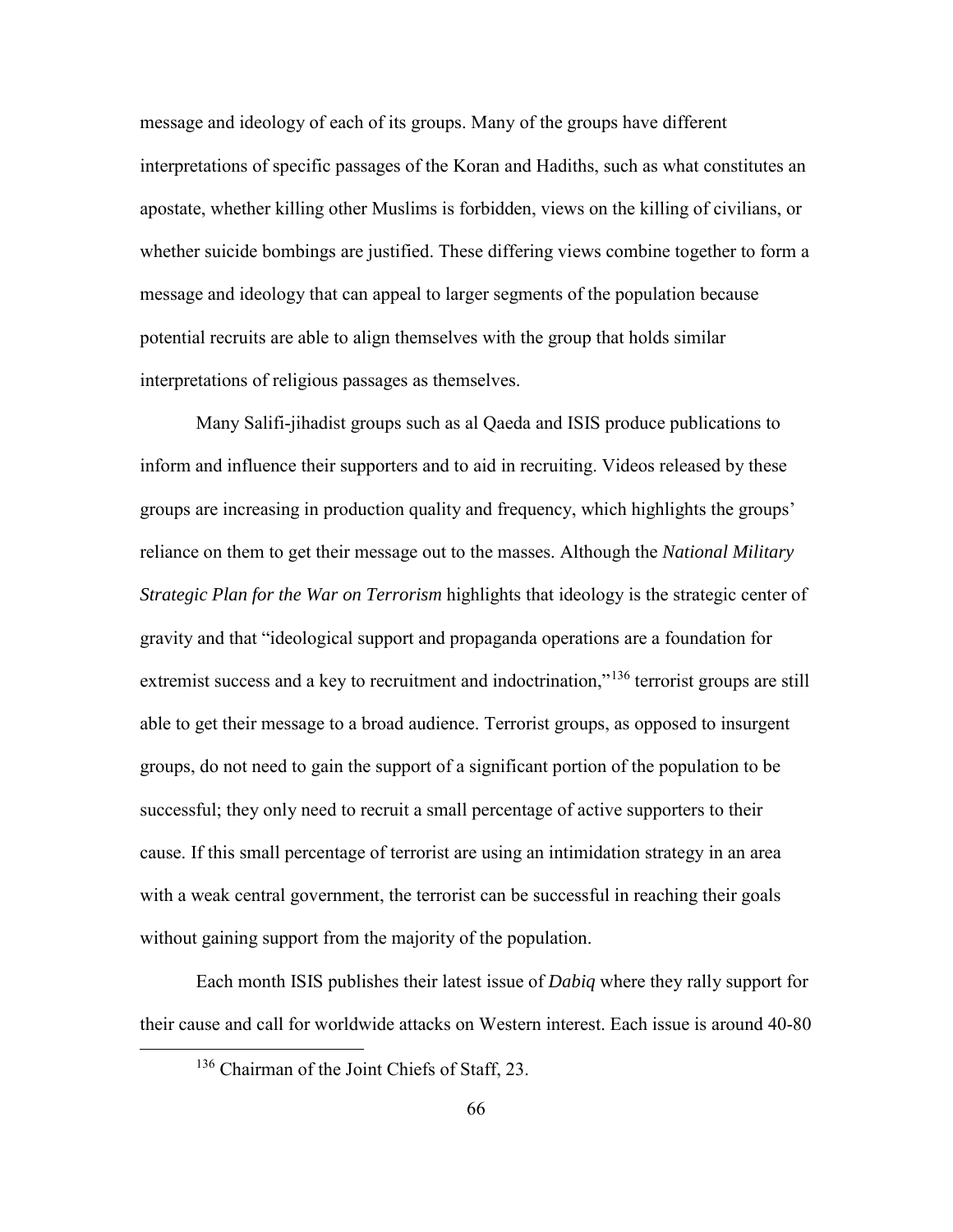message and ideology of each of its groups. Many of the groups have different interpretations of specific passages of the Koran and Hadiths, such as what constitutes an apostate, whether killing other Muslims is forbidden, views on the killing of civilians, or whether suicide bombings are justified. These differing views combine together to form a message and ideology that can appeal to larger segments of the population because potential recruits are able to align themselves with the group that holds similar interpretations of religious passages as themselves.

Many Salifi-jihadist groups such as al Qaeda and ISIS produce publications to inform and influence their supporters and to aid in recruiting. Videos released by these groups are increasing in production quality and frequency, which highlights the groups' reliance on them to get their message out to the masses. Although the *National Military Strategic Plan for the War on Terrorism* highlights that ideology is the strategic center of gravity and that "ideological support and propaganda operations are a foundation for extremist success and a key to recruitment and indoctrination,"[136] terrorist groups are still able to get their message to a broad audience. Terrorist groups, as opposed to insurgent groups, do not need to gain the support of a significant portion of the population to be successful; they only need to recruit a small percentage of active supporters to their cause. If this small percentage of terrorist are using an intimidation strategy in an area with a weak central government, the terrorist can be successful in reaching their goals without gaining support from the majority of the population.

Each month ISIS publishes their latest issue of *Dabiq* where they rally support for their cause and call for worldwide attacks on Western interest. Each issue is around 40-80

[136] Chairman of the Joint Chiefs of Staff, 23.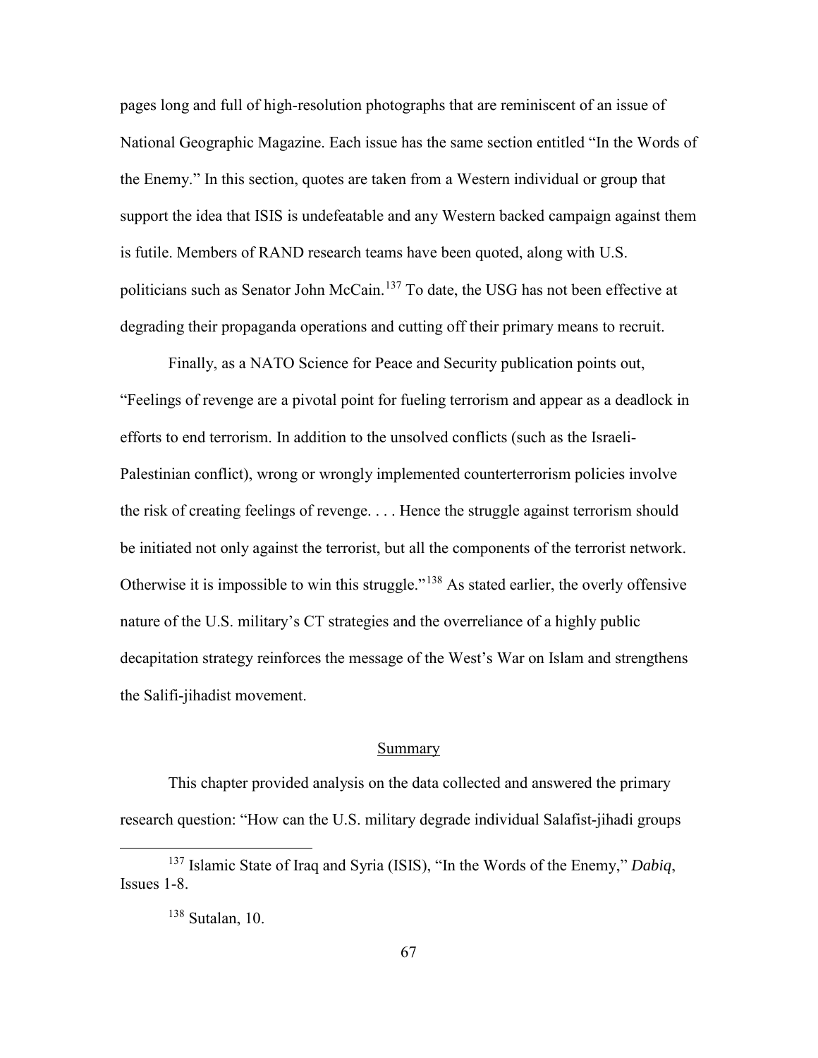pages long and full of high-resolution photographs that are reminiscent of an issue of National Geographic Magazine. Each issue has the same section entitled "In the Words of the Enemy." In this section, quotes are taken from a Western individual or group that support the idea that ISIS is undefeatable and any Western backed campaign against them is futile. Members of RAND research teams have been quoted, along with U.S. politicians such as Senator John McCain.[137] To date, the USG has not been effective at degrading their propaganda operations and cutting off their primary means to recruit.

Finally, as a NATO Science for Peace and Security publication points out, "Feelings of revenge are a pivotal point for fueling terrorism and appear as a deadlock in efforts to end terrorism. In addition to the unsolved conflicts (such as the Israeli-Palestinian conflict), wrong or wrongly implemented counterterrorism policies involve the risk of creating feelings of revenge. . . . Hence the struggle against terrorism should be initiated not only against the terrorist, but all the components of the terrorist network. Otherwise it is impossible to win this struggle."[138] As stated earlier, the overly offensive nature of the U.S. military's CT strategies and the overreliance of a highly public decapitation strategy reinforces the message of the West's War on Islam and strengthens the Salifi-jihadist movement.

## Summary

This chapter provided analysis on the data collected and answered the primary research question: "How can the U.S. military degrade individual Salafist-jihadi groups

[137] Islamic State of Iraq and Syria (ISIS), "In the Words of the Enemy," *Dabiq*, Issues 1-8.

[138] Sutalan, 10.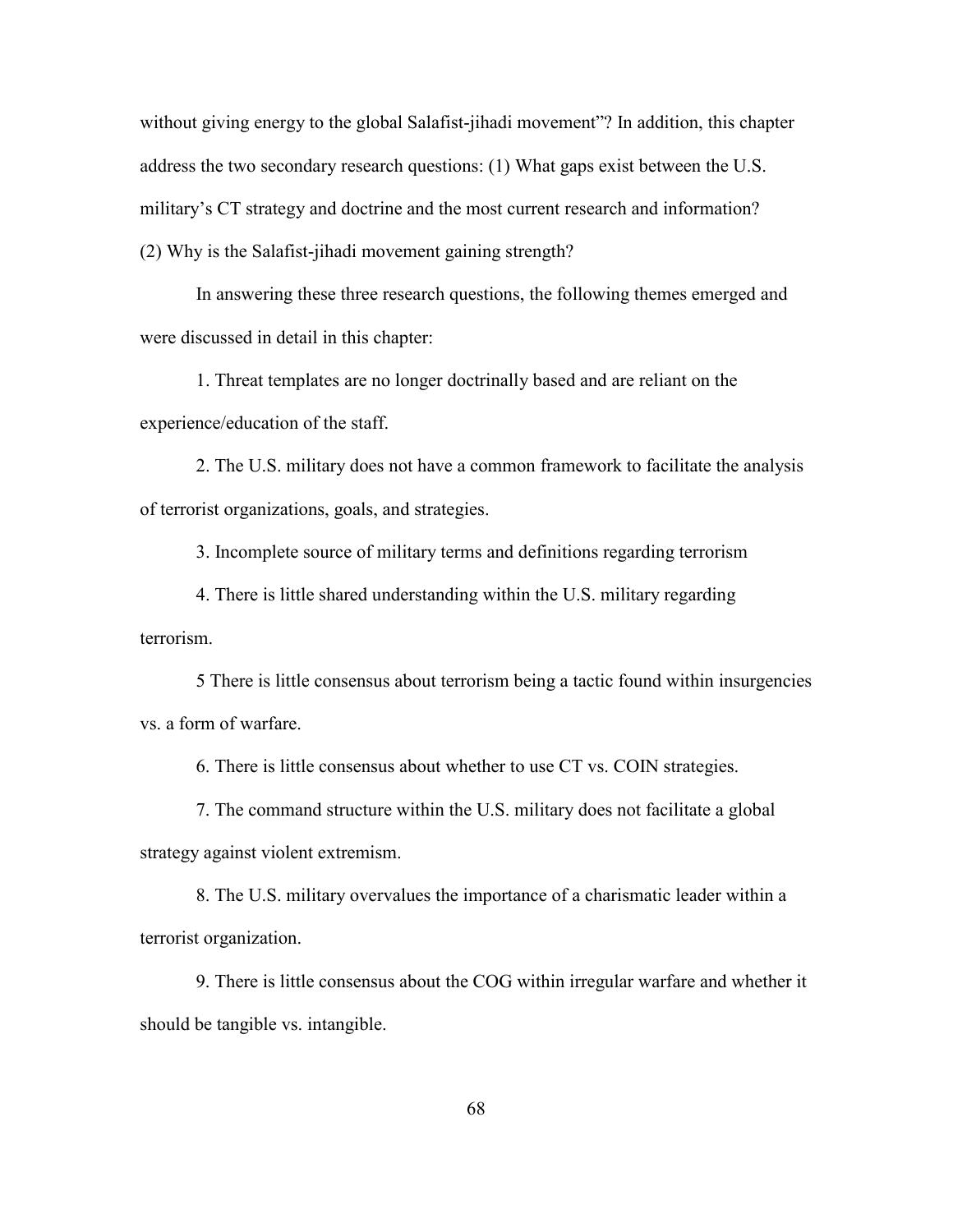without giving energy to the global Salafist-jihadi movement"? In addition, this chapter address the two secondary research questions: (1) What gaps exist between the U.S. military's CT strategy and doctrine and the most current research and information? (2) Why is the Salafist-jihadi movement gaining strength?

In answering these three research questions, the following themes emerged and were discussed in detail in this chapter:

1. Threat templates are no longer doctrinally based and are reliant on the experience/education of the staff.

2. The U.S. military does not have a common framework to facilitate the analysis of terrorist organizations, goals, and strategies.

3. Incomplete source of military terms and definitions regarding terrorism

4. There is little shared understanding within the U.S. military regarding terrorism.

5 There is little consensus about terrorism being a tactic found within insurgencies vs. a form of warfare.

6. There is little consensus about whether to use CT vs. COIN strategies.

7. The command structure within the U.S. military does not facilitate a global strategy against violent extremism.

8. The U.S. military overvalues the importance of a charismatic leader within a terrorist organization.

9. There is little consensus about the COG within irregular warfare and whether it should be tangible vs. intangible.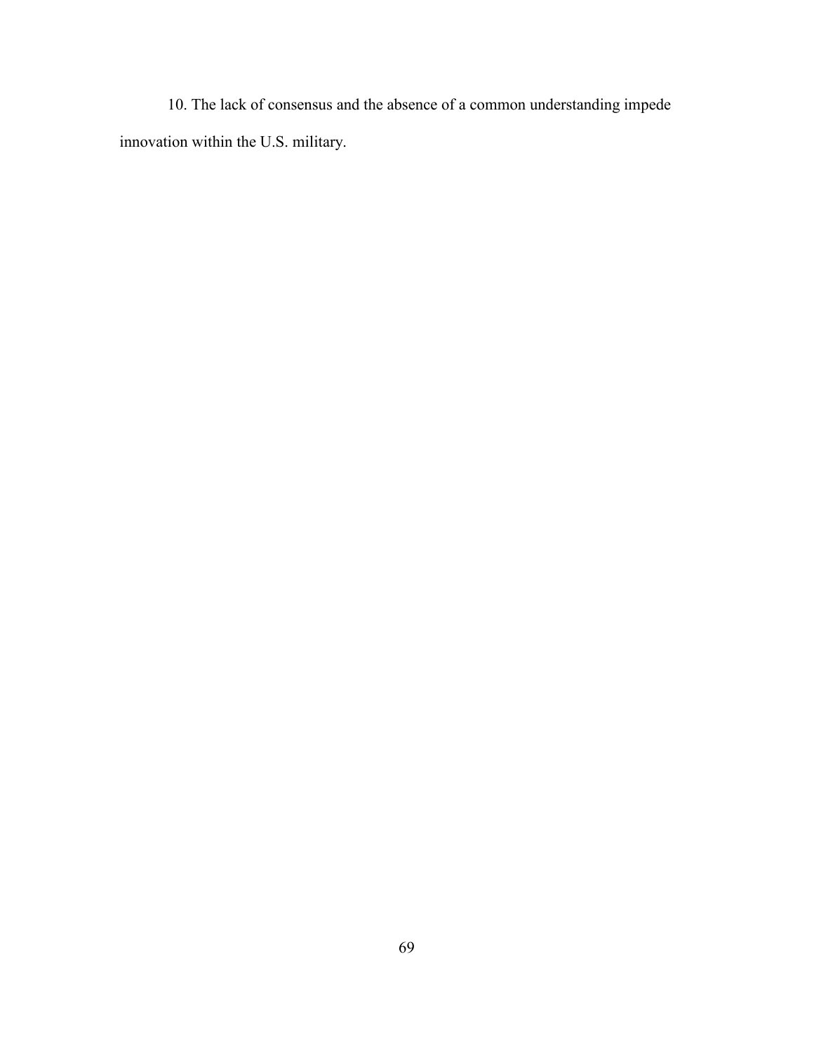10. The lack of consensus and the absence of a common understanding impede innovation within the U.S. military.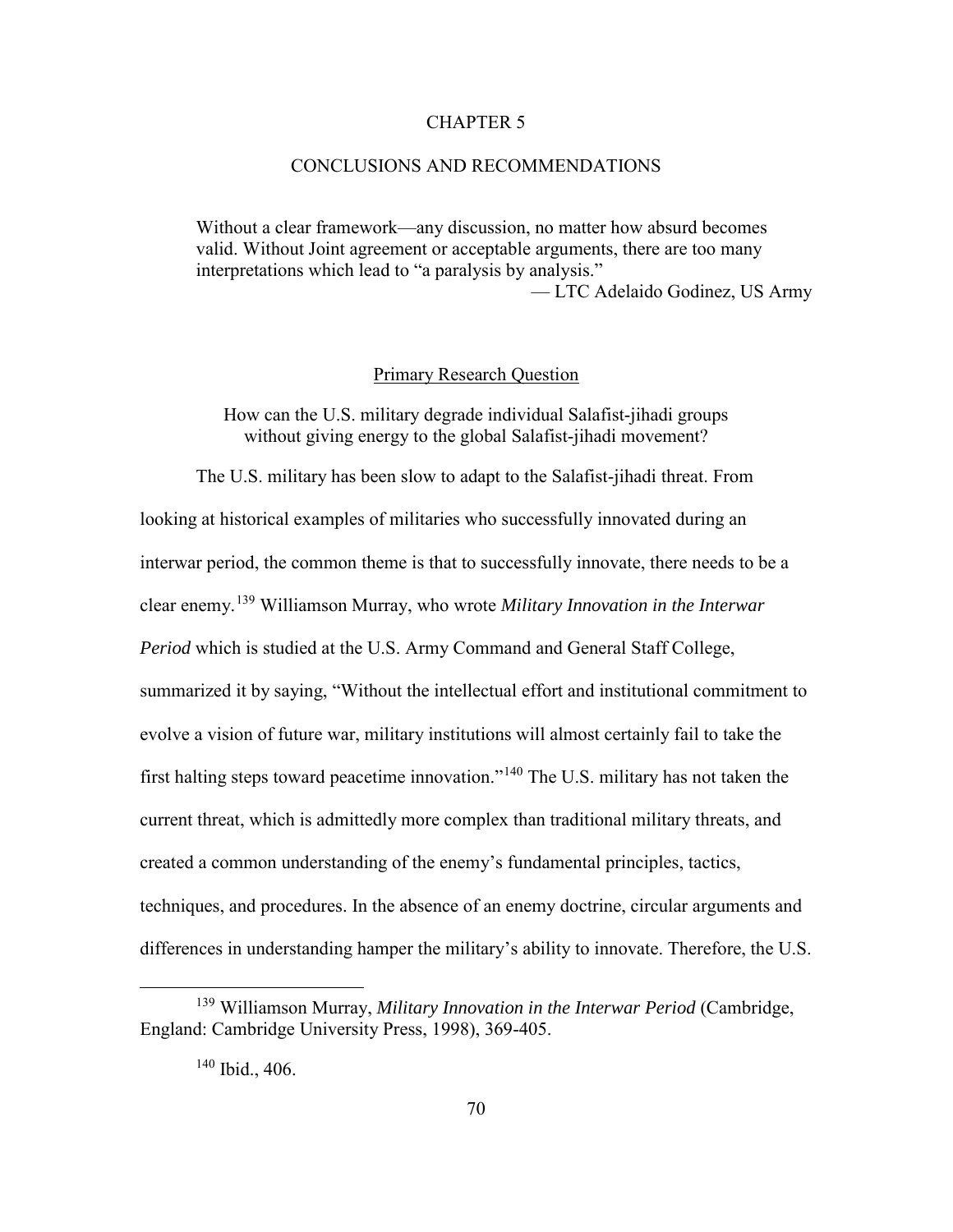# CHAPTER 5

# CONCLUSIONS AND RECOMMENDATIONS

> Without a clear framework—any discussion, no matter how absurd becomes valid. Without Joint agreement or acceptable arguments, there are too many interpretations which lead to "a paralysis by analysis."
>
> — LTC Adelaido Godinez, US Army

## Primary Research Question

How can the U.S. military degrade individual Salafist-jihadi groups without giving energy to the global Salafist-jihadi movement?

The U.S. military has been slow to adapt to the Salafist-jihadi threat. From looking at historical examples of militaries who successfully innovated during an interwar period, the common theme is that to successfully innovate, there needs to be a clear enemy.[139] Williamson Murray, who wrote *Military Innovation in the Interwar Period* which is studied at the U.S. Army Command and General Staff College, summarized it by saying, "Without the intellectual effort and institutional commitment to evolve a vision of future war, military institutions will almost certainly fail to take the first halting steps toward peacetime innovation."[140] The U.S. military has not taken the current threat, which is admittedly more complex than traditional military threats, and created a common understanding of the enemy's fundamental principles, tactics, techniques, and procedures. In the absence of an enemy doctrine, circular arguments and differences in understanding hamper the military's ability to innovate. Therefore, the U.S.

---

[139] Williamson Murray, *Military Innovation in the Interwar Period* (Cambridge, England: Cambridge University Press, 1998), 369-405.

[140] Ibid., 406.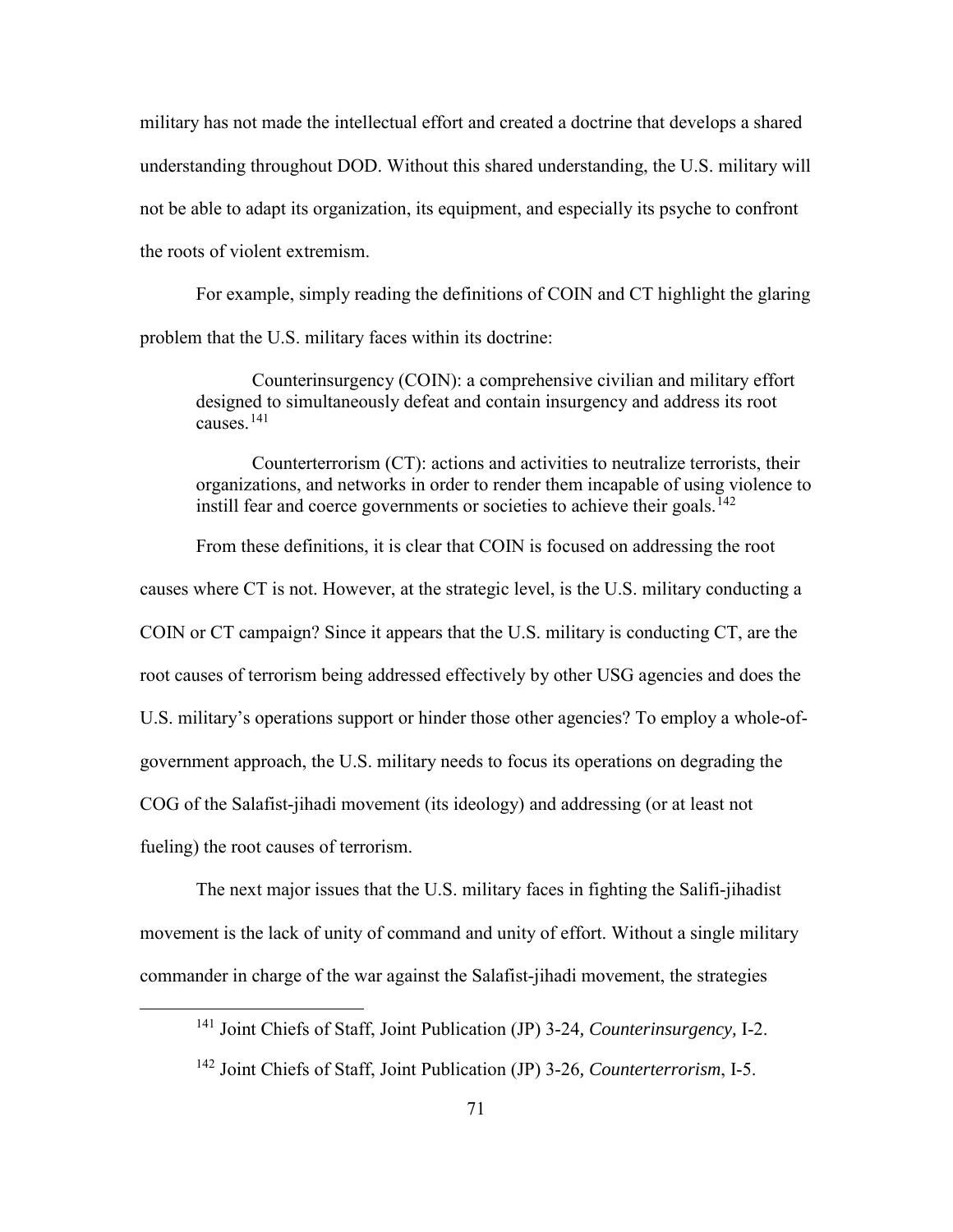military has not made the intellectual effort and created a doctrine that develops a shared understanding throughout DOD. Without this shared understanding, the U.S. military will not be able to adapt its organization, its equipment, and especially its psyche to confront the roots of violent extremism.

For example, simply reading the definitions of COIN and CT highlight the glaring problem that the U.S. military faces within its doctrine:

> Counterinsurgency (COIN): a comprehensive civilian and military effort designed to simultaneously defeat and contain insurgency and address its root causes.[141]
>
> Counterterrorism (CT): actions and activities to neutralize terrorists, their organizations, and networks in order to render them incapable of using violence to instill fear and coerce governments or societies to achieve their goals.[142]

From these definitions, it is clear that COIN is focused on addressing the root causes where CT is not. However, at the strategic level, is the U.S. military conducting a COIN or CT campaign? Since it appears that the U.S. military is conducting CT, are the root causes of terrorism being addressed effectively by other USG agencies and does the U.S. military's operations support or hinder those other agencies? To employ a whole-of-government approach, the U.S. military needs to focus its operations on degrading the COG of the Salafist-jihadi movement (its ideology) and addressing (or at least not fueling) the root causes of terrorism.

The next major issues that the U.S. military faces in fighting the Salifi-jihadist movement is the lack of unity of command and unity of effort. Without a single military commander in charge of the war against the Salafist-jihadi movement, the strategies

---

[141] Joint Chiefs of Staff, Joint Publication (JP) 3-24*, Counterinsurgency,* I-2.

[142] Joint Chiefs of Staff, Joint Publication (JP) 3-26*, Counterterrorism*, I-5.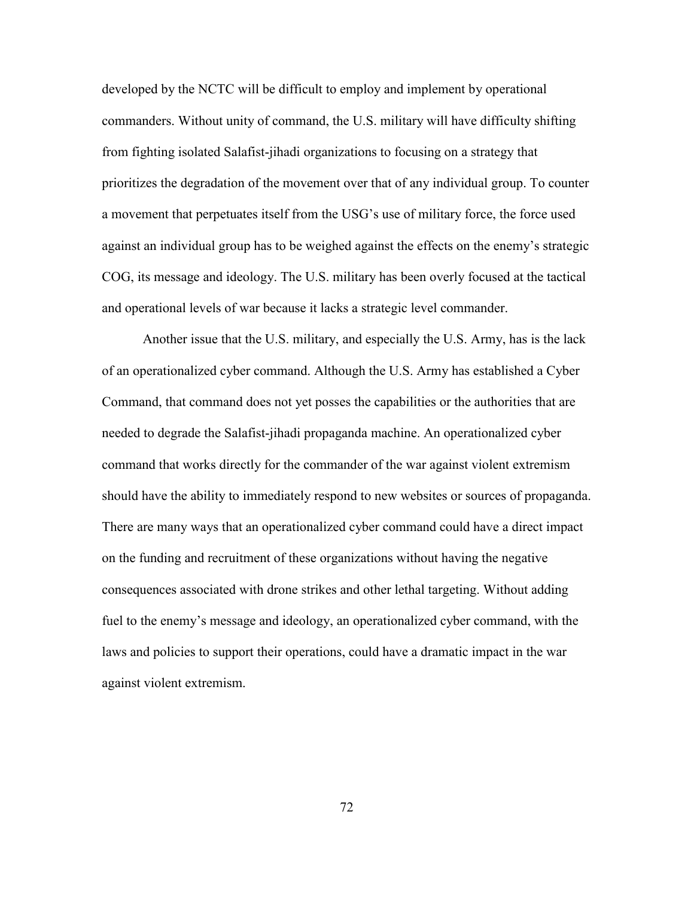developed by the NCTC will be difficult to employ and implement by operational commanders. Without unity of command, the U.S. military will have difficulty shifting from fighting isolated Salafist-jihadi organizations to focusing on a strategy that prioritizes the degradation of the movement over that of any individual group. To counter a movement that perpetuates itself from the USG's use of military force, the force used against an individual group has to be weighed against the effects on the enemy's strategic COG, its message and ideology. The U.S. military has been overly focused at the tactical and operational levels of war because it lacks a strategic level commander.

Another issue that the U.S. military, and especially the U.S. Army, has is the lack of an operationalized cyber command. Although the U.S. Army has established a Cyber Command, that command does not yet posses the capabilities or the authorities that are needed to degrade the Salafist-jihadi propaganda machine. An operationalized cyber command that works directly for the commander of the war against violent extremism should have the ability to immediately respond to new websites or sources of propaganda. There are many ways that an operationalized cyber command could have a direct impact on the funding and recruitment of these organizations without having the negative consequences associated with drone strikes and other lethal targeting. Without adding fuel to the enemy's message and ideology, an operationalized cyber command, with the laws and policies to support their operations, could have a dramatic impact in the war against violent extremism.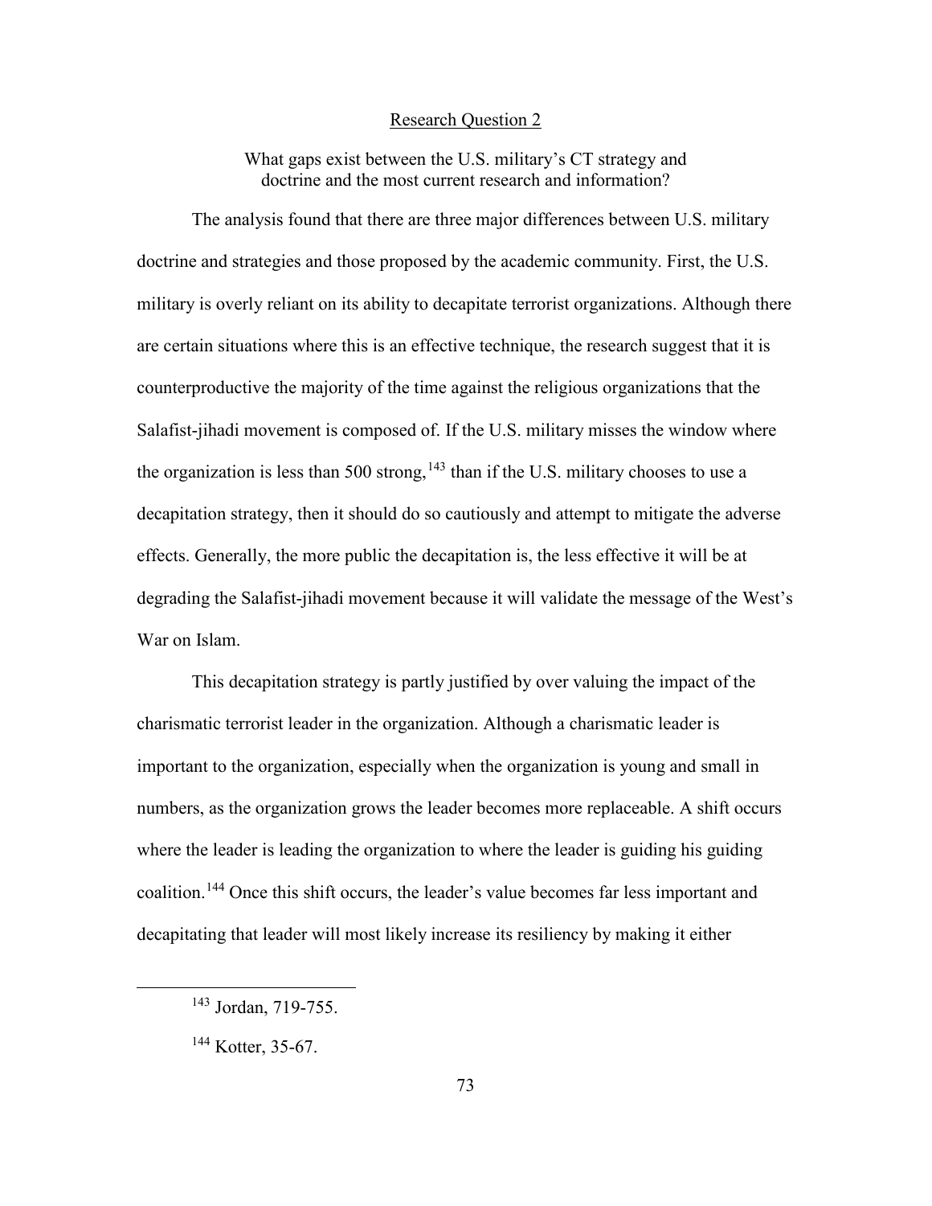## Research Question 2

What gaps exist between the U.S. military's CT strategy and doctrine and the most current research and information?

The analysis found that there are three major differences between U.S. military doctrine and strategies and those proposed by the academic community. First, the U.S. military is overly reliant on its ability to decapitate terrorist organizations. Although there are certain situations where this is an effective technique, the research suggest that it is counterproductive the majority of the time against the religious organizations that the Salafist-jihadi movement is composed of. If the U.S. military misses the window where the organization is less than 500 strong,[143] than if the U.S. military chooses to use a decapitation strategy, then it should do so cautiously and attempt to mitigate the adverse effects. Generally, the more public the decapitation is, the less effective it will be at degrading the Salafist-jihadi movement because it will validate the message of the West's War on Islam.

This decapitation strategy is partly justified by over valuing the impact of the charismatic terrorist leader in the organization. Although a charismatic leader is important to the organization, especially when the organization is young and small in numbers, as the organization grows the leader becomes more replaceable. A shift occurs where the leader is leading the organization to where the leader is guiding his guiding coalition.[144] Once this shift occurs, the leader's value becomes far less important and decapitating that leader will most likely increase its resiliency by making it either

---

[143] Jordan, 719-755.

[144] Kotter, 35-67.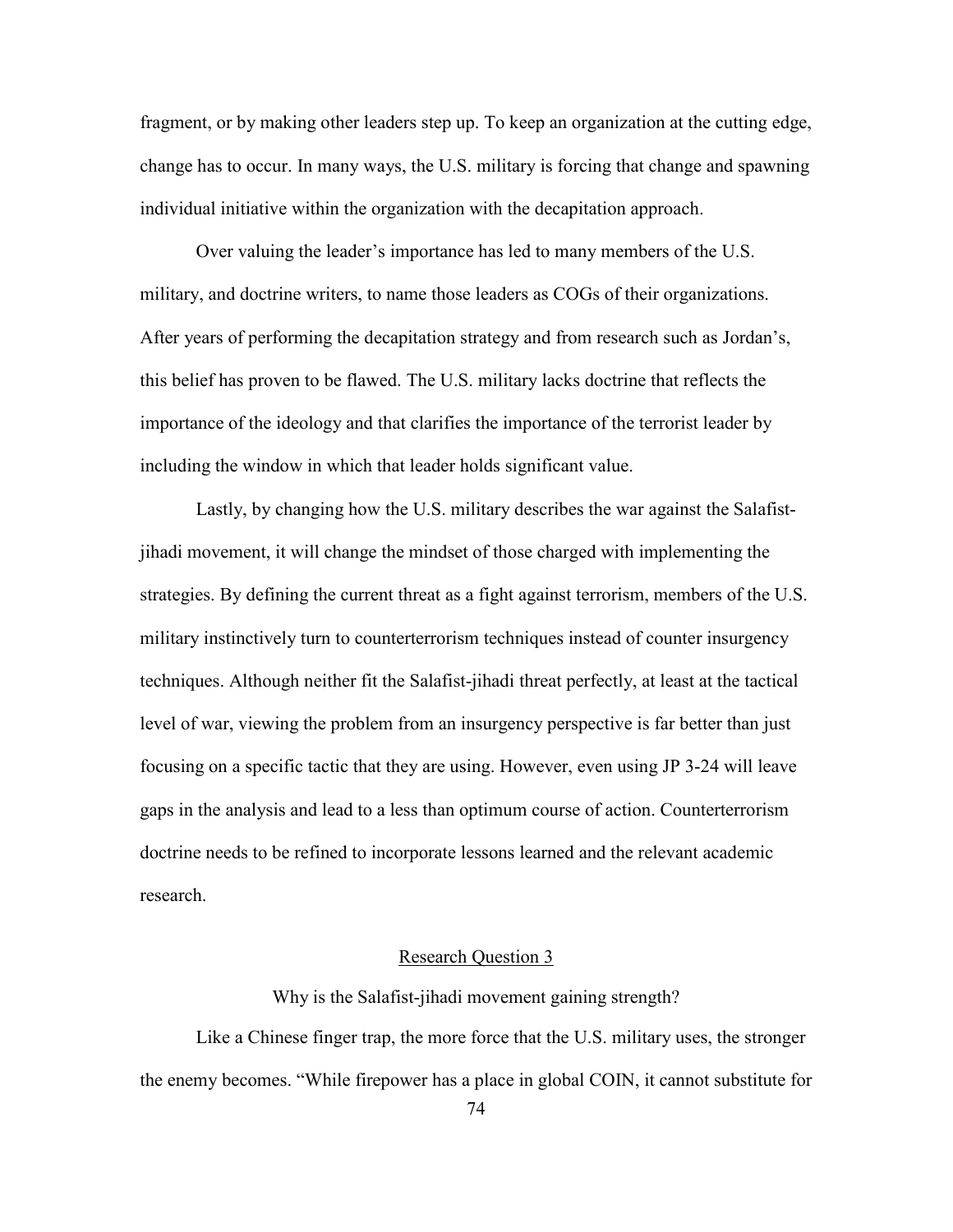fragment, or by making other leaders step up. To keep an organization at the cutting edge, change has to occur. In many ways, the U.S. military is forcing that change and spawning individual initiative within the organization with the decapitation approach.

Over valuing the leader's importance has led to many members of the U.S. military, and doctrine writers, to name those leaders as COGs of their organizations. After years of performing the decapitation strategy and from research such as Jordan's, this belief has proven to be flawed. The U.S. military lacks doctrine that reflects the importance of the ideology and that clarifies the importance of the terrorist leader by including the window in which that leader holds significant value.

Lastly, by changing how the U.S. military describes the war against the Salafist-jihadi movement, it will change the mindset of those charged with implementing the strategies. By defining the current threat as a fight against terrorism, members of the U.S. military instinctively turn to counterterrorism techniques instead of counter insurgency techniques. Although neither fit the Salafist-jihadi threat perfectly, at least at the tactical level of war, viewing the problem from an insurgency perspective is far better than just focusing on a specific tactic that they are using. However, even using JP 3-24 will leave gaps in the analysis and lead to a less than optimum course of action. Counterterrorism doctrine needs to be refined to incorporate lessons learned and the relevant academic research.

## Research Question 3

Why is the Salafist-jihadi movement gaining strength?

Like a Chinese finger trap, the more force that the U.S. military uses, the stronger the enemy becomes. "While firepower has a place in global COIN, it cannot substitute for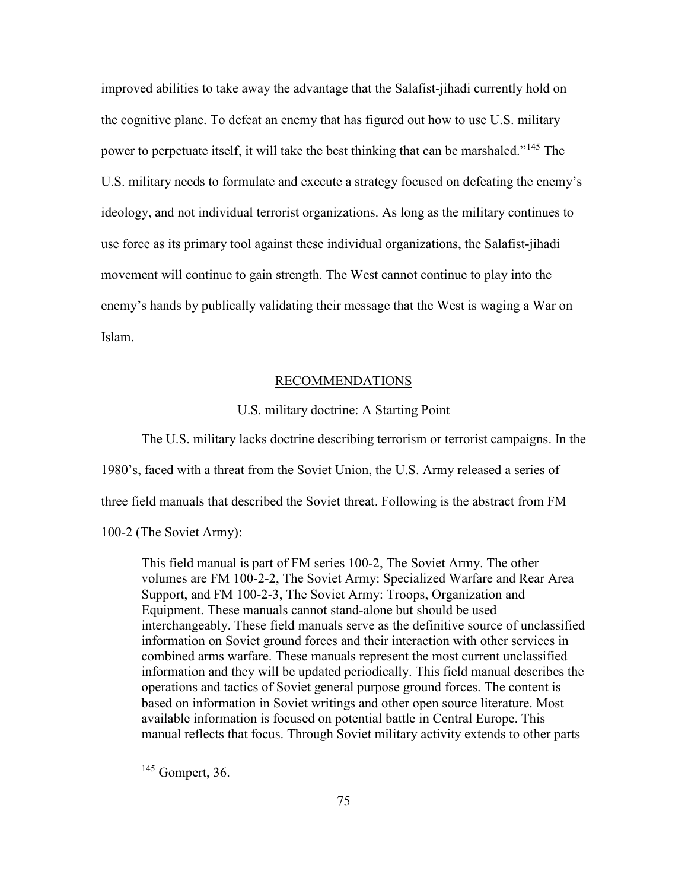improved abilities to take away the advantage that the Salafist-jihadi currently hold on the cognitive plane. To defeat an enemy that has figured out how to use U.S. military power to perpetuate itself, it will take the best thinking that can be marshaled."[145] The U.S. military needs to formulate and execute a strategy focused on defeating the enemy's ideology, and not individual terrorist organizations. As long as the military continues to use force as its primary tool against these individual organizations, the Salafist-jihadi movement will continue to gain strength. The West cannot continue to play into the enemy's hands by publically validating their message that the West is waging a War on Islam.

## RECOMMENDATIONS

### U.S. military doctrine: A Starting Point

The U.S. military lacks doctrine describing terrorism or terrorist campaigns. In the 1980's, faced with a threat from the Soviet Union, the U.S. Army released a series of three field manuals that described the Soviet threat. Following is the abstract from FM 100-2 (The Soviet Army):

> This field manual is part of FM series 100-2, The Soviet Army. The other volumes are FM 100-2-2, The Soviet Army: Specialized Warfare and Rear Area Support, and FM 100-2-3, The Soviet Army: Troops, Organization and Equipment. These manuals cannot stand-alone but should be used interchangeably. These field manuals serve as the definitive source of unclassified information on Soviet ground forces and their interaction with other services in combined arms warfare. These manuals represent the most current unclassified information and they will be updated periodically. This field manual describes the operations and tactics of Soviet general purpose ground forces. The content is based on information in Soviet writings and other open source literature. Most available information is focused on potential battle in Central Europe. This manual reflects that focus. Through Soviet military activity extends to other parts

[145] Gompert, 36.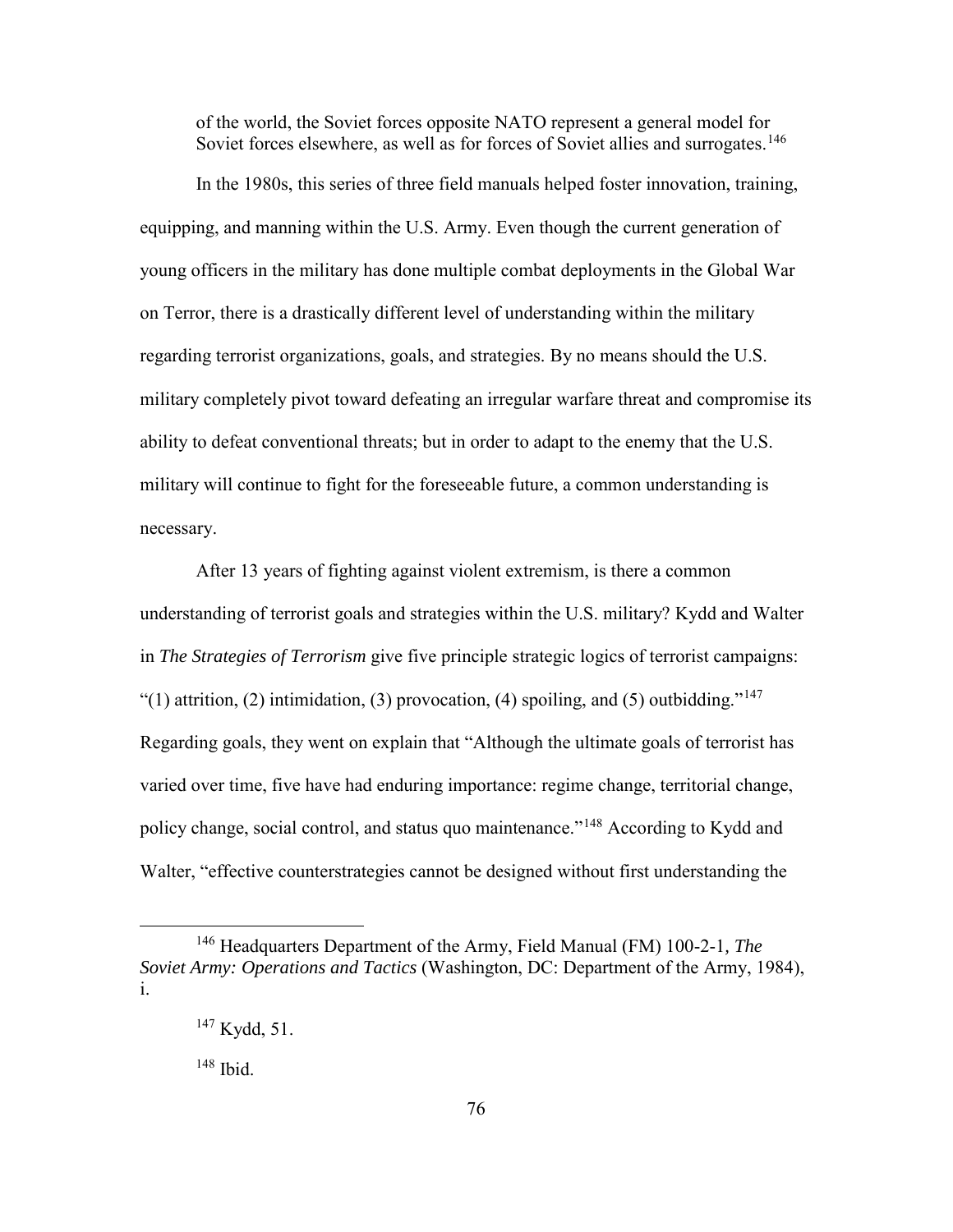of the world, the Soviet forces opposite NATO represent a general model for Soviet forces elsewhere, as well as for forces of Soviet allies and surrogates.[146]

In the 1980s, this series of three field manuals helped foster innovation, training, equipping, and manning within the U.S. Army. Even though the current generation of young officers in the military has done multiple combat deployments in the Global War on Terror, there is a drastically different level of understanding within the military regarding terrorist organizations, goals, and strategies. By no means should the U.S. military completely pivot toward defeating an irregular warfare threat and compromise its ability to defeat conventional threats; but in order to adapt to the enemy that the U.S. military will continue to fight for the foreseeable future, a common understanding is necessary.

After 13 years of fighting against violent extremism, is there a common understanding of terrorist goals and strategies within the U.S. military? Kydd and Walter in *The Strategies of Terrorism* give five principle strategic logics of terrorist campaigns: "(1) attrition, (2) intimidation, (3) provocation, (4) spoiling, and (5) outbidding."[147] Regarding goals, they went on explain that "Although the ultimate goals of terrorist has varied over time, five have had enduring importance: regime change, territorial change, policy change, social control, and status quo maintenance."[148] According to Kydd and Walter, "effective counterstrategies cannot be designed without first understanding the

---

[146] Headquarters Department of the Army, Field Manual (FM) 100-2-1, *The Soviet Army: Operations and Tactics* (Washington, DC: Department of the Army, 1984), i.

[147] Kydd, 51.

[148] Ibid.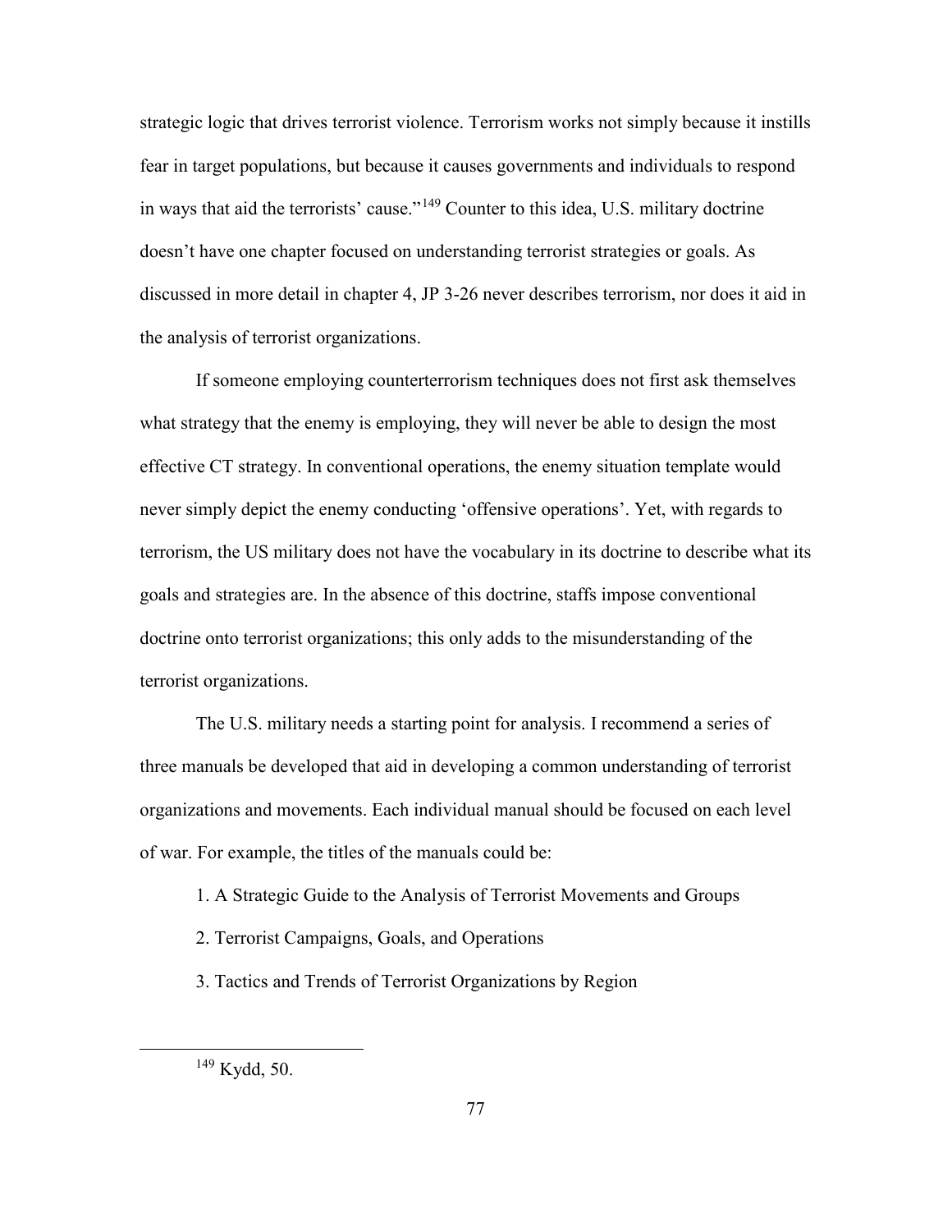strategic logic that drives terrorist violence. Terrorism works not simply because it instills fear in target populations, but because it causes governments and individuals to respond in ways that aid the terrorists' cause."[149] Counter to this idea, U.S. military doctrine doesn't have one chapter focused on understanding terrorist strategies or goals. As discussed in more detail in chapter 4, JP 3-26 never describes terrorism, nor does it aid in the analysis of terrorist organizations.

If someone employing counterterrorism techniques does not first ask themselves what strategy that the enemy is employing, they will never be able to design the most effective CT strategy. In conventional operations, the enemy situation template would never simply depict the enemy conducting 'offensive operations'. Yet, with regards to terrorism, the US military does not have the vocabulary in its doctrine to describe what its goals and strategies are. In the absence of this doctrine, staffs impose conventional doctrine onto terrorist organizations; this only adds to the misunderstanding of the terrorist organizations.

The U.S. military needs a starting point for analysis. I recommend a series of three manuals be developed that aid in developing a common understanding of terrorist organizations and movements. Each individual manual should be focused on each level of war. For example, the titles of the manuals could be:

1. A Strategic Guide to the Analysis of Terrorist Movements and Groups
2. Terrorist Campaigns, Goals, and Operations
3. Tactics and Trends of Terrorist Organizations by Region

---

[149] Kydd, 50.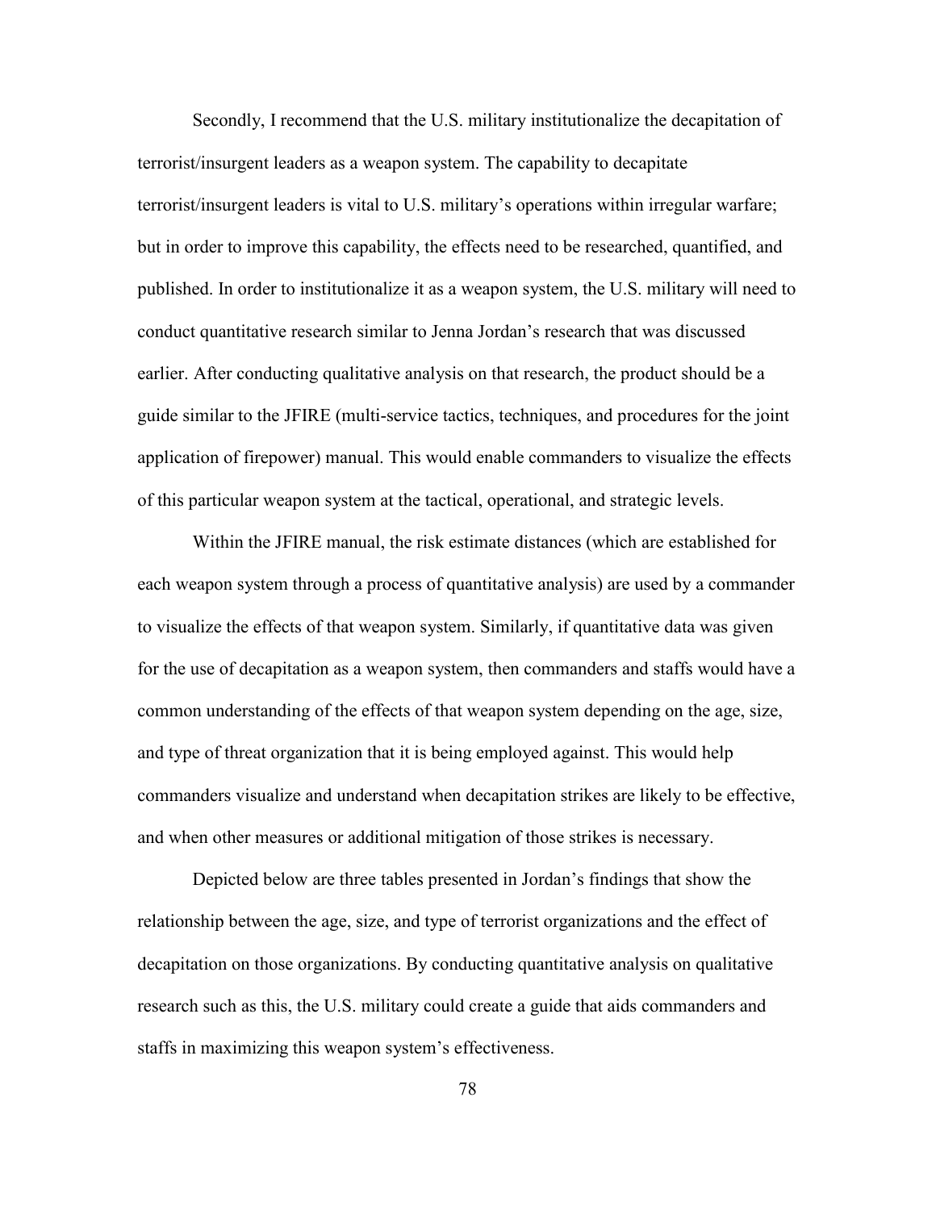Secondly, I recommend that the U.S. military institutionalize the decapitation of terrorist/insurgent leaders as a weapon system. The capability to decapitate terrorist/insurgent leaders is vital to U.S. military's operations within irregular warfare; but in order to improve this capability, the effects need to be researched, quantified, and published. In order to institutionalize it as a weapon system, the U.S. military will need to conduct quantitative research similar to Jenna Jordan's research that was discussed earlier. After conducting qualitative analysis on that research, the product should be a guide similar to the JFIRE (multi-service tactics, techniques, and procedures for the joint application of firepower) manual. This would enable commanders to visualize the effects of this particular weapon system at the tactical, operational, and strategic levels.

Within the JFIRE manual, the risk estimate distances (which are established for each weapon system through a process of quantitative analysis) are used by a commander to visualize the effects of that weapon system. Similarly, if quantitative data was given for the use of decapitation as a weapon system, then commanders and staffs would have a common understanding of the effects of that weapon system depending on the age, size, and type of threat organization that it is being employed against. This would help commanders visualize and understand when decapitation strikes are likely to be effective, and when other measures or additional mitigation of those strikes is necessary.

Depicted below are three tables presented in Jordan's findings that show the relationship between the age, size, and type of terrorist organizations and the effect of decapitation on those organizations. By conducting quantitative analysis on qualitative research such as this, the U.S. military could create a guide that aids commanders and staffs in maximizing this weapon system's effectiveness.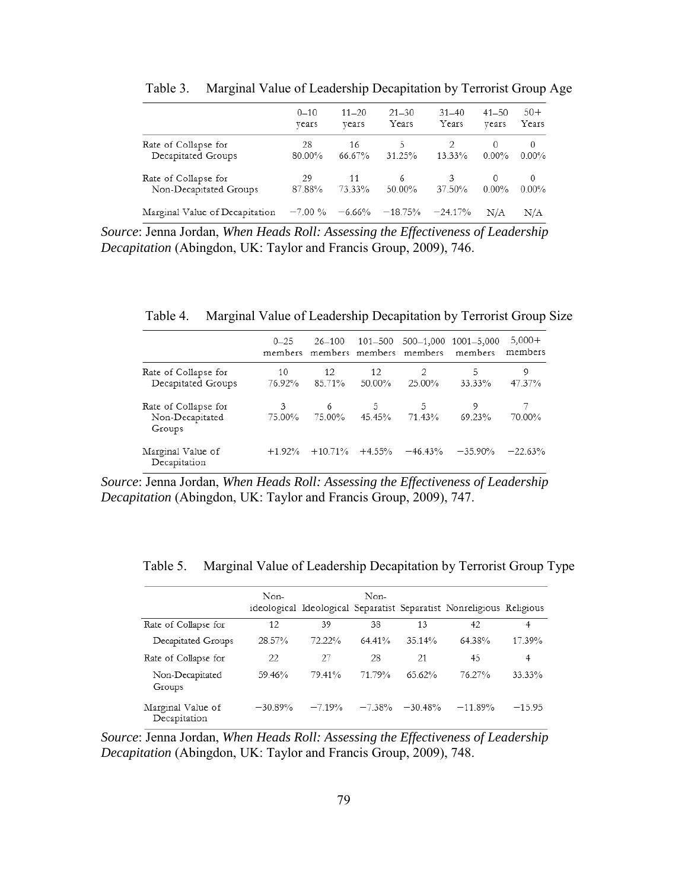Table 3. Marginal Value of Leadership Decapitation by Terrorist Group Age

| | 0–10 years | 11–20 years | 21–30 Years | 31–40 Years | 41–50 years | 50+ Years |
|---|---|---|---|---|---|---|
| Rate of Collapse for Decapitated Groups | 28<br>80.00% | 16<br>66.67% | 5<br>31.25% | 2<br>13.33% | 0<br>0.00% | 0<br>0.00% |
| Rate of Collapse for Non-Decapitated Groups | 29<br>87.88% | 11<br>73.33% | 6<br>50.00% | 3<br>37.50% | 0<br>0.00% | 0<br>0.00% |
| Marginal Value of Decapitation | −7.00 % | −6.66% | −18.75% | −24.17% | N/A | N/A |

*Source*: Jenna Jordan, *When Heads Roll: Assessing the Effectiveness of Leadership Decapitation* (Abingdon, UK: Taylor and Francis Group, 2009), 746.

Table 4. Marginal Value of Leadership Decapitation by Terrorist Group Size

| | 0–25 members | 26–100 members | 101–500 members | 500–1,000 members | 1001–5,000 members | 5,000+ members |
|---|---|---|---|---|---|---|
| Rate of Collapse for Decapitated Groups | 10<br>76.92% | 12<br>85.71% | 12<br>50.00% | 2<br>25.00% | 5<br>33.33% | 9<br>47.37% |
| Rate of Collapse for Non-Decapitated Groups | 3<br>75.00% | 6<br>75.00% | 5<br>45.45% | 5<br>71.43% | 9<br>69.23% | 7<br>70.00% |
| Marginal Value of Decapitation | +1.92% | +10.71% | +4.55% | −46.43% | −35.90% | −22.63% |

*Source*: Jenna Jordan, *When Heads Roll: Assessing the Effectiveness of Leadership Decapitation* (Abingdon, UK: Taylor and Francis Group, 2009), 747.

Table 5. Marginal Value of Leadership Decapitation by Terrorist Group Type

| | Non-ideological | Ideological | Non-Separatist | Separatist | Nonreligious | Religious |
|---|---|---|---|---|---|---|
| Rate of Collapse for Decapitated Groups | 12<br>28.57% | 39<br>72.22% | 38<br>64.41% | 13<br>35.14% | 42<br>64.38% | 4<br>17.39% |
| Rate of Collapse for Non-Decapitated Groups | 22<br>59.46% | 27<br>79.41% | 28<br>71.79% | 21<br>65.62% | 45<br>76.27% | 4<br>33.33% |
| Marginal Value of Decapitation | −30.89% | −7.19% | −7.38% | −30.48% | −11.89% | −15.95 |

*Source*: Jenna Jordan, *When Heads Roll: Assessing the Effectiveness of Leadership Decapitation* (Abingdon, UK: Taylor and Francis Group, 2009), 748.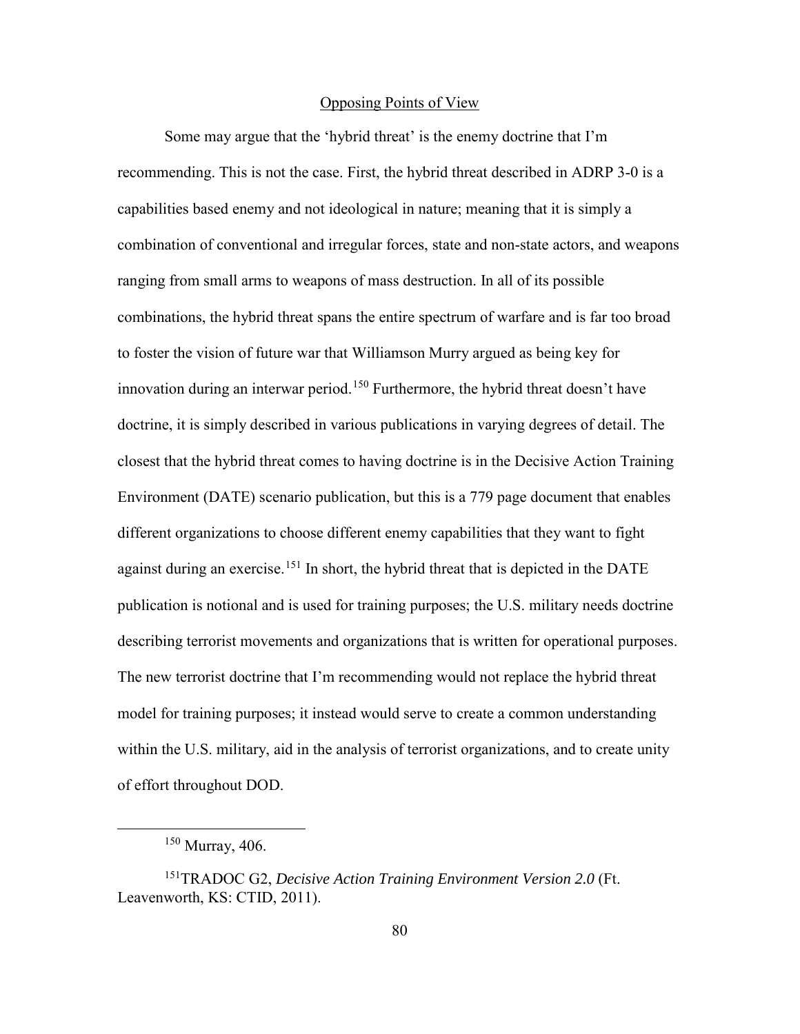## Opposing Points of View

Some may argue that the 'hybrid threat' is the enemy doctrine that I'm recommending. This is not the case. First, the hybrid threat described in ADRP 3-0 is a capabilities based enemy and not ideological in nature; meaning that it is simply a combination of conventional and irregular forces, state and non-state actors, and weapons ranging from small arms to weapons of mass destruction. In all of its possible combinations, the hybrid threat spans the entire spectrum of warfare and is far too broad to foster the vision of future war that Williamson Murry argued as being key for innovation during an interwar period.[150] Furthermore, the hybrid threat doesn't have doctrine, it is simply described in various publications in varying degrees of detail. The closest that the hybrid threat comes to having doctrine is in the Decisive Action Training Environment (DATE) scenario publication, but this is a 779 page document that enables different organizations to choose different enemy capabilities that they want to fight against during an exercise.[151] In short, the hybrid threat that is depicted in the DATE publication is notional and is used for training purposes; the U.S. military needs doctrine describing terrorist movements and organizations that is written for operational purposes. The new terrorist doctrine that I'm recommending would not replace the hybrid threat model for training purposes; it instead would serve to create a common understanding within the U.S. military, aid in the analysis of terrorist organizations, and to create unity of effort throughout DOD.

---

[150] Murray, 406.

[151] TRADOC G2, *Decisive Action Training Environment Version 2.0* (Ft. Leavenworth, KS: CTID, 2011).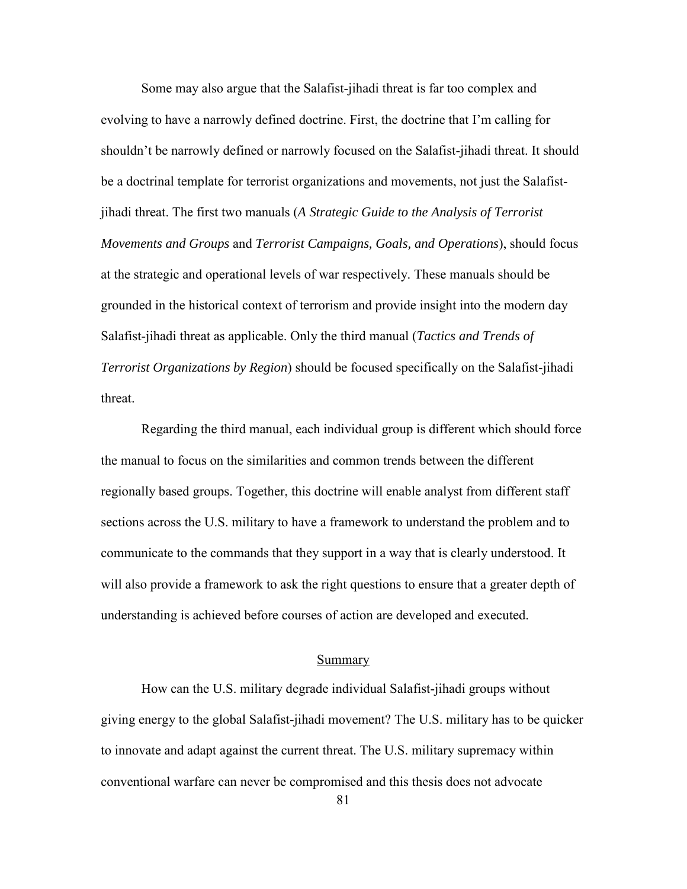Some may also argue that the Salafist-jihadi threat is far too complex and evolving to have a narrowly defined doctrine. First, the doctrine that I'm calling for shouldn't be narrowly defined or narrowly focused on the Salafist-jihadi threat. It should be a doctrinal template for terrorist organizations and movements, not just the Salafist-jihadi threat. The first two manuals (*A Strategic Guide to the Analysis of Terrorist Movements and Groups* and *Terrorist Campaigns, Goals, and Operations*), should focus at the strategic and operational levels of war respectively. These manuals should be grounded in the historical context of terrorism and provide insight into the modern day Salafist-jihadi threat as applicable. Only the third manual (*Tactics and Trends of Terrorist Organizations by Region*) should be focused specifically on the Salafist-jihadi threat.

Regarding the third manual, each individual group is different which should force the manual to focus on the similarities and common trends between the different regionally based groups. Together, this doctrine will enable analyst from different staff sections across the U.S. military to have a framework to understand the problem and to communicate to the commands that they support in a way that is clearly understood. It will also provide a framework to ask the right questions to ensure that a greater depth of understanding is achieved before courses of action are developed and executed.

## Summary

How can the U.S. military degrade individual Salafist-jihadi groups without giving energy to the global Salafist-jihadi movement? The U.S. military has to be quicker to innovate and adapt against the current threat. The U.S. military supremacy within conventional warfare can never be compromised and this thesis does not advocate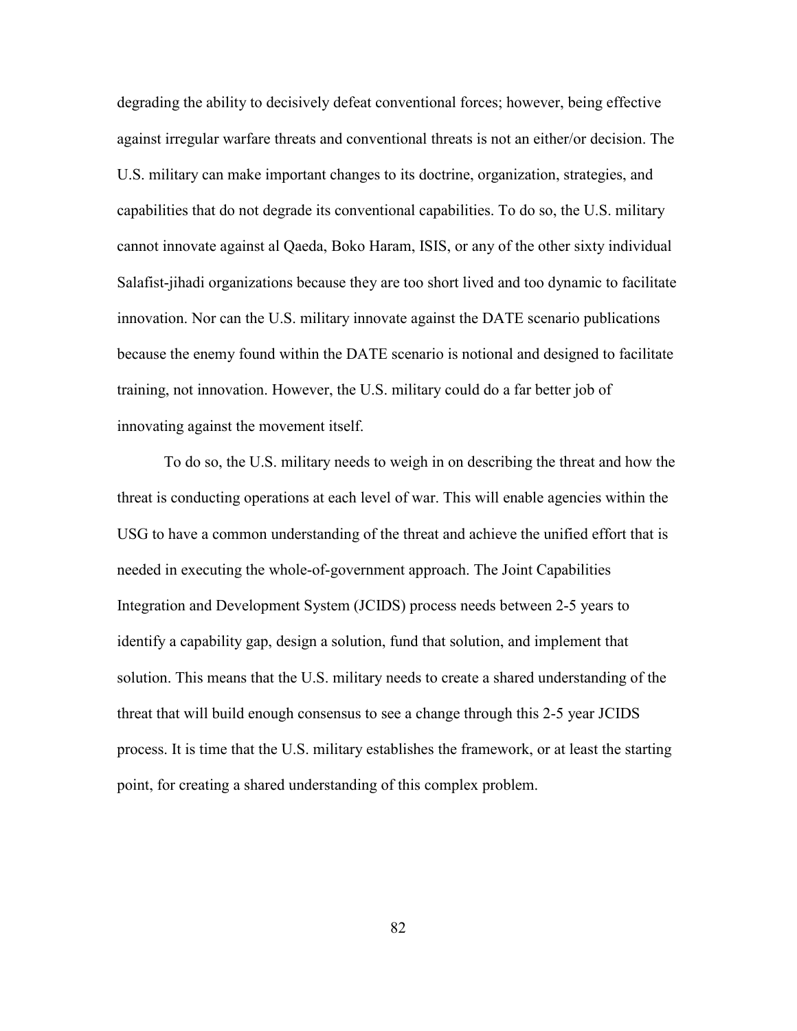degrading the ability to decisively defeat conventional forces; however, being effective against irregular warfare threats and conventional threats is not an either/or decision. The U.S. military can make important changes to its doctrine, organization, strategies, and capabilities that do not degrade its conventional capabilities. To do so, the U.S. military cannot innovate against al Qaeda, Boko Haram, ISIS, or any of the other sixty individual Salafist-jihadi organizations because they are too short lived and too dynamic to facilitate innovation. Nor can the U.S. military innovate against the DATE scenario publications because the enemy found within the DATE scenario is notional and designed to facilitate training, not innovation. However, the U.S. military could do a far better job of innovating against the movement itself.

To do so, the U.S. military needs to weigh in on describing the threat and how the threat is conducting operations at each level of war. This will enable agencies within the USG to have a common understanding of the threat and achieve the unified effort that is needed in executing the whole-of-government approach. The Joint Capabilities Integration and Development System (JCIDS) process needs between 2-5 years to identify a capability gap, design a solution, fund that solution, and implement that solution. This means that the U.S. military needs to create a shared understanding of the threat that will build enough consensus to see a change through this 2-5 year JCIDS process. It is time that the U.S. military establishes the framework, or at least the starting point, for creating a shared understanding of this complex problem.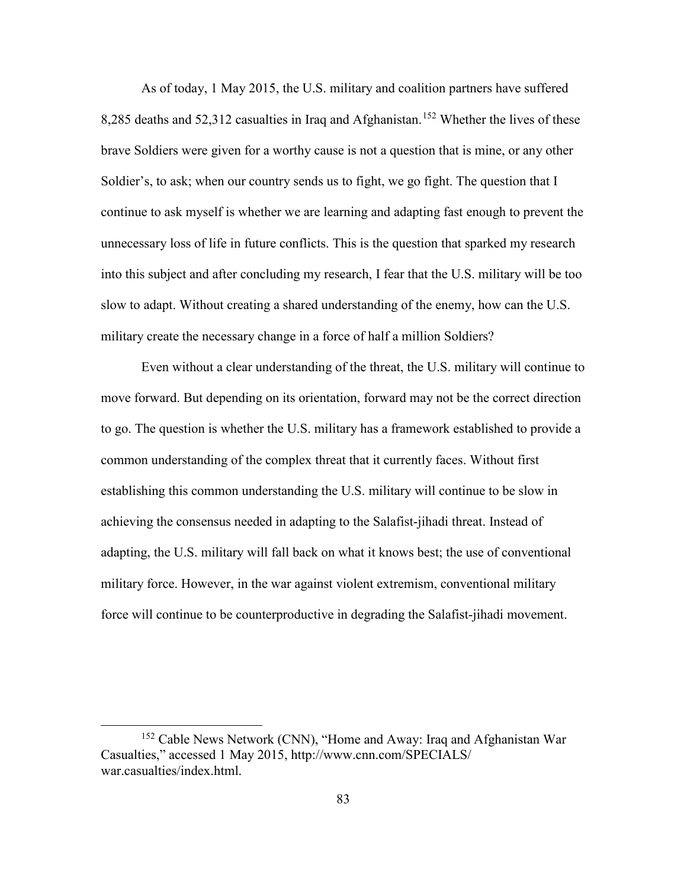As of today, 1 May 2015, the U.S. military and coalition partners have suffered 8,285 deaths and 52,312 casualties in Iraq and Afghanistan.[152] Whether the lives of these brave Soldiers were given for a worthy cause is not a question that is mine, or any other Soldier's, to ask; when our country sends us to fight, we go fight. The question that I continue to ask myself is whether we are learning and adapting fast enough to prevent the unnecessary loss of life in future conflicts. This is the question that sparked my research into this subject and after concluding my research, I fear that the U.S. military will be too slow to adapt. Without creating a shared understanding of the enemy, how can the U.S. military create the necessary change in a force of half a million Soldiers?

Even without a clear understanding of the threat, the U.S. military will continue to move forward. But depending on its orientation, forward may not be the correct direction to go. The question is whether the U.S. military has a framework established to provide a common understanding of the complex threat that it currently faces. Without first establishing this common understanding the U.S. military will continue to be slow in achieving the consensus needed in adapting to the Salafist-jihadi threat. Instead of adapting, the U.S. military will fall back on what it knows best; the use of conventional military force. However, in the war against violent extremism, conventional military force will continue to be counterproductive in degrading the Salafist-jihadi movement.

---

[152] Cable News Network (CNN), "Home and Away: Iraq and Afghanistan War Casualties," accessed 1 May 2015, http://www.cnn.com/SPECIALS/war.casualties/index.html.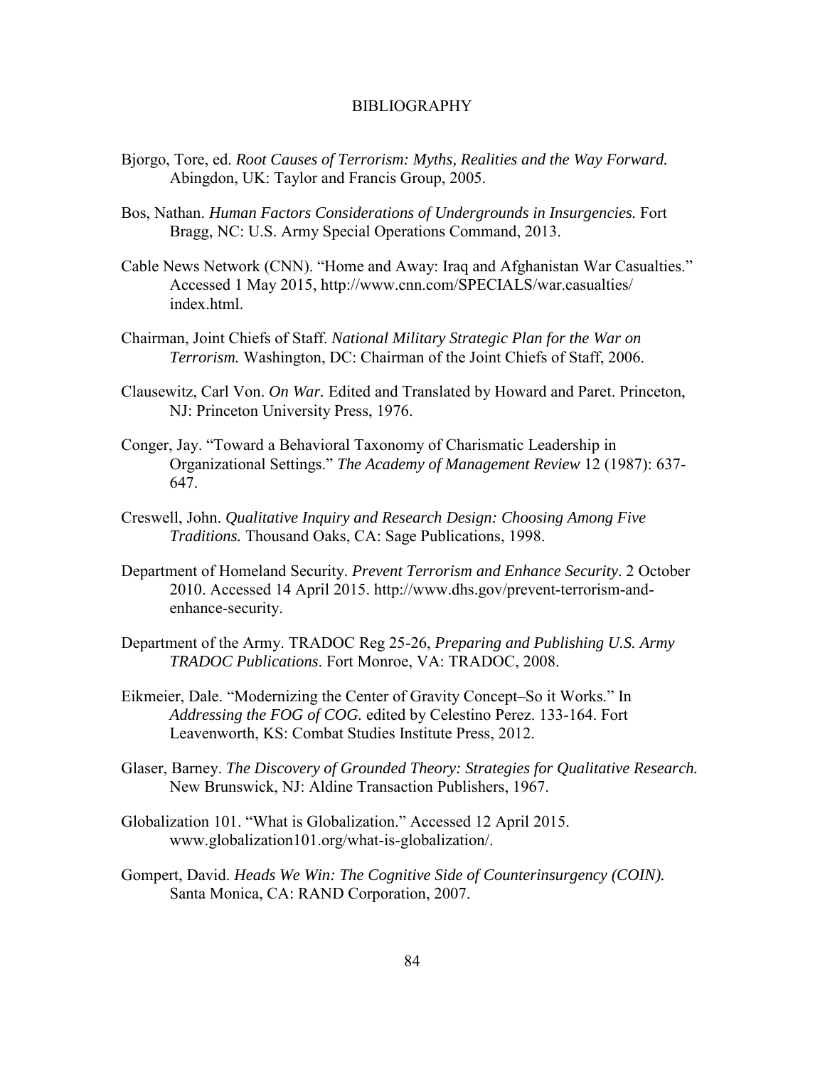# BIBLIOGRAPHY

Bjorgo, Tore, ed. *Root Causes of Terrorism: Myths, Realities and the Way Forward.* Abingdon, UK: Taylor and Francis Group, 2005.

Bos, Nathan. *Human Factors Considerations of Undergrounds in Insurgencies.* Fort Bragg, NC: U.S. Army Special Operations Command, 2013.

Cable News Network (CNN). "Home and Away: Iraq and Afghanistan War Casualties." Accessed 1 May 2015, http://www.cnn.com/SPECIALS/war.casualties/index.html.

Chairman, Joint Chiefs of Staff. *National Military Strategic Plan for the War on Terrorism.* Washington, DC: Chairman of the Joint Chiefs of Staff, 2006.

Clausewitz, Carl Von. *On War.* Edited and Translated by Howard and Paret. Princeton, NJ: Princeton University Press, 1976.

Conger, Jay. "Toward a Behavioral Taxonomy of Charismatic Leadership in Organizational Settings." *The Academy of Management Review* 12 (1987): 637-647.

Creswell, John. *Qualitative Inquiry and Research Design: Choosing Among Five Traditions.* Thousand Oaks, CA: Sage Publications, 1998.

Department of Homeland Security. *Prevent Terrorism and Enhance Security*. 2 October 2010. Accessed 14 April 2015. http://www.dhs.gov/prevent-terrorism-and-enhance-security.

Department of the Army. TRADOC Reg 25-26, *Preparing and Publishing U.S. Army TRADOC Publications*. Fort Monroe, VA: TRADOC, 2008.

Eikmeier, Dale. "Modernizing the Center of Gravity Concept–So it Works." In *Addressing the FOG of COG.* edited by Celestino Perez. 133-164. Fort Leavenworth, KS: Combat Studies Institute Press, 2012.

Glaser, Barney. *The Discovery of Grounded Theory: Strategies for Qualitative Research.* New Brunswick, NJ: Aldine Transaction Publishers, 1967.

Globalization 101. "What is Globalization." Accessed 12 April 2015. www.globalization101.org/what-is-globalization/.

Gompert, David. *Heads We Win: The Cognitive Side of Counterinsurgency (COIN).* Santa Monica, CA: RAND Corporation, 2007.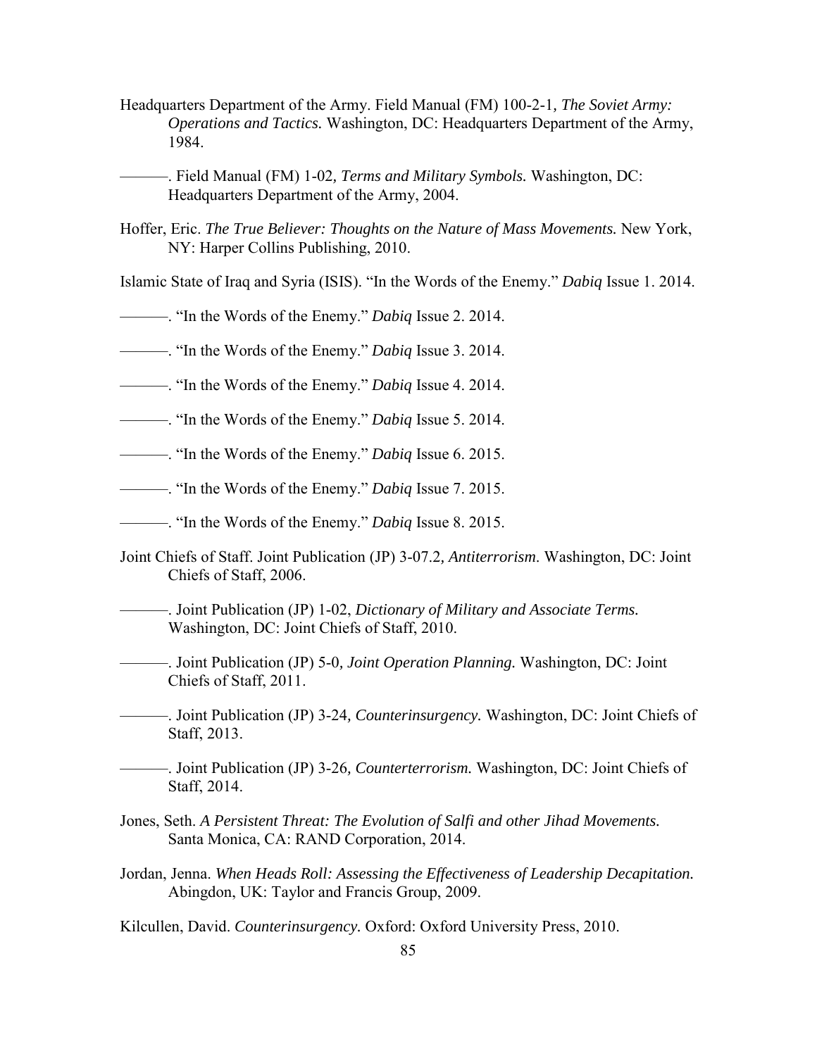Headquarters Department of the Army. Field Manual (FM) 100-2-1, *The Soviet Army: Operations and Tactics.* Washington, DC: Headquarters Department of the Army, 1984.

———. Field Manual (FM) 1-02, *Terms and Military Symbols.* Washington, DC: Headquarters Department of the Army, 2004.

Hoffer, Eric. *The True Believer: Thoughts on the Nature of Mass Movements.* New York, NY: Harper Collins Publishing, 2010.

Islamic State of Iraq and Syria (ISIS). "In the Words of the Enemy." *Dabiq* Issue 1. 2014.

———. "In the Words of the Enemy." *Dabiq* Issue 2. 2014.

———. "In the Words of the Enemy." *Dabiq* Issue 3. 2014.

———. "In the Words of the Enemy." *Dabiq* Issue 4. 2014.

———. "In the Words of the Enemy." *Dabiq* Issue 5. 2014.

———. "In the Words of the Enemy." *Dabiq* Issue 6. 2015.

———. "In the Words of the Enemy." *Dabiq* Issue 7. 2015.

———. "In the Words of the Enemy." *Dabiq* Issue 8. 2015.

Joint Chiefs of Staff. Joint Publication (JP) 3-07.2, *Antiterrorism*. Washington, DC: Joint Chiefs of Staff, 2006.

———. Joint Publication (JP) 1-02, *Dictionary of Military and Associate Terms.* Washington, DC: Joint Chiefs of Staff, 2010.

———. Joint Publication (JP) 5-0, *Joint Operation Planning.* Washington, DC: Joint Chiefs of Staff, 2011.

———. Joint Publication (JP) 3-24, *Counterinsurgency.* Washington, DC: Joint Chiefs of Staff, 2013.

———. Joint Publication (JP) 3-26, *Counterterrorism.* Washington, DC: Joint Chiefs of Staff, 2014.

Jones, Seth. *A Persistent Threat: The Evolution of Salfi and other Jihad Movements.* Santa Monica, CA: RAND Corporation, 2014.

Jordan, Jenna. *When Heads Roll: Assessing the Effectiveness of Leadership Decapitation.* Abingdon, UK: Taylor and Francis Group, 2009.

Kilcullen, David. *Counterinsurgency.* Oxford: Oxford University Press, 2010.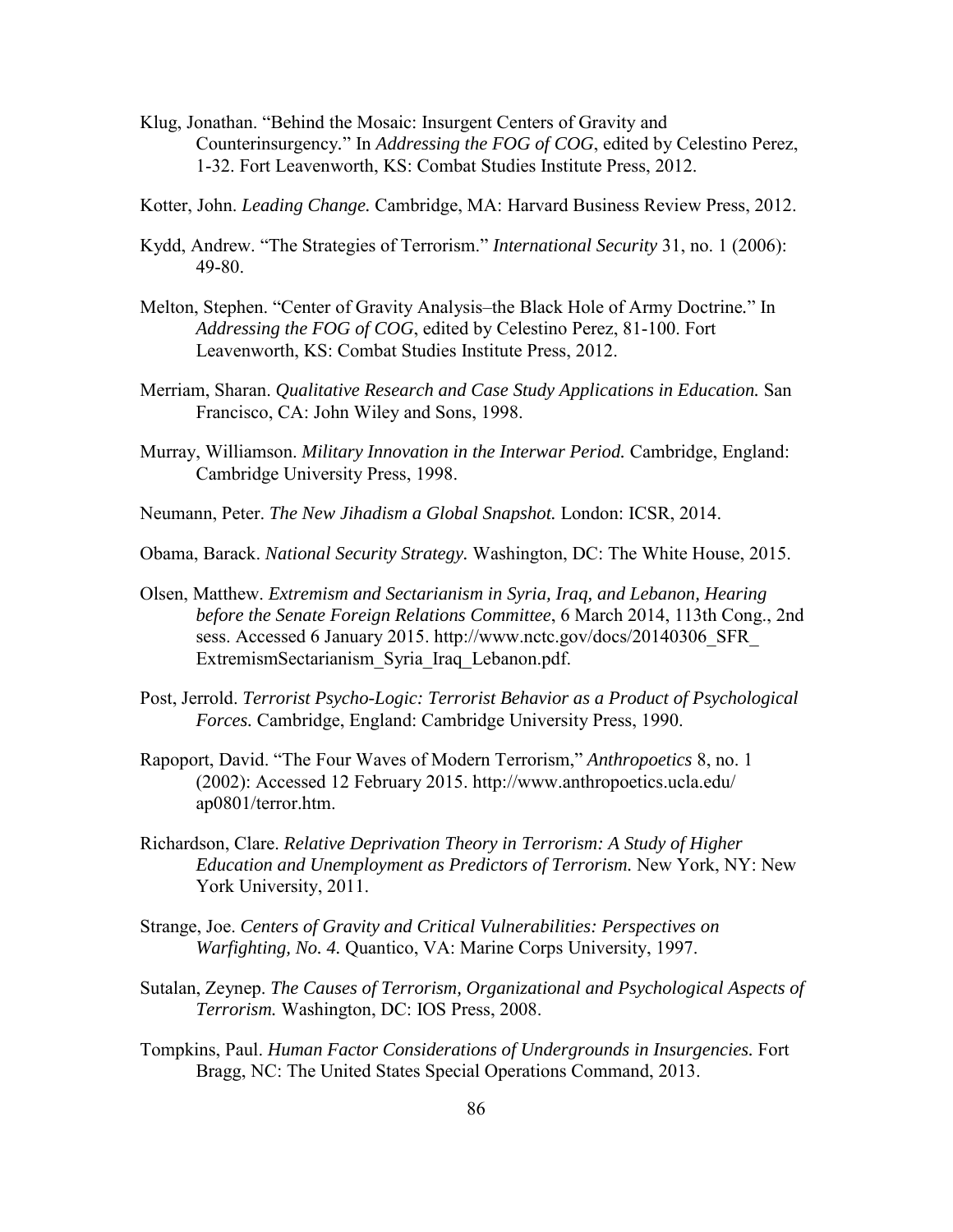Klug, Jonathan. "Behind the Mosaic: Insurgent Centers of Gravity and Counterinsurgency." In *Addressing the FOG of COG*, edited by Celestino Perez, 1-32. Fort Leavenworth, KS: Combat Studies Institute Press, 2012.

Kotter, John. *Leading Change.* Cambridge, MA: Harvard Business Review Press, 2012.

Kydd, Andrew. "The Strategies of Terrorism." *International Security* 31, no. 1 (2006): 49-80.

Melton, Stephen. "Center of Gravity Analysis–the Black Hole of Army Doctrine." In *Addressing the FOG of COG*, edited by Celestino Perez, 81-100. Fort Leavenworth, KS: Combat Studies Institute Press, 2012.

Merriam, Sharan. *Qualitative Research and Case Study Applications in Education.* San Francisco, CA: John Wiley and Sons, 1998.

Murray, Williamson. *Military Innovation in the Interwar Period.* Cambridge, England: Cambridge University Press, 1998.

Neumann, Peter. *The New Jihadism a Global Snapshot.* London: ICSR, 2014.

Obama, Barack. *National Security Strategy.* Washington, DC: The White House, 2015.

Olsen, Matthew. *Extremism and Sectarianism in Syria, Iraq, and Lebanon, Hearing before the Senate Foreign Relations Committee*, 6 March 2014, 113th Cong., 2nd sess. Accessed 6 January 2015. http://www.nctc.gov/docs/20140306_SFR_ExtremismSectarianism_Syria_Iraq_Lebanon.pdf.

Post, Jerrold. *Terrorist Psycho-Logic: Terrorist Behavior as a Product of Psychological Forces.* Cambridge, England: Cambridge University Press, 1990.

Rapoport, David. "The Four Waves of Modern Terrorism," *Anthropoetics* 8, no. 1 (2002): Accessed 12 February 2015. http://www.anthropoetics.ucla.edu/ap0801/terror.htm.

Richardson, Clare. *Relative Deprivation Theory in Terrorism: A Study of Higher Education and Unemployment as Predictors of Terrorism.* New York, NY: New York University, 2011.

Strange, Joe. *Centers of Gravity and Critical Vulnerabilities: Perspectives on Warfighting, No. 4.* Quantico, VA: Marine Corps University, 1997.

Sutalan, Zeynep. *The Causes of Terrorism, Organizational and Psychological Aspects of Terrorism.* Washington, DC: IOS Press, 2008.

Tompkins, Paul. *Human Factor Considerations of Undergrounds in Insurgencies.* Fort Bragg, NC: The United States Special Operations Command, 2013.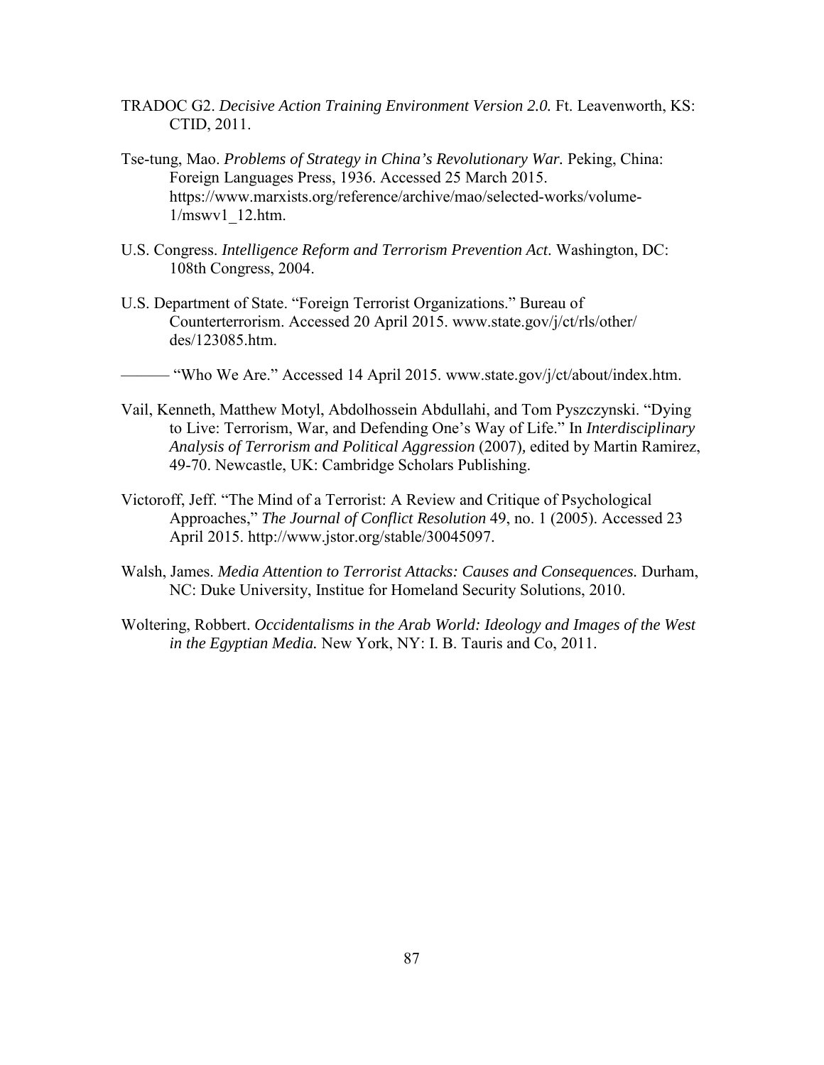TRADOC G2. *Decisive Action Training Environment Version 2.0.* Ft. Leavenworth, KS: CTID, 2011.

Tse-tung, Mao. *Problems of Strategy in China's Revolutionary War.* Peking, China: Foreign Languages Press, 1936. Accessed 25 March 2015. https://www.marxists.org/reference/archive/mao/selected-works/volume-1/mswv1_12.htm.

U.S. Congress. *Intelligence Reform and Terrorism Prevention Act*. Washington, DC: 108th Congress, 2004.

U.S. Department of State. "Foreign Terrorist Organizations." Bureau of Counterterrorism. Accessed 20 April 2015. www.state.gov/j/ct/rls/other/des/123085.htm.

——— "Who We Are." Accessed 14 April 2015. www.state.gov/j/ct/about/index.htm.

Vail, Kenneth, Matthew Motyl, Abdolhossein Abdullahi, and Tom Pyszczynski. "Dying to Live: Terrorism, War, and Defending One's Way of Life." In *Interdisciplinary Analysis of Terrorism and Political Aggression* (2007), edited by Martin Ramirez, 49-70. Newcastle, UK: Cambridge Scholars Publishing.

Victoroff, Jeff. "The Mind of a Terrorist: A Review and Critique of Psychological Approaches," *The Journal of Conflict Resolution* 49, no. 1 (2005). Accessed 23 April 2015. http://www.jstor.org/stable/30045097.

Walsh, James. *Media Attention to Terrorist Attacks: Causes and Consequences.* Durham, NC: Duke University, Institue for Homeland Security Solutions, 2010.

Woltering, Robbert. *Occidentalisms in the Arab World: Ideology and Images of the West in the Egyptian Media.* New York, NY: I. B. Tauris and Co, 2011.